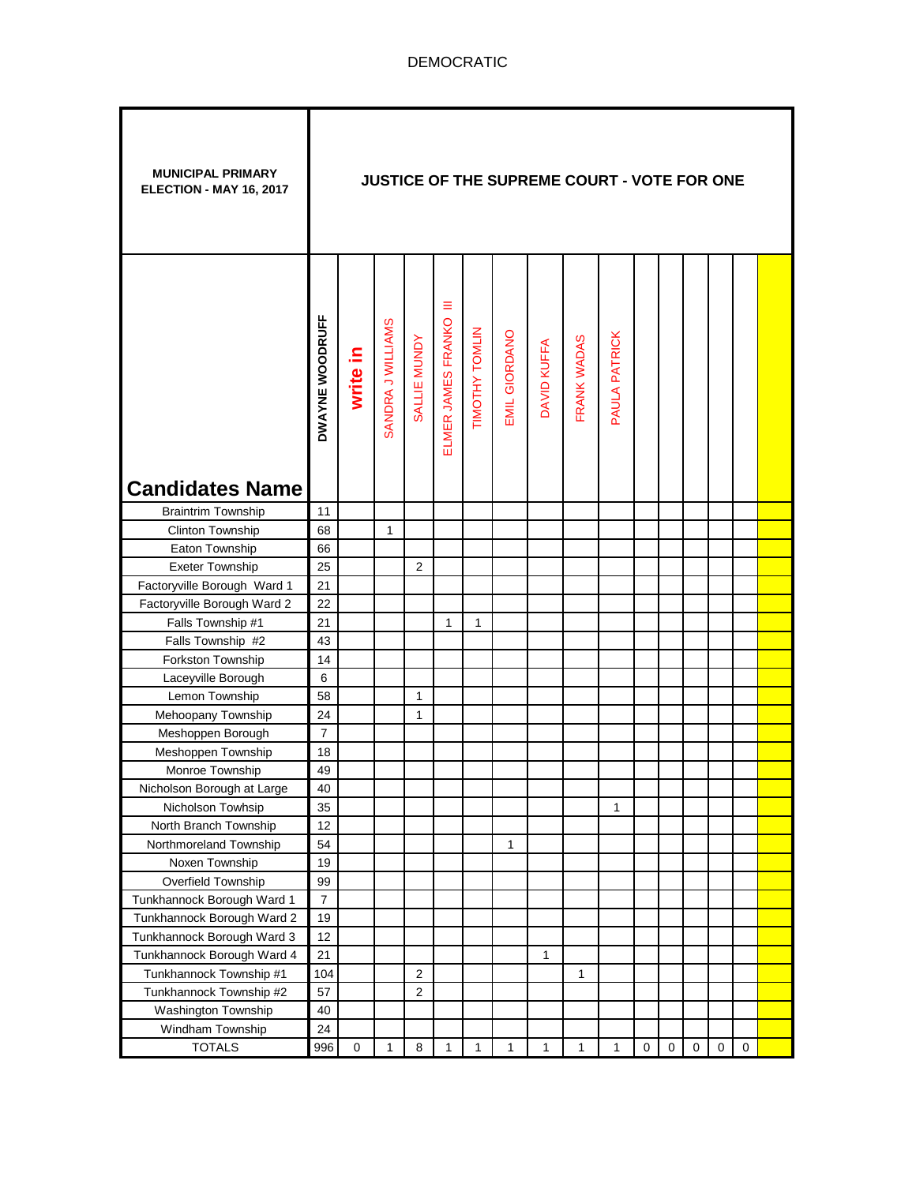DEMOCRATIC

| MUNICIPAL PRIMARY ELECTION - MAY 16, 2017 | JUSTICE OF THE SUPREME COURT - VOTE FOR ONE | | | | | | | | | | | | | | | |
|---|---|---|---|---|---|---|---|---|---|---|---|---|---|---|---|---|
| Candidates Name | DWAYNE WOODRUFF | write in | SANDRA J WILLIAMS | SALLIE MUNDY | ELMER JAMES FRANKO III | TIMOTHY TOMLIN | EMIL GIORDANO | DAVID KUFFA | FRANK WADAS | PAULA PATRICK | | | | | | |
| Braintrim Township | 11 | | | | | | | | | | | | | | | |
| Clinton Township | 68 | | 1 | | | | | | | | | | | | | |
| Eaton Township | 66 | | | | | | | | | | | | | | | |
| Exeter Township | 25 | | | 2 | | | | | | | | | | | | |
| Factoryville Borough Ward 1 | 21 | | | | | | | | | | | | | | | |
| Factoryville Borough Ward 2 | 22 | | | | | | | | | | | | | | | |
| Falls Township #1 | 21 | | | | 1 | 1 | | | | | | | | | | |
| Falls Township #2 | 43 | | | | | | | | | | | | | | | |
| Forkston Township | 14 | | | | | | | | | | | | | | | |
| Laceyville Borough | 6 | | | | | | | | | | | | | | | |
| Lemon Township | 58 | | | 1 | | | | | | | | | | | | |
| Mehoopany Township | 24 | | | 1 | | | | | | | | | | | | |
| Meshoppen Borough | 7 | | | | | | | | | | | | | | | |
| Meshoppen Township | 18 | | | | | | | | | | | | | | | |
| Monroe Township | 49 | | | | | | | | | | | | | | | |
| Nicholson Borough at Large | 40 | | | | | | | | | | | | | | | |
| Nicholson Towhsip | 35 | | | | | | | | | 1 | | | | | | |
| North Branch Township | 12 | | | | | | | | | | | | | | | |
| Northmoreland Township | 54 | | | | | | 1 | | | | | | | | | |
| Noxen Township | 19 | | | | | | | | | | | | | | | |
| Overfield Township | 99 | | | | | | | | | | | | | | | |
| Tunkhannock Borough Ward 1 | 7 | | | | | | | | | | | | | | | |
| Tunkhannock Borough Ward 2 | 19 | | | | | | | | | | | | | | | |
| Tunkhannock Borough Ward 3 | 12 | | | | | | | | | | | | | | | |
| Tunkhannock Borough Ward 4 | 21 | | | | | | | 1 | | | | | | | | |
| Tunkhannock Township #1 | 104 | | | 2 | | | | | 1 | | | | | | | |
| Tunkhannock Township #2 | 57 | | | 2 | | | | | | | | | | | | |
| Washington Township | 40 | | | | | | | | | | | | | | | |
| Windham Township | 24 | | | | | | | | | | | | | | | |
| TOTALS | 996 | 0 | 1 | 8 | 1 | 1 | 1 | 1 | 1 | 1 | 0 | 0 | 0 | 0 | 0 | |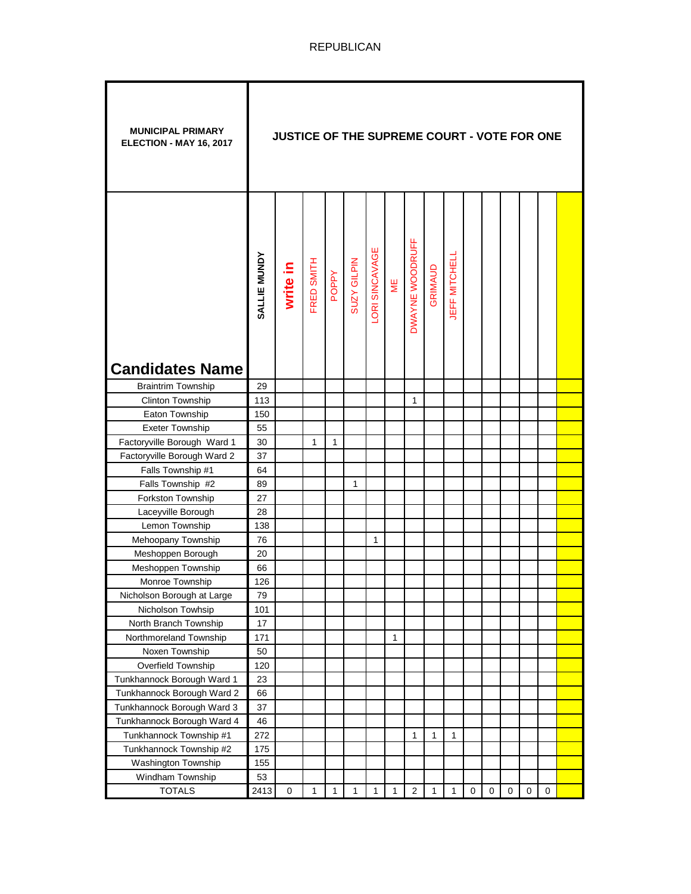REPUBLICAN

| MUNICIPAL PRIMARY ELECTION - MAY 16, 2017 | JUSTICE OF THE SUPREME COURT - VOTE FOR ONE | | | | | | | | | | | | | | | |
|---|---|---|---|---|---|---|---|---|---|---|---|---|---|---|---|---|
| **Candidates Name** | **SALLIE MUNDY** | **write in** | FRED SMITH | POPPY | SUZY GILPIN | LORI SINCAVAGE | ME | DWAYNE WOODRUFF | GRIMAUD | JEFF MITCHELL | | | | | | |
| Braintrim Township | 29 | | | | | | | | | | | | | | | |
| Clinton Township | 113 | | | | | | | 1 | | | | | | | | |
| Eaton Township | 150 | | | | | | | | | | | | | | | |
| Exeter Township | 55 | | | | | | | | | | | | | | | |
| Factoryville Borough Ward 1 | 30 | | 1 | 1 | | | | | | | | | | | | |
| Factoryville Borough Ward 2 | 37 | | | | | | | | | | | | | | | |
| Falls Township #1 | 64 | | | | | | | | | | | | | | | |
| Falls Township #2 | 89 | | | | 1 | | | | | | | | | | | |
| Forkston Township | 27 | | | | | | | | | | | | | | | |
| Laceyville Borough | 28 | | | | | | | | | | | | | | | |
| Lemon Township | 138 | | | | | | | | | | | | | | | |
| Mehoopany Township | 76 | | | | | 1 | | | | | | | | | | |
| Meshoppen Borough | 20 | | | | | | | | | | | | | | | |
| Meshoppen Township | 66 | | | | | | | | | | | | | | | |
| Monroe Township | 126 | | | | | | | | | | | | | | | |
| Nicholson Borough at Large | 79 | | | | | | | | | | | | | | | |
| Nicholson Towhsip | 101 | | | | | | | | | | | | | | | |
| North Branch Township | 17 | | | | | | | | | | | | | | | |
| Northmoreland Township | 171 | | | | | | 1 | | | | | | | | | |
| Noxen Township | 50 | | | | | | | | | | | | | | | |
| Overfield Township | 120 | | | | | | | | | | | | | | | |
| Tunkhannock Borough Ward 1 | 23 | | | | | | | | | | | | | | | |
| Tunkhannock Borough Ward 2 | 66 | | | | | | | | | | | | | | | |
| Tunkhannock Borough Ward 3 | 37 | | | | | | | | | | | | | | | |
| Tunkhannock Borough Ward 4 | 46 | | | | | | | | | | | | | | | |
| Tunkhannock Township #1 | 272 | | | | | | | 1 | 1 | 1 | | | | | | |
| Tunkhannock Township #2 | 175 | | | | | | | | | | | | | | | |
| Washington Township | 155 | | | | | | | | | | | | | | | |
| Windham Township | 53 | | | | | | | | | | | | | | | |
| TOTALS | 2413 | 0 | 1 | 1 | 1 | 1 | 1 | 2 | 1 | 1 | 0 | 0 | 0 | 0 | 0 | |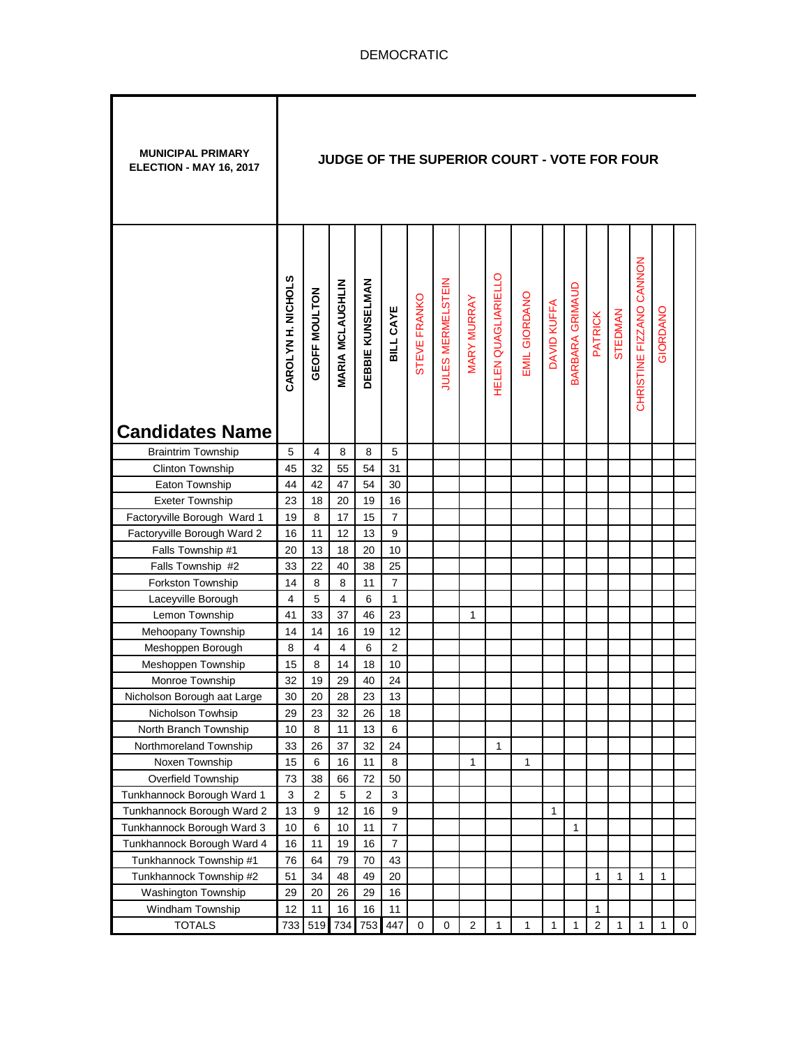DEMOCRATIC

| MUNICIPAL PRIMARY ELECTION - MAY 16, 2017 | JUDGE OF THE SUPERIOR COURT - VOTE FOR FOUR | | | | | | | | | | | | | | | | |
|---|---|---|---|---|---|---|---|---|---|---|---|---|---|---|---|---|---|
| **Candidates Name** | **CAROLYN H. NICHOLS** | **GEOFF MOULTON** | **MARIA MCLAUGHLIN** | **DEBBIE KUNSELMAN** | **BILL CAYE** | STEVE FRANKO | JULES MERMELSTEIN | MARY MURRAY | HELEN QUAGLIARIELLO | EMIL GIORDANO | DAVID KUFFA | BARBARA GRIMAUD | PATRICK | STEDMAN | CHRISTINE FIZZANO CANNON | GIORDANO | |
| Braintrim Township | 5 | 4 | 8 | 8 | 5 | | | | | | | | | | | | |
| Clinton Township | 45 | 32 | 55 | 54 | 31 | | | | | | | | | | | | |
| Eaton Township | 44 | 42 | 47 | 54 | 30 | | | | | | | | | | | | |
| Exeter Township | 23 | 18 | 20 | 19 | 16 | | | | | | | | | | | | |
| Factoryville Borough Ward 1 | 19 | 8 | 17 | 15 | 7 | | | | | | | | | | | | |
| Factoryville Borough Ward 2 | 16 | 11 | 12 | 13 | 9 | | | | | | | | | | | | |
| Falls Township #1 | 20 | 13 | 18 | 20 | 10 | | | | | | | | | | | | |
| Falls Township #2 | 33 | 22 | 40 | 38 | 25 | | | | | | | | | | | | |
| Forkston Township | 14 | 8 | 8 | 11 | 7 | | | | | | | | | | | | |
| Laceyville Borough | 4 | 5 | 4 | 6 | 1 | | | | | | | | | | | | |
| Lemon Township | 41 | 33 | 37 | 46 | 23 | | | 1 | | | | | | | | | |
| Mehoopany Township | 14 | 14 | 16 | 19 | 12 | | | | | | | | | | | | |
| Meshoppen Borough | 8 | 4 | 4 | 6 | 2 | | | | | | | | | | | | |
| Meshoppen Township | 15 | 8 | 14 | 18 | 10 | | | | | | | | | | | | |
| Monroe Township | 32 | 19 | 29 | 40 | 24 | | | | | | | | | | | | |
| Nicholson Borough aat Large | 30 | 20 | 28 | 23 | 13 | | | | | | | | | | | | |
| Nicholson Towhsip | 29 | 23 | 32 | 26 | 18 | | | | | | | | | | | | |
| North Branch Township | 10 | 8 | 11 | 13 | 6 | | | | | | | | | | | | |
| Northmoreland Township | 33 | 26 | 37 | 32 | 24 | | | | 1 | | | | | | | | |
| Noxen Township | 15 | 6 | 16 | 11 | 8 | | | 1 | | 1 | | | | | | | |
| Overfield Township | 73 | 38 | 66 | 72 | 50 | | | | | | | | | | | | |
| Tunkhannock Borough Ward 1 | 3 | 2 | 5 | 2 | 3 | | | | | | | | | | | | |
| Tunkhannock Borough Ward 2 | 13 | 9 | 12 | 16 | 9 | | | | | | 1 | | | | | | |
| Tunkhannock Borough Ward 3 | 10 | 6 | 10 | 11 | 7 | | | | | | | 1 | | | | | |
| Tunkhannock Borough Ward 4 | 16 | 11 | 19 | 16 | 7 | | | | | | | | | | | | |
| Tunkhannock Township #1 | 76 | 64 | 79 | 70 | 43 | | | | | | | | | | | | |
| Tunkhannock Township #2 | 51 | 34 | 48 | 49 | 20 | | | | | | | | 1 | 1 | 1 | 1 | |
| Washington Township | 29 | 20 | 26 | 29 | 16 | | | | | | | | | | | | |
| Windham Township | 12 | 11 | 16 | 16 | 11 | | | | | | | | 1 | | | | |
| TOTALS | 733 | 519 | 734 | 753 | 447 | 0 | 0 | 2 | 1 | 1 | 1 | 1 | 2 | 1 | 1 | 1 | 0 |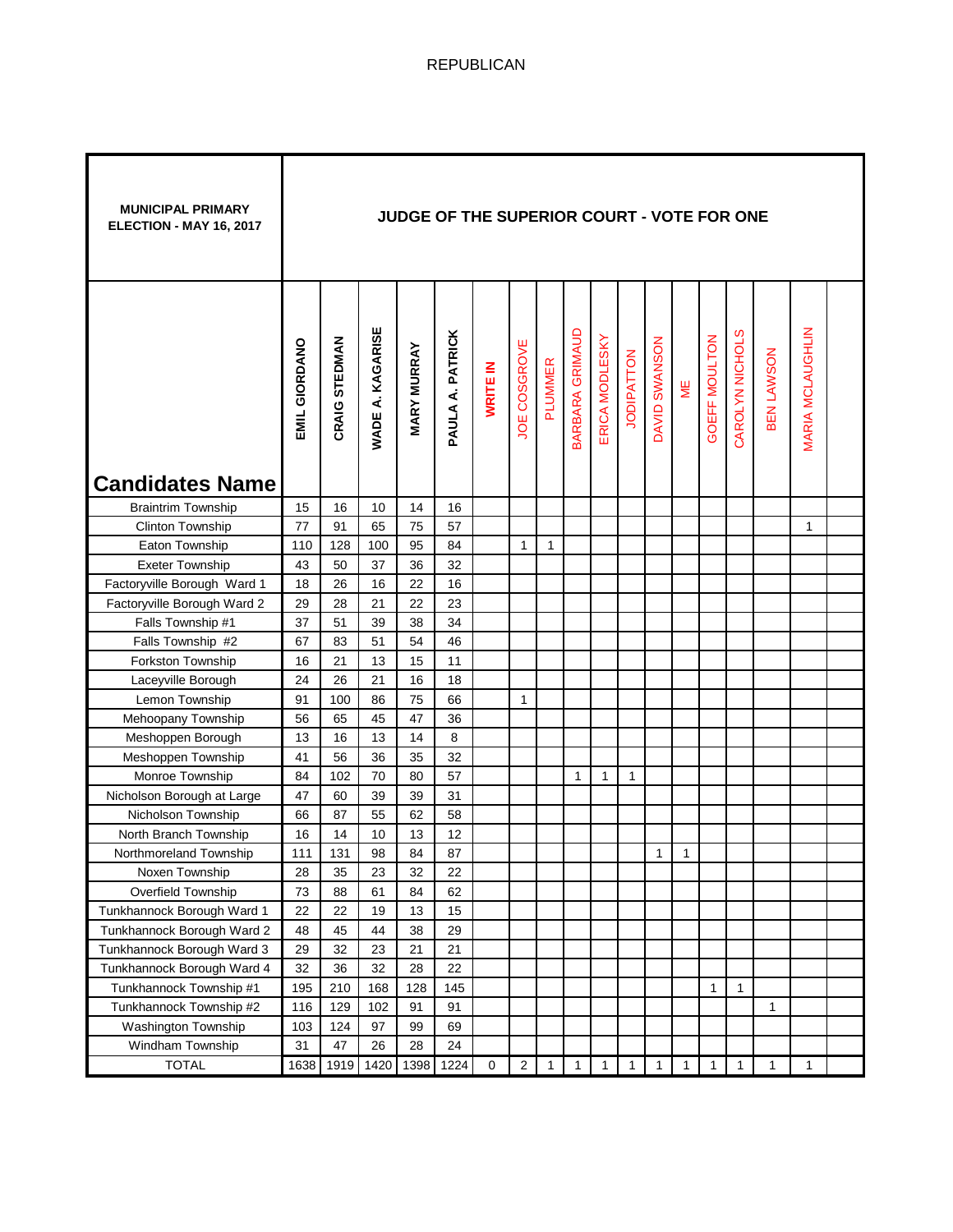REPUBLICAN

**MUNICIPAL PRIMARY ELECTION - MAY 16, 2017**

**JUDGE OF THE SUPERIOR COURT - VOTE FOR ONE**

| Candidates Name | EMIL GIORDANO | CRAIG STEDMAN | WADE A. KAGARISE | MARY MURRAY | PAULA A. PATRICK | WRITE IN | JOE COSGROVE | PLUMMER | BARBARA GRIMAUD | ERICA MODLESKY | JODIPATTON | DAVID SWANSON | ME | GOEFF MOULTON | CAROLYN NICHOLS | BEN LAWSON | MARIA MCLAUGHLIN | |
|---|---|---|---|---|---|---|---|---|---|---|---|---|---|---|---|---|---|---|
| Braintrim Township | 15 | 16 | 10 | 14 | 16 | | | | | | | | | | | | | |
| Clinton Township | 77 | 91 | 65 | 75 | 57 | | | | | | | | | | | | 1 | |
| Eaton Township | 110 | 128 | 100 | 95 | 84 | | 1 | 1 | | | | | | | | | | |
| Exeter Township | 43 | 50 | 37 | 36 | 32 | | | | | | | | | | | | | |
| Factoryville Borough Ward 1 | 18 | 26 | 16 | 22 | 16 | | | | | | | | | | | | | |
| Factoryville Borough Ward 2 | 29 | 28 | 21 | 22 | 23 | | | | | | | | | | | | | |
| Falls Township #1 | 37 | 51 | 39 | 38 | 34 | | | | | | | | | | | | | |
| Falls Township #2 | 67 | 83 | 51 | 54 | 46 | | | | | | | | | | | | | |
| Forkston Township | 16 | 21 | 13 | 15 | 11 | | | | | | | | | | | | | |
| Laceyville Borough | 24 | 26 | 21 | 16 | 18 | | | | | | | | | | | | | |
| Lemon Township | 91 | 100 | 86 | 75 | 66 | | 1 | | | | | | | | | | | |
| Mehoopany Township | 56 | 65 | 45 | 47 | 36 | | | | | | | | | | | | | |
| Meshoppen Borough | 13 | 16 | 13 | 14 | 8 | | | | | | | | | | | | | |
| Meshoppen Township | 41 | 56 | 36 | 35 | 32 | | | | | | | | | | | | | |
| Monroe Township | 84 | 102 | 70 | 80 | 57 | | | | 1 | 1 | 1 | | | | | | | |
| Nicholson Borough at Large | 47 | 60 | 39 | 39 | 31 | | | | | | | | | | | | | |
| Nicholson Township | 66 | 87 | 55 | 62 | 58 | | | | | | | | | | | | | |
| North Branch Township | 16 | 14 | 10 | 13 | 12 | | | | | | | | | | | | | |
| Northmoreland Township | 111 | 131 | 98 | 84 | 87 | | | | | | | 1 | 1 | | | | | |
| Noxen Township | 28 | 35 | 23 | 32 | 22 | | | | | | | | | | | | | |
| Overfield Township | 73 | 88 | 61 | 84 | 62 | | | | | | | | | | | | | |
| Tunkhannock Borough Ward 1 | 22 | 22 | 19 | 13 | 15 | | | | | | | | | | | | | |
| Tunkhannock Borough Ward 2 | 48 | 45 | 44 | 38 | 29 | | | | | | | | | | | | | |
| Tunkhannock Borough Ward 3 | 29 | 32 | 23 | 21 | 21 | | | | | | | | | | | | | |
| Tunkhannock Borough Ward 4 | 32 | 36 | 32 | 28 | 22 | | | | | | | | | | | | | |
| Tunkhannock Township #1 | 195 | 210 | 168 | 128 | 145 | | | | | | | | | 1 | 1 | | | |
| Tunkhannock Township #2 | 116 | 129 | 102 | 91 | 91 | | | | | | | | | | | 1 | | |
| Washington Township | 103 | 124 | 97 | 99 | 69 | | | | | | | | | | | | | |
| Windham Township | 31 | 47 | 26 | 28 | 24 | | | | | | | | | | | | | |
| TOTAL | 1638 | 1919 | 1420 | 1398 | 1224 | 0 | 2 | 1 | 1 | 1 | 1 | 1 | 1 | 1 | 1 | 1 | 1 | |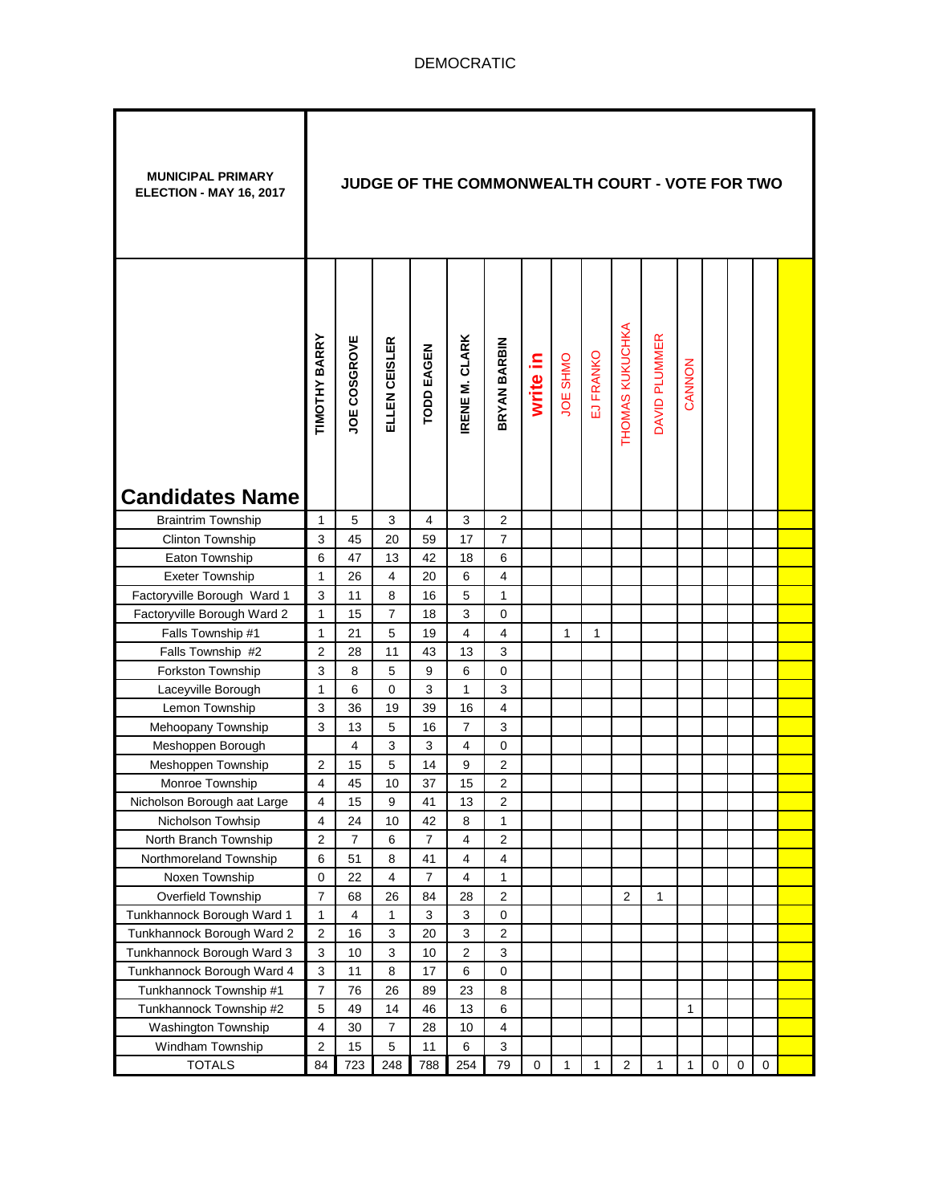DEMOCRATIC

| MUNICIPAL PRIMARY ELECTION - MAY 16, 2017 | JUDGE OF THE COMMONWEALTH COURT - VOTE FOR TWO | | | | | | | | | | | | | | | |
|---|---|---|---|---|---|---|---|---|---|---|---|---|---|---|---|---|
| **Candidates Name** | TIMOTHY BARRY | JOE COSGROVE | ELLEN CEISLER | TODD EAGEN | IRENE M. CLARK | BRYAN BARBIN | write in | JOE SHMO | EJ FRANKO | THOMAS KUKUCHKA | DAVID PLUMMER | CANNON | | | | |
| Braintrim Township | 1 | 5 | 3 | 4 | 3 | 2 | | | | | | | | | | |
| Clinton Township | 3 | 45 | 20 | 59 | 17 | 7 | | | | | | | | | | |
| Eaton Township | 6 | 47 | 13 | 42 | 18 | 6 | | | | | | | | | | |
| Exeter Township | 1 | 26 | 4 | 20 | 6 | 4 | | | | | | | | | | |
| Factoryville Borough Ward 1 | 3 | 11 | 8 | 16 | 5 | 1 | | | | | | | | | | |
| Factoryville Borough Ward 2 | 1 | 15 | 7 | 18 | 3 | 0 | | | | | | | | | | |
| Falls Township #1 | 1 | 21 | 5 | 19 | 4 | 4 | | 1 | 1 | | | | | | | |
| Falls Township #2 | 2 | 28 | 11 | 43 | 13 | 3 | | | | | | | | | | |
| Forkston Township | 3 | 8 | 5 | 9 | 6 | 0 | | | | | | | | | | |
| Laceyville Borough | 1 | 6 | 0 | 3 | 1 | 3 | | | | | | | | | | |
| Lemon Township | 3 | 36 | 19 | 39 | 16 | 4 | | | | | | | | | | |
| Mehoopany Township | 3 | 13 | 5 | 16 | 7 | 3 | | | | | | | | | | |
| Meshoppen Borough | | 4 | 3 | 3 | 4 | 0 | | | | | | | | | | |
| Meshoppen Township | 2 | 15 | 5 | 14 | 9 | 2 | | | | | | | | | | |
| Monroe Township | 4 | 45 | 10 | 37 | 15 | 2 | | | | | | | | | | |
| Nicholson Borough aat Large | 4 | 15 | 9 | 41 | 13 | 2 | | | | | | | | | | |
| Nicholson Towhsip | 4 | 24 | 10 | 42 | 8 | 1 | | | | | | | | | | |
| North Branch Township | 2 | 7 | 6 | 7 | 4 | 2 | | | | | | | | | | |
| Northmoreland Township | 6 | 51 | 8 | 41 | 4 | 4 | | | | | | | | | | |
| Noxen Township | 0 | 22 | 4 | 7 | 4 | 1 | | | | | | | | | | |
| Overfield Township | 7 | 68 | 26 | 84 | 28 | 2 | | | | 2 | 1 | | | | | |
| Tunkhannock Borough Ward 1 | 1 | 4 | 1 | 3 | 3 | 0 | | | | | | | | | | |
| Tunkhannock Borough Ward 2 | 2 | 16 | 3 | 20 | 3 | 2 | | | | | | | | | | |
| Tunkhannock Borough Ward 3 | 3 | 10 | 3 | 10 | 2 | 3 | | | | | | | | | | |
| Tunkhannock Borough Ward 4 | 3 | 11 | 8 | 17 | 6 | 0 | | | | | | | | | | |
| Tunkhannock Township #1 | 7 | 76 | 26 | 89 | 23 | 8 | | | | | | | | | | |
| Tunkhannock Township #2 | 5 | 49 | 14 | 46 | 13 | 6 | | | | | | 1 | | | | |
| Washington Township | 4 | 30 | 7 | 28 | 10 | 4 | | | | | | | | | | |
| Windham Township | 2 | 15 | 5 | 11 | 6 | 3 | | | | | | | | | | |
| TOTALS | 84 | 723 | 248 | 788 | 254 | 79 | 0 | 1 | 1 | 2 | 1 | 1 | 0 | 0 | 0 | |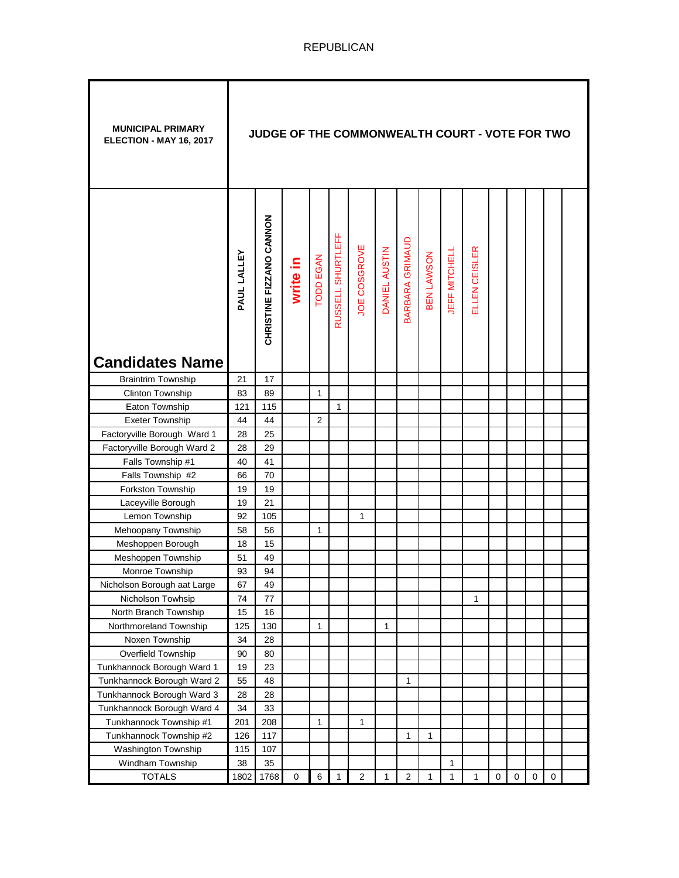REPUBLICAN

| MUNICIPAL PRIMARY ELECTION - MAY 16, 2017 | JUDGE OF THE COMMONWEALTH COURT - VOTE FOR TWO | | | | | | | | | | | | | | | |
|---|---|---|---|---|---|---|---|---|---|---|---|---|---|---|---|---|
| **Candidates Name** | PAUL LALLEY | CHRISTINE FIZZANO CANNON | write in | TODD EGAN | RUSSELL SHURTLEFF | JOE COSGROVE | DANIEL AUSTIN | BARBARA GRIMAUD | BEN LAWSON | JEFF MITCHELL | ELLEN CEISLER | | | | | |
| Braintrim Township | 21 | 17 | | | | | | | | | | | | | | |
| Clinton Township | 83 | 89 | | 1 | | | | | | | | | | | | |
| Eaton Township | 121 | 115 | | | 1 | | | | | | | | | | | |
| Exeter Township | 44 | 44 | | 2 | | | | | | | | | | | | |
| Factoryville Borough Ward 1 | 28 | 25 | | | | | | | | | | | | | | |
| Factoryville Borough Ward 2 | 28 | 29 | | | | | | | | | | | | | | |
| Falls Township #1 | 40 | 41 | | | | | | | | | | | | | | |
| Falls Township #2 | 66 | 70 | | | | | | | | | | | | | | |
| Forkston Township | 19 | 19 | | | | | | | | | | | | | | |
| Laceyville Borough | 19 | 21 | | | | | | | | | | | | | | |
| Lemon Township | 92 | 105 | | | | 1 | | | | | | | | | | |
| Mehoopany Township | 58 | 56 | | 1 | | | | | | | | | | | | |
| Meshoppen Borough | 18 | 15 | | | | | | | | | | | | | | |
| Meshoppen Township | 51 | 49 | | | | | | | | | | | | | | |
| Monroe Township | 93 | 94 | | | | | | | | | | | | | | |
| Nicholson Borough aat Large | 67 | 49 | | | | | | | | | | | | | | |
| Nicholson Towhsip | 74 | 77 | | | | | | | | | 1 | | | | | |
| North Branch Township | 15 | 16 | | | | | | | | | | | | | | |
| Northmoreland Township | 125 | 130 | | 1 | | | 1 | | | | | | | | | |
| Noxen Township | 34 | 28 | | | | | | | | | | | | | | |
| Overfield Township | 90 | 80 | | | | | | | | | | | | | | |
| Tunkhannock Borough Ward 1 | 19 | 23 | | | | | | | | | | | | | | |
| Tunkhannock Borough Ward 2 | 55 | 48 | | | | | | 1 | | | | | | | | |
| Tunkhannock Borough Ward 3 | 28 | 28 | | | | | | | | | | | | | | |
| Tunkhannock Borough Ward 4 | 34 | 33 | | | | | | | | | | | | | | |
| Tunkhannock Township #1 | 201 | 208 | | 1 | | 1 | | | | | | | | | | |
| Tunkhannock Township #2 | 126 | 117 | | | | | | 1 | 1 | | | | | | | |
| Washington Township | 115 | 107 | | | | | | | | | | | | | | |
| Windham Township | 38 | 35 | | | | | | | | 1 | | | | | | |
| TOTALS | 1802 | 1768 | 0 | 6 | 1 | 2 | 1 | 2 | 1 | 1 | 1 | 0 | 0 | 0 | 0 | |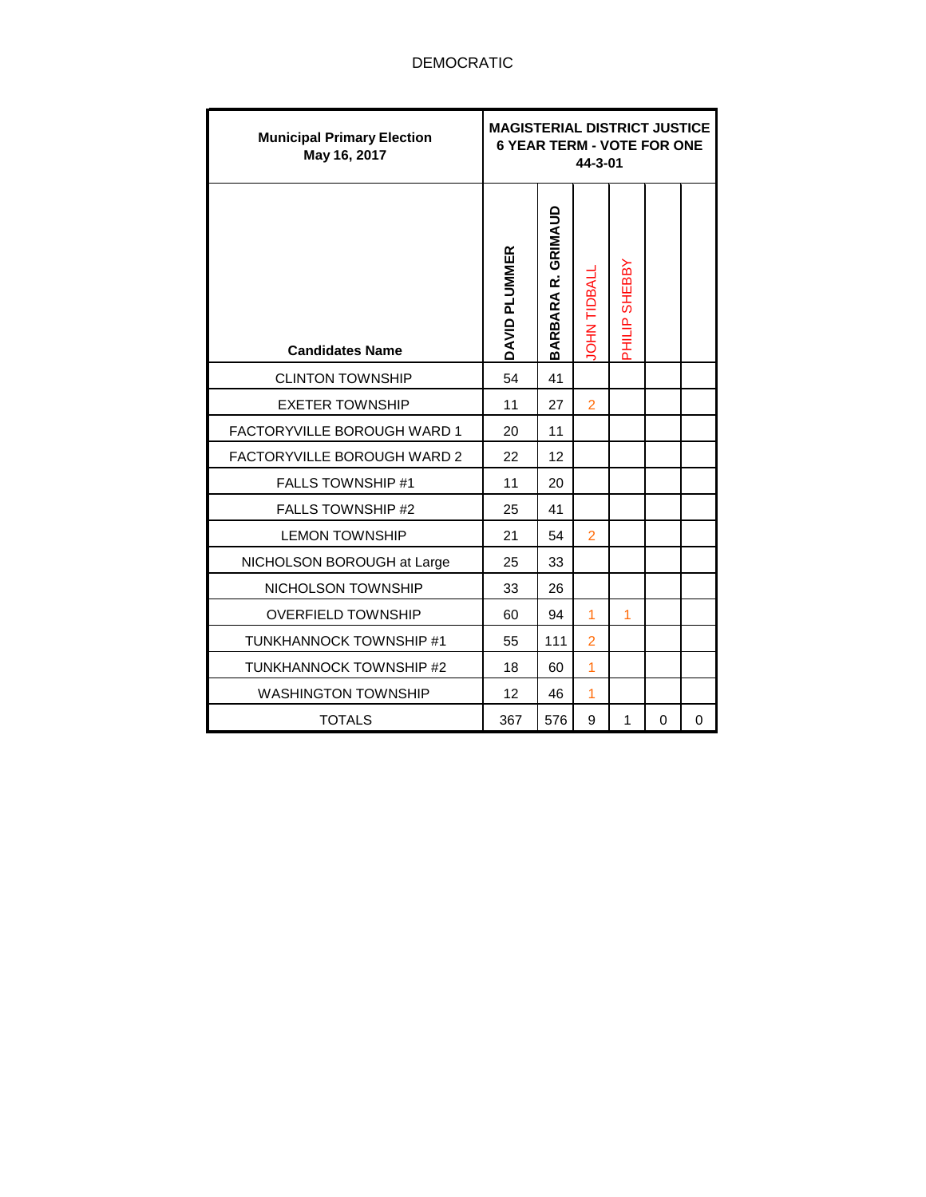DEMOCRATIC

| Municipal Primary Election May 16, 2017 | MAGISTERIAL DISTRICT JUSTICE 6 YEAR TERM - VOTE FOR ONE 44-3-01 | | | | | |
|---|---|---|---|---|---|---|
| Candidates Name | DAVID PLUMMER | BARBARA R. GRIMAUD | JOHN TIDBALL | PHILIP SHEBBY | | |
| CLINTON TOWNSHIP | 54 | 41 | | | | |
| EXETER TOWNSHIP | 11 | 27 | 2 | | | |
| FACTORYVILLE BOROUGH WARD 1 | 20 | 11 | | | | |
| FACTORYVILLE BOROUGH WARD 2 | 22 | 12 | | | | |
| FALLS TOWNSHIP #1 | 11 | 20 | | | | |
| FALLS TOWNSHIP #2 | 25 | 41 | | | | |
| LEMON TOWNSHIP | 21 | 54 | 2 | | | |
| NICHOLSON BOROUGH at Large | 25 | 33 | | | | |
| NICHOLSON TOWNSHIP | 33 | 26 | | | | |
| OVERFIELD TOWNSHIP | 60 | 94 | 1 | 1 | | |
| TUNKHANNOCK TOWNSHIP #1 | 55 | 111 | 2 | | | |
| TUNKHANNOCK TOWNSHIP #2 | 18 | 60 | 1 | | | |
| WASHINGTON TOWNSHIP | 12 | 46 | 1 | | | |
| TOTALS | 367 | 576 | 9 | 1 | 0 | 0 |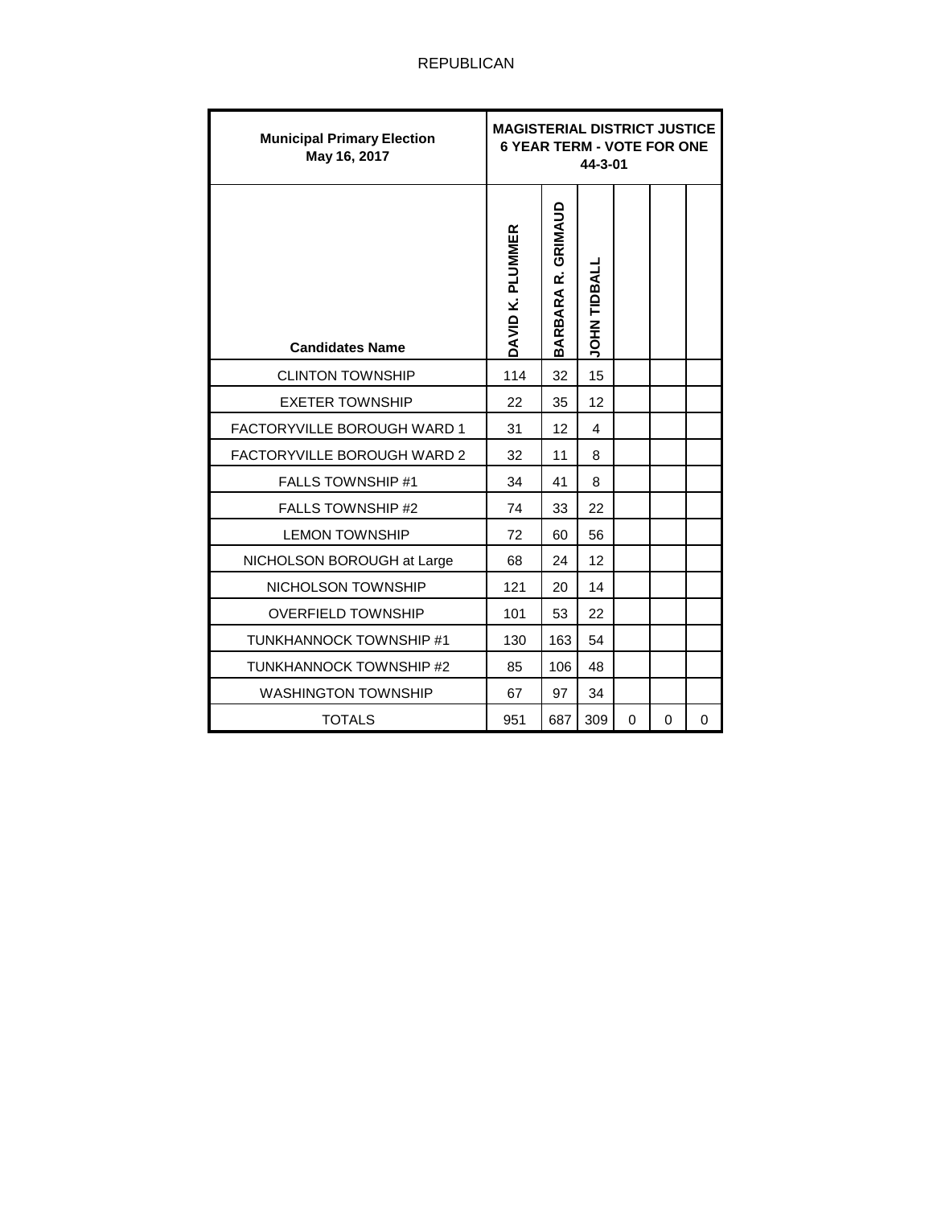REPUBLICAN

| Municipal Primary Election May 16, 2017 | MAGISTERIAL DISTRICT JUSTICE 6 YEAR TERM - VOTE FOR ONE 44-3-01 | | | | | |
|---|---|---|---|---|---|---|
| Candidates Name | DAVID K. PLUMMER | BARBARA R. GRIMAUD | JOHN TIDBALL | | | |
| CLINTON TOWNSHIP | 114 | 32 | 15 | | | |
| EXETER TOWNSHIP | 22 | 35 | 12 | | | |
| FACTORYVILLE BOROUGH WARD 1 | 31 | 12 | 4 | | | |
| FACTORYVILLE BOROUGH WARD 2 | 32 | 11 | 8 | | | |
| FALLS TOWNSHIP #1 | 34 | 41 | 8 | | | |
| FALLS TOWNSHIP #2 | 74 | 33 | 22 | | | |
| LEMON TOWNSHIP | 72 | 60 | 56 | | | |
| NICHOLSON BOROUGH at Large | 68 | 24 | 12 | | | |
| NICHOLSON TOWNSHIP | 121 | 20 | 14 | | | |
| OVERFIELD TOWNSHIP | 101 | 53 | 22 | | | |
| TUNKHANNOCK TOWNSHIP #1 | 130 | 163 | 54 | | | |
| TUNKHANNOCK TOWNSHIP #2 | 85 | 106 | 48 | | | |
| WASHINGTON TOWNSHIP | 67 | 97 | 34 | | | |
| TOTALS | 951 | 687 | 309 | 0 | 0 | 0 |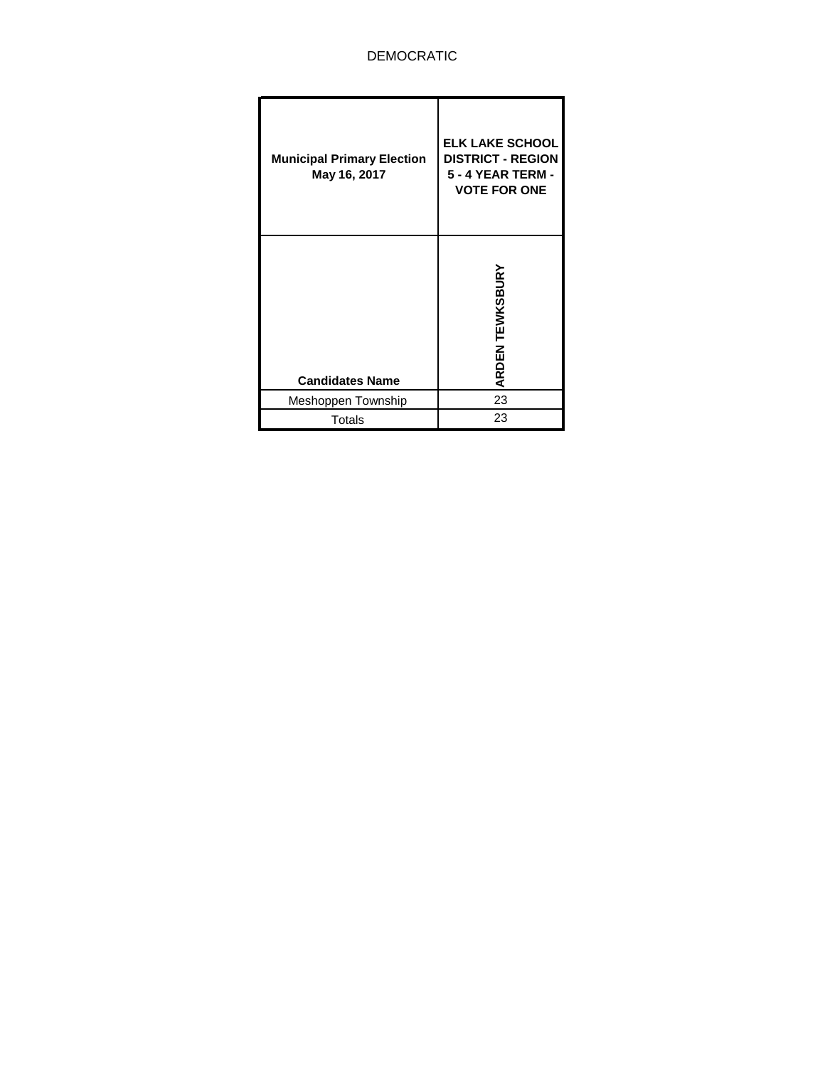DEMOCRATIC

| Municipal Primary Election May 16, 2017 | ELK LAKE SCHOOL DISTRICT - REGION 5 - 4 YEAR TERM - VOTE FOR ONE |
| --- | --- |
| **Candidates Name** | **ARDEN TEWKSBURY** |
| Meshoppen Township | 23 |
| Totals | 23 |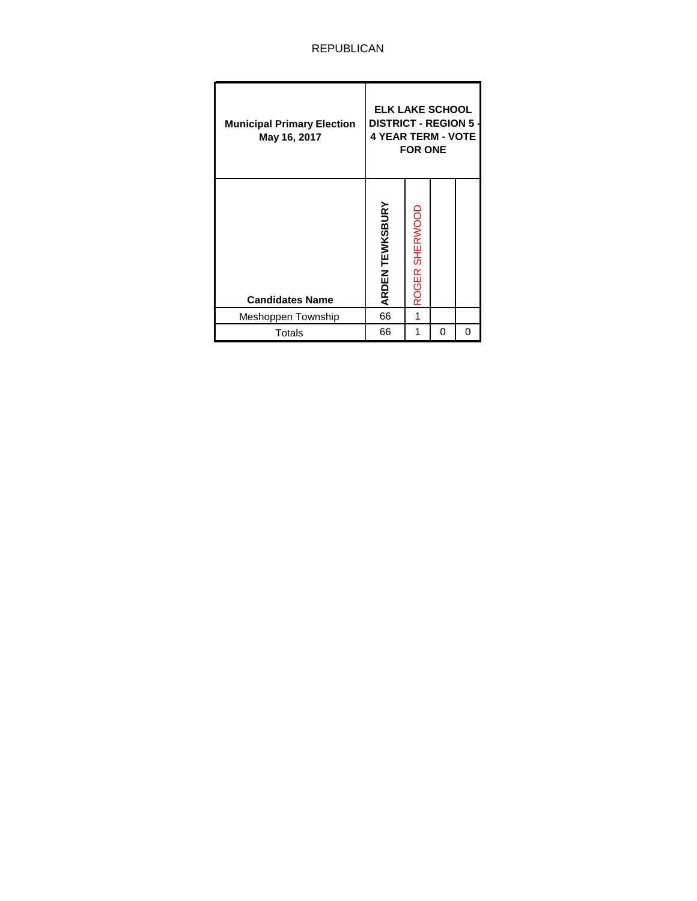REPUBLICAN

| Municipal Primary Election May 16, 2017 | ELK LAKE SCHOOL DISTRICT - REGION 5 - 4 YEAR TERM - VOTE FOR ONE | | | |
|---|---|---|---|---|
| Candidates Name | ARDEN TEWKSBURY | ROGER SHERWOOD | | |
| Meshoppen Township | 66 | 1 | | |
| Totals | 66 | 1 | 0 | 0 |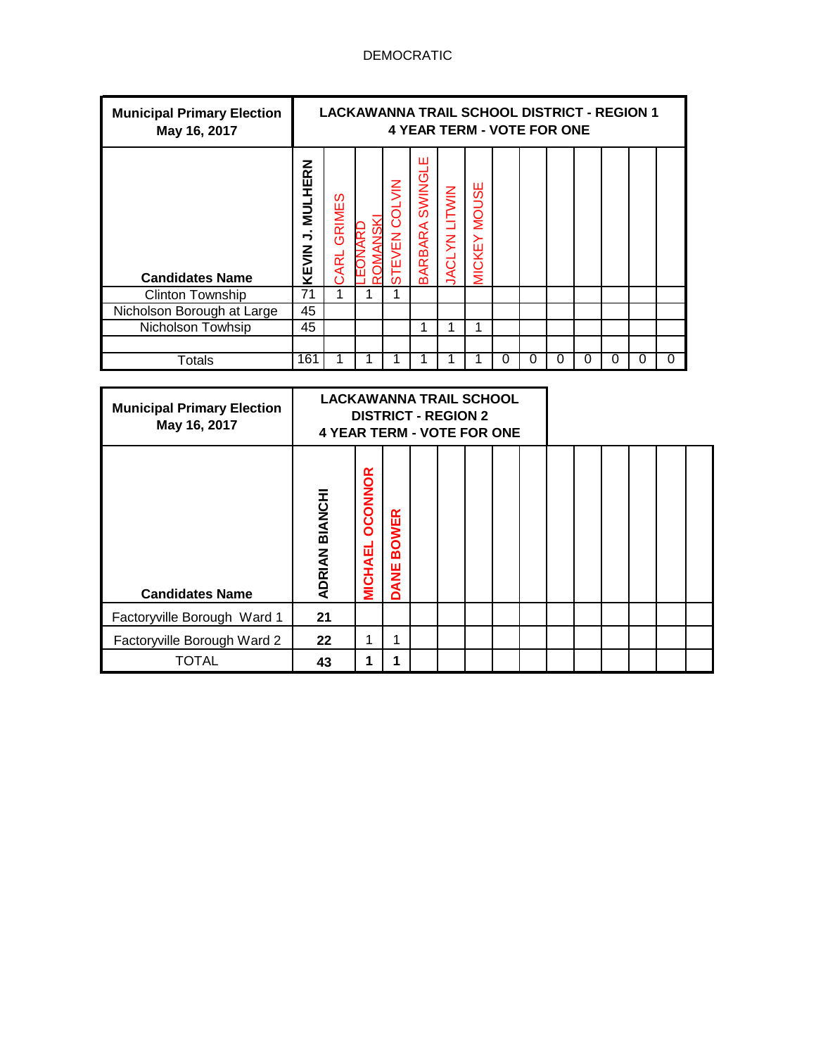DEMOCRATIC

| Municipal Primary Election May 16, 2017 | LACKAWANNA TRAIL SCHOOL DISTRICT - REGION 1 4 YEAR TERM - VOTE FOR ONE | | | | | | | | | | | | | |
|---|---|---|---|---|---|---|---|---|---|---|---|---|---|---|
| Candidates Name | KEVIN J. MULHERN | CARL GRIMES | LEONARD ROMANSKI | STEVEN COLVIN | BARBARA SWINGLE | JACLYN LITWIN | MICKEY MOUSE | | | | | | | |
| Clinton Township | 71 | 1 | 1 | 1 | | | | | | | | | | |
| Nicholson Borough at Large | 45 | | | | | | | | | | | | | |
| Nicholson Towhsip | 45 | | | | 1 | 1 | 1 | | | | | | | |
| | | | | | | | | | | | | | | |
| Totals | 161 | 1 | 1 | 1 | 1 | 1 | 1 | 0 | 0 | 0 | 0 | 0 | 0 | 0 |

| Municipal Primary Election May 16, 2017 | LACKAWANNA TRAIL SCHOOL DISTRICT - REGION 2 4 YEAR TERM - VOTE FOR ONE | | | | | | | | | | | | | |
|---|---|---|---|---|---|---|---|---|---|---|---|---|---|---|
| Candidates Name | ADRIAN BIANCHI | MICHAEL OCONNOR | DANE BOWER | | | | | | | | | | | |
| Factoryville Borough Ward 1 | 21 | | | | | | | | | | | | | |
| Factoryville Borough Ward 2 | 22 | 1 | 1 | | | | | | | | | | | |
| TOTAL | 43 | 1 | 1 | | | | | | | | | | | |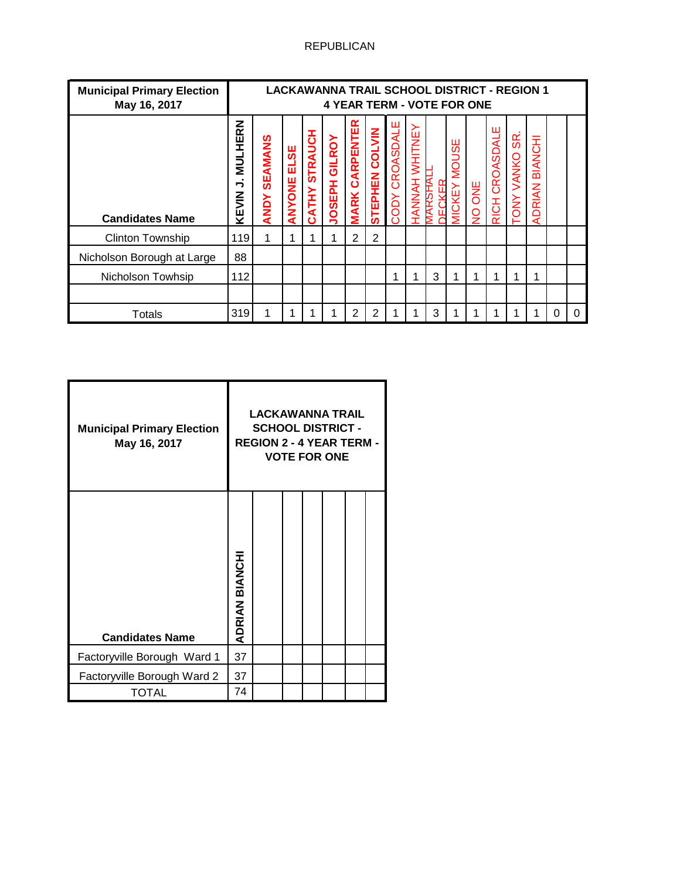REPUBLICAN

| Municipal Primary Election May 16, 2017 | LACKAWANNA TRAIL SCHOOL DISTRICT - REGION 1 4 YEAR TERM - VOTE FOR ONE | | | | | | | | | | | | | | | | | |
|---|---|---|---|---|---|---|---|---|---|---|---|---|---|---|---|---|---|---|
| Candidates Name | KEVIN J. MULHERN | ANDY SEAMANS | ANYONE ELSE | CATHY STRAUCH | JOSEPH GILROY | MARK CARPENTER | STEPHEN COLVIN | CODY CROASDALE | HANNAH WHITNEY | MARSHALL DECKER | MICKEY MOUSE | NO ONE | RICH CROASDALE | TONY VANKO SR. | ADRIAN BIANCHI | | |
| Clinton Township | 119 | 1 | 1 | 1 | 1 | 2 | 2 | | | | | | | | | | |
| Nicholson Borough at Large | 88 | | | | | | | | | | | | | | | | |
| Nicholson Towhsip | 112 | | | | | | | 1 | 1 | 3 | 1 | 1 | 1 | 1 | 1 | | |
| | | | | | | | | | | | | | | | | | |
| Totals | 319 | 1 | 1 | 1 | 1 | 2 | 2 | 1 | 1 | 3 | 1 | 1 | 1 | 1 | 1 | 0 | 0 |

| Municipal Primary Election May 16, 2017 | LACKAWANNA TRAIL SCHOOL DISTRICT - REGION 2 - 4 YEAR TERM - VOTE FOR ONE | | | | | | |
|---|---|---|---|---|---|---|---|
| Candidates Name | ADRIAN BIANCHI | | | | | | |
| Factoryville Borough Ward 1 | 37 | | | | | | |
| Factoryville Borough Ward 2 | 37 | | | | | | |
| TOTAL | 74 | | | | | | |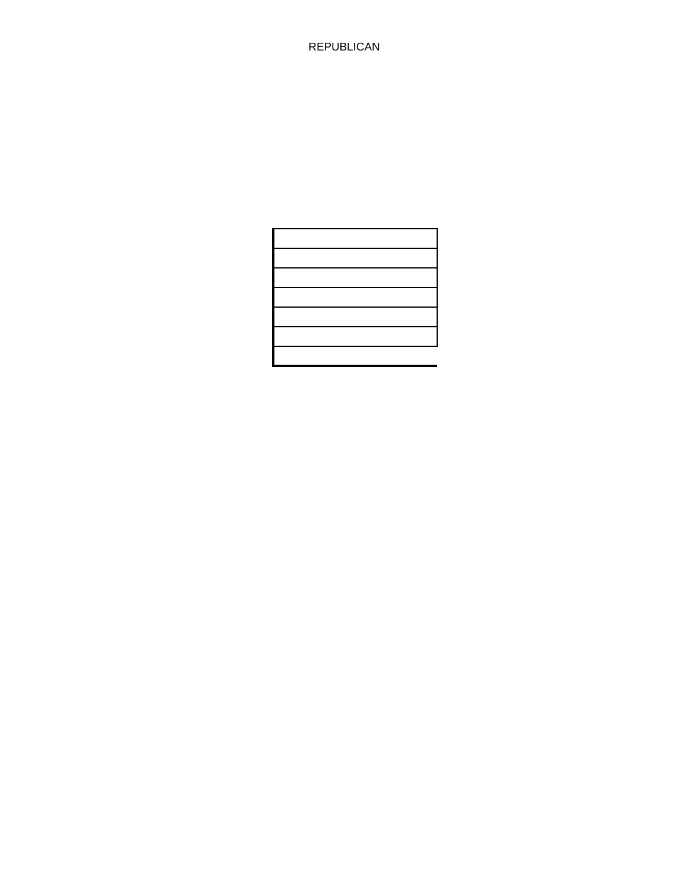REPUBLICAN

| |
|---|
| |
| |
| |
| |
| |
| |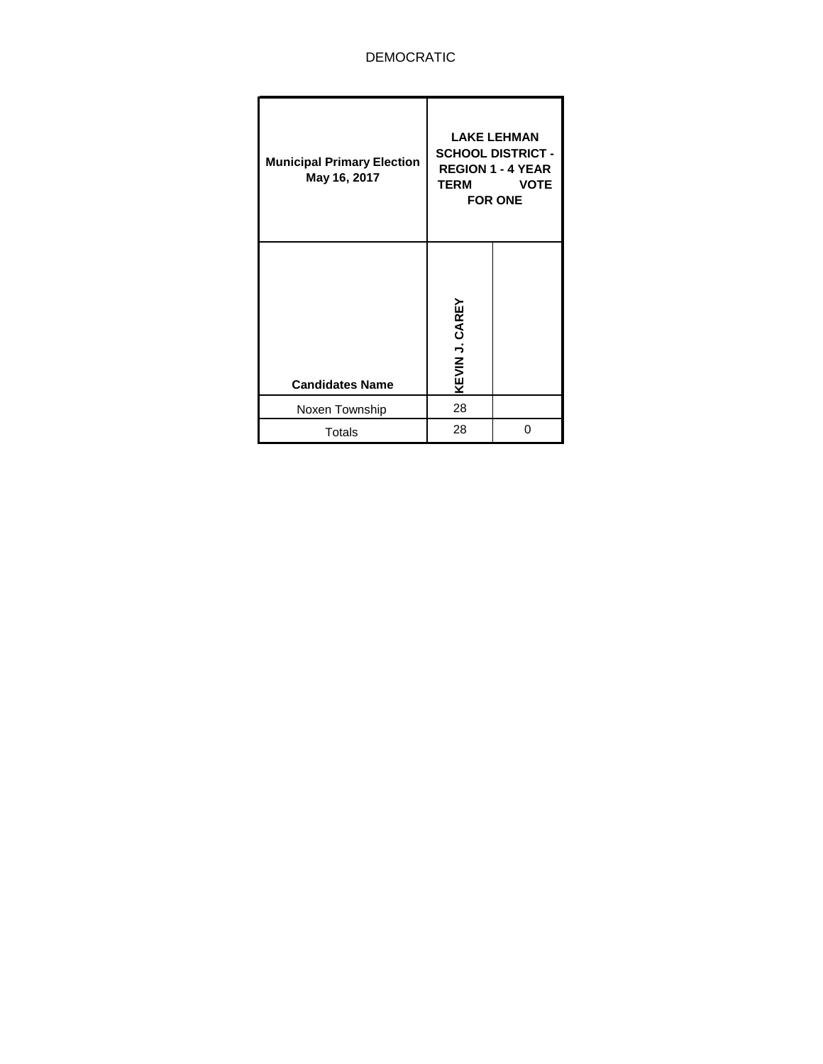DEMOCRATIC

| Municipal Primary Election May 16, 2017 | LAKE LEHMAN SCHOOL DISTRICT - REGION 1 - 4 YEAR TERM VOTE FOR ONE | |
|---|---|---|
| Candidates Name | KEVIN J. CAREY | |
| Noxen Township | 28 | |
| Totals | 28 | 0 |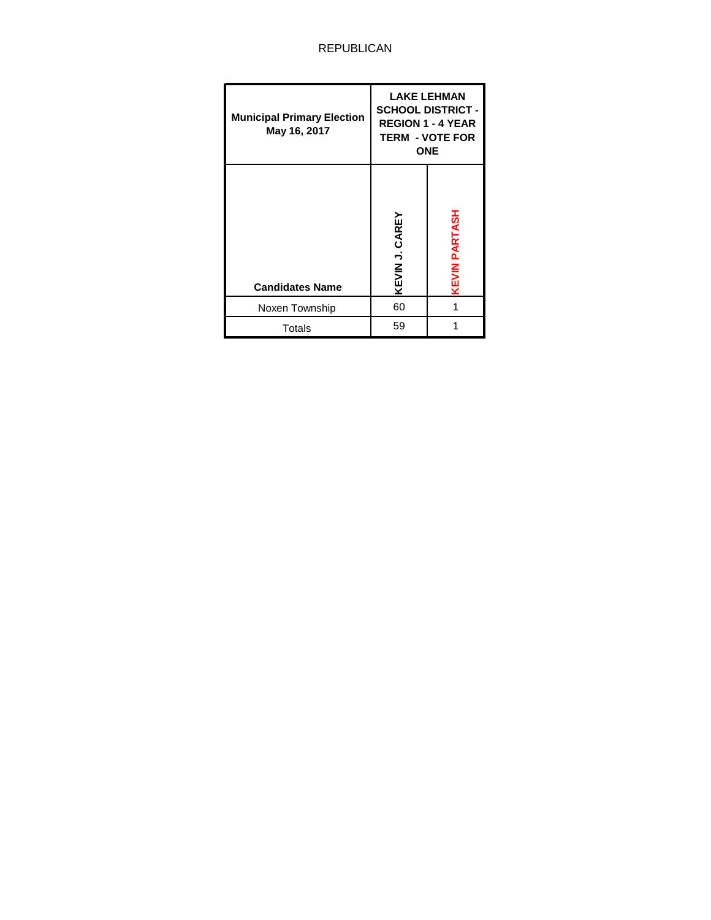REPUBLICAN

| Municipal Primary Election May 16, 2017 | LAKE LEHMAN SCHOOL DISTRICT - REGION 1 - 4 YEAR TERM - VOTE FOR ONE | |
|---|---|---|
| Candidates Name | KEVIN J. CAREY | KEVIN PARTASH |
| Noxen Township | 60 | 1 |
| Totals | 59 | 1 |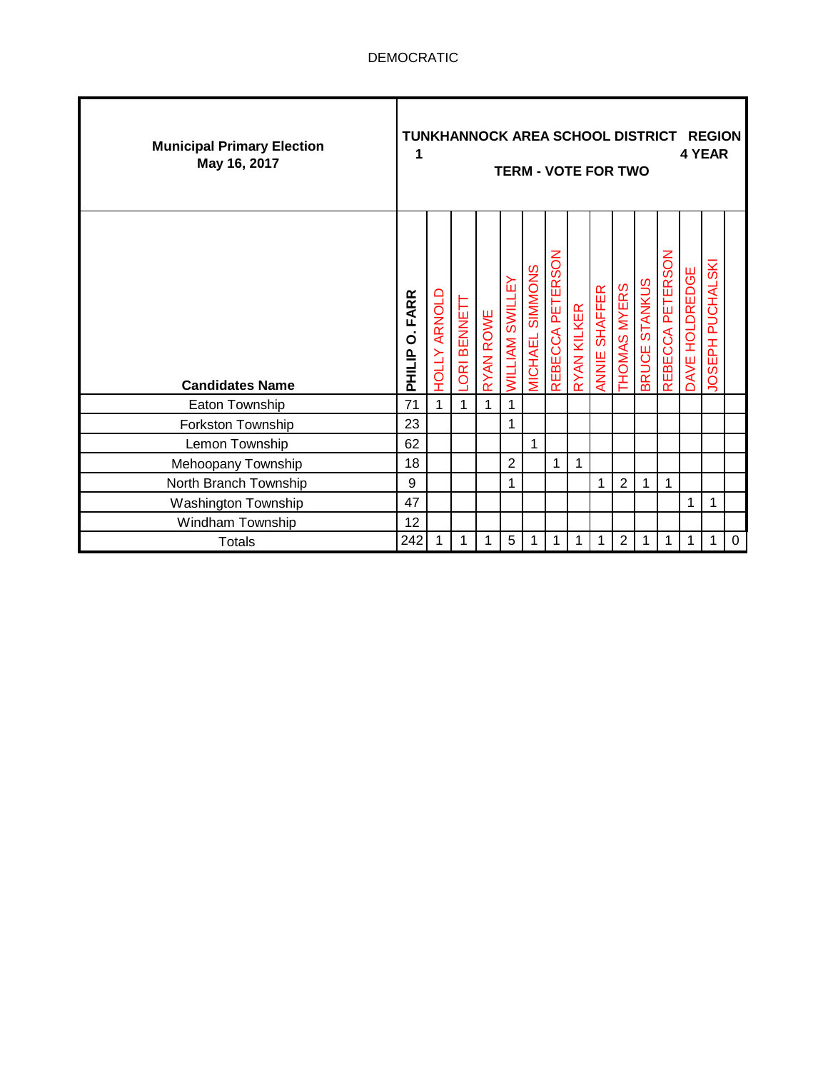DEMOCRATIC

| Municipal Primary Election May 16, 2017 | TUNKHANNOCK AREA SCHOOL DISTRICT REGION 1 4 YEAR TERM - VOTE FOR TWO | | | | | | | | | | | | | | | |
|---|---|---|---|---|---|---|---|---|---|---|---|---|---|---|---|---|
| **Candidates Name** | **PHILIP O. FARR** | HOLLY ARNOLD | LORI BENNETT | RYAN ROWE | WILLIAM SWILLEY | MICHAEL SIMMONS | REBECCA PETERSON | RYAN KILKER | ANNIE SHAFFER | THOMAS MYERS | BRUCE STANKUS | REBECCA PETERSON | DAVE HOLDREDGE | JOSEPH PUCHALSKI | |
| Eaton Township | 71 | 1 | 1 | 1 | 1 | | | | | | | | | | |
| Forkston Township | 23 | | | | 1 | | | | | | | | | | |
| Lemon Township | 62 | | | | | 1 | | | | | | | | | |
| Mehoopany Township | 18 | | | | 2 | | 1 | 1 | | | | | | | |
| North Branch Township | 9 | | | | 1 | | | | 1 | 2 | 1 | 1 | | | |
| Washington Township | 47 | | | | | | | | | | | | 1 | 1 | |
| Windham Township | 12 | | | | | | | | | | | | | | |
| Totals | 242 | 1 | 1 | 1 | 5 | 1 | 1 | 1 | 1 | 2 | 1 | 1 | 1 | 1 | 0 |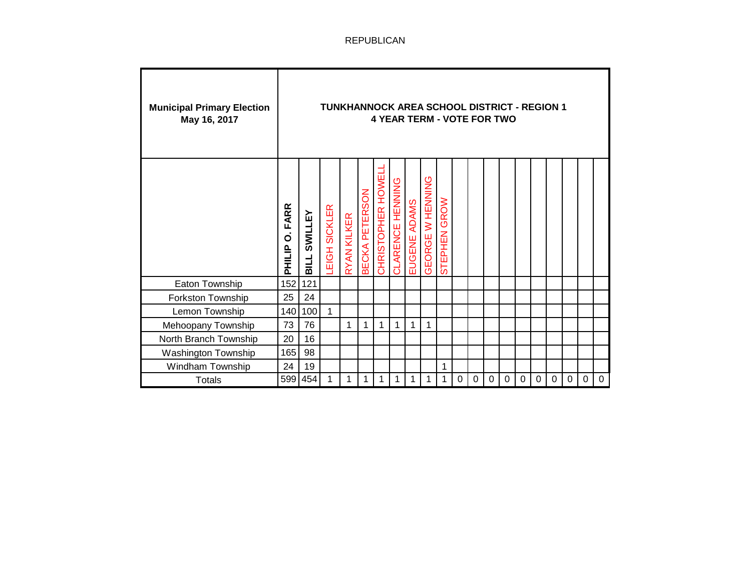REPUBLICAN

| Municipal Primary Election May 16, 2017 | TUNKHANNOCK AREA SCHOOL DISTRICT - REGION 1 4 YEAR TERM - VOTE FOR TWO | | | | | | | | | | | | | | | | | | | |
|---|---|---|---|---|---|---|---|---|---|---|---|---|---|---|---|---|---|---|---|---|
| | PHILIP O. FARR | BILL SWILLEY | LEIGH SICKLER | RYAN KILKER | BECKA PETERSON | CHRISTOPHER HOWELL | CLARENCE HENNING | EUGENE ADAMS | GEORGE W HENNING | STEPHEN GROW | | | | | | | | | | |
| Eaton Township | 152 | 121 | | | | | | | | | | | | | | | | | | |
| Forkston Township | 25 | 24 | | | | | | | | | | | | | | | | | | |
| Lemon Township | 140 | 100 | 1 | | | | | | | | | | | | | | | | | |
| Mehoopany Township | 73 | 76 | | 1 | 1 | 1 | 1 | 1 | 1 | | | | | | | | | | | |
| North Branch Township | 20 | 16 | | | | | | | | | | | | | | | | | | |
| Washington Township | 165 | 98 | | | | | | | | | | | | | | | | | | |
| Windham Township | 24 | 19 | | | | | | | | 1 | | | | | | | | | | |
| Totals | 599 | 454 | 1 | 1 | 1 | 1 | 1 | 1 | 1 | 1 | 0 | 0 | 0 | 0 | 0 | 0 | 0 | 0 | 0 | 0 |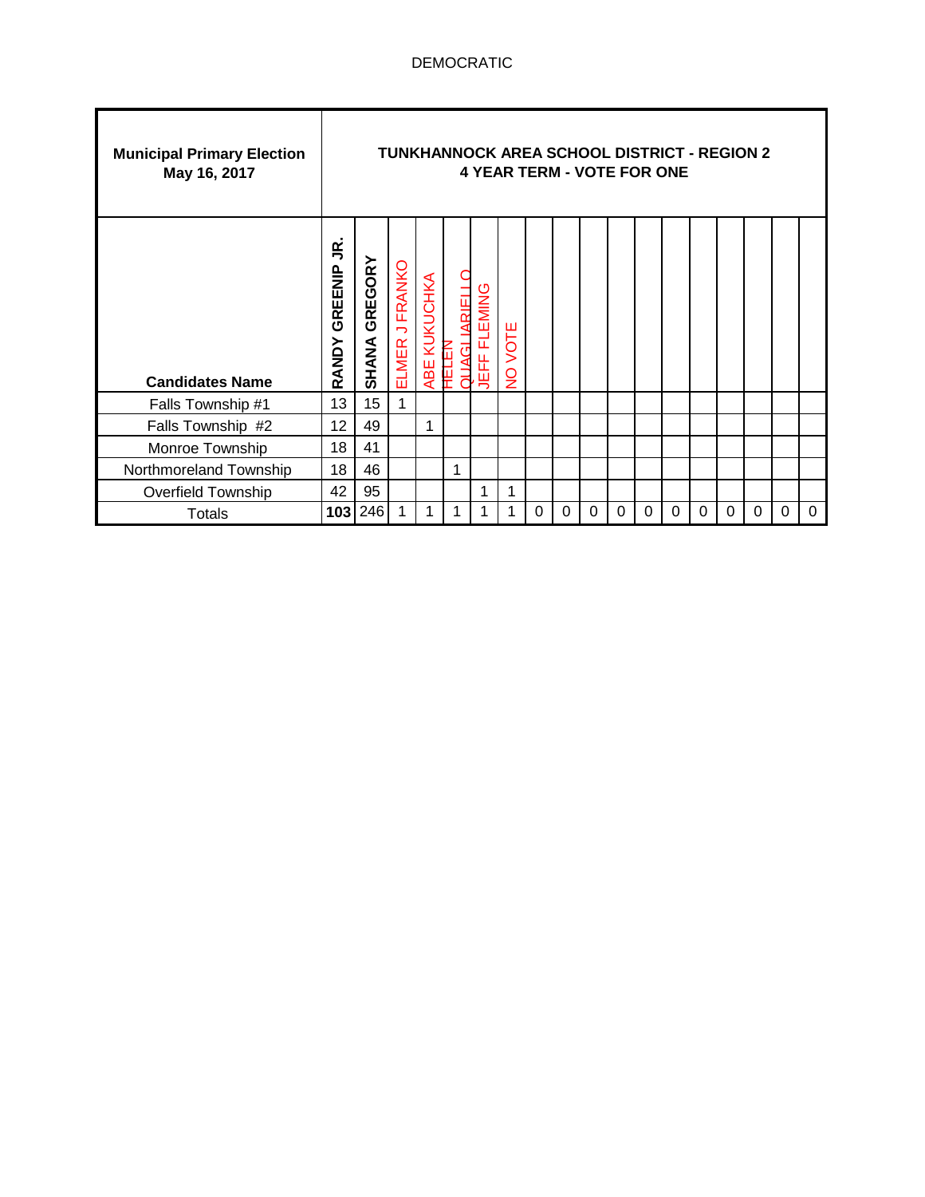DEMOCRATIC

| Municipal Primary Election May 16, 2017 | TUNKHANNOCK AREA SCHOOL DISTRICT - REGION 2 4 YEAR TERM - VOTE FOR ONE | | | | | | | | | | | | | | | | | | |
|---|---|---|---|---|---|---|---|---|---|---|---|---|---|---|---|---|---|---|---|
| **Candidates Name** | **RANDY GREENIP JR.** | **SHANA GREGORY** | ELMER J FRANKO | ABE KUKUCHKA | HELEN QUAGLIARIELLO | JEFF FLEMING | NO VOTE | | | | | | | | | | | | |
| Falls Township #1 | 13 | 15 | 1 | | | | | | | | | | | | | | | | |
| Falls Township #2 | 12 | 49 | | 1 | | | | | | | | | | | | | | | |
| Monroe Township | 18 | 41 | | | | | | | | | | | | | | | | | |
| Northmoreland Township | 18 | 46 | | | 1 | | | | | | | | | | | | | | |
| Overfield Township | 42 | 95 | | | | 1 | 1 | | | | | | | | | | | | |
| Totals | **103** | 246 | 1 | 1 | 1 | 1 | 1 | 0 | 0 | 0 | 0 | 0 | 0 | 0 | 0 | 0 | 0 | 0 | 0 |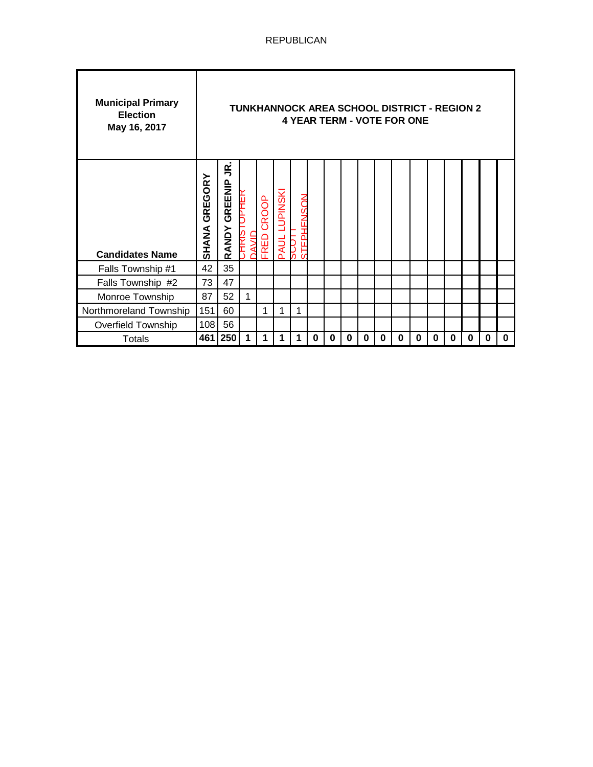REPUBLICAN

| Municipal Primary Election May 16, 2017 | TUNKHANNOCK AREA SCHOOL DISTRICT - REGION 2 4 YEAR TERM - VOTE FOR ONE | | | | | | | | | | | | | | | | | |
|---|---|---|---|---|---|---|---|---|---|---|---|---|---|---|---|---|---|---|
| Candidates Name | SHANA GREGORY | RANDY GREENIP JR. | CHRISTOPHER DAVID | FRED CROOP | PAUL LUPINSKI | SCOTT STEPHENSON | | | | | | | | | | | | |
| Falls Township #1 | 42 | 35 | | | | | | | | | | | | | | | | |
| Falls Township #2 | 73 | 47 | | | | | | | | | | | | | | | | |
| Monroe Township | 87 | 52 | 1 | | | | | | | | | | | | | | | |
| Northmoreland Township | 151 | 60 | | 1 | 1 | 1 | | | | | | | | | | | | |
| Overfield Township | 108 | 56 | | | | | | | | | | | | | | | | |
| Totals | **461** | **250** | **1** | **1** | **1** | **1** | **0** | **0** | **0** | **0** | **0** | **0** | **0** | **0** | **0** | **0** | **0** | **0** |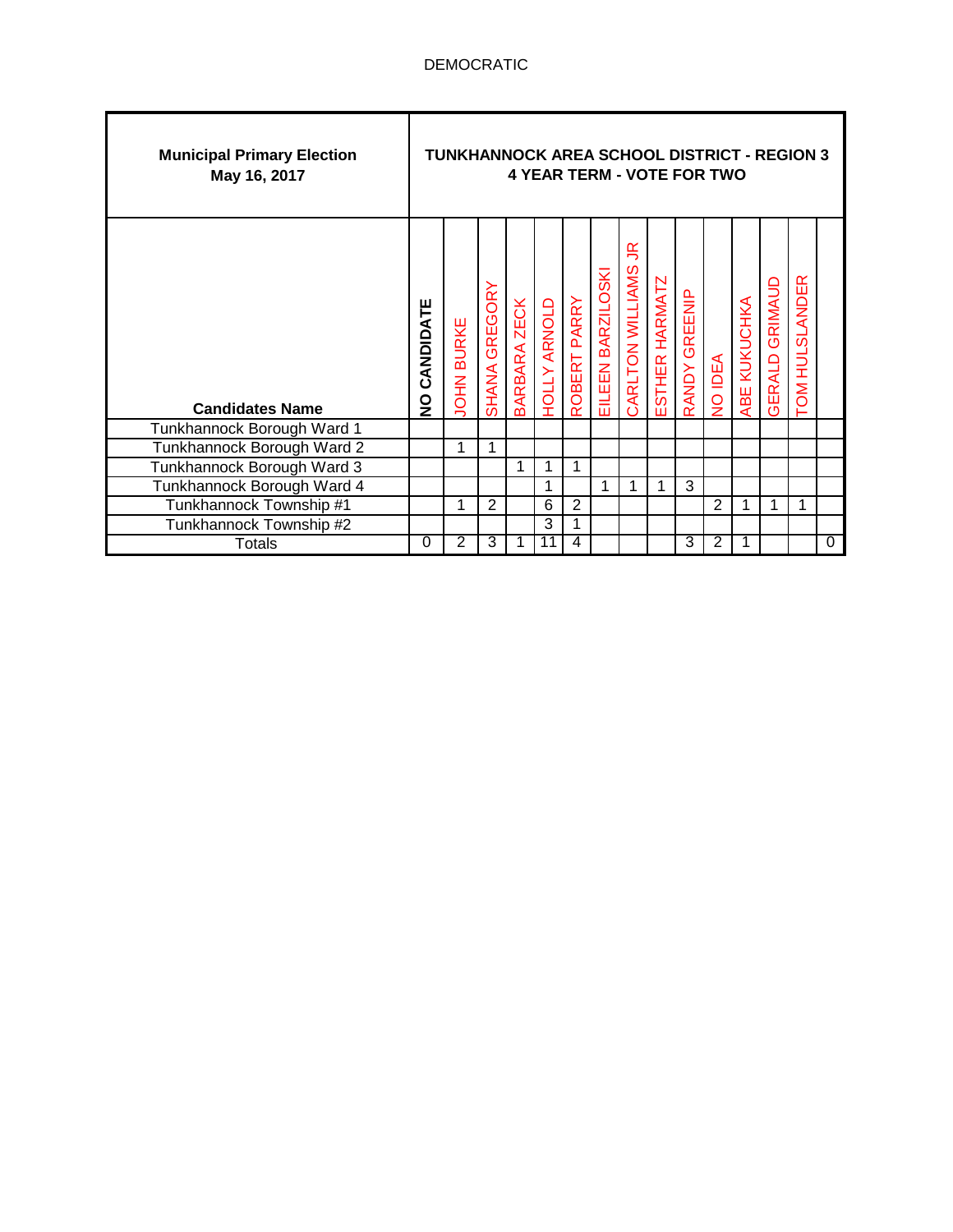DEMOCRATIC

| Municipal Primary Election May 16, 2017 | TUNKHANNOCK AREA SCHOOL DISTRICT - REGION 3 4 YEAR TERM - VOTE FOR TWO | | | | | | | | | | | | | | |
|---|---|---|---|---|---|---|---|---|---|---|---|---|---|---|---|
| **Candidates Name** | **NO CANDIDATE** | JOHN BURKE | SHANA GREGORY | BARBARA ZECK | HOLLY ARNOLD | ROBERT PARRY | EILEEN BARZILOSKI | CARLTON WILLIAMS JR | ESTHER HARMATZ | RANDY GREENIP | NO IDEA | ABE KUKUCHKA | GERALD GRIMAUD | TOM HULSLANDER | |
| Tunkhannock Borough Ward 1 | | | | | | | | | | | | | | | |
| Tunkhannock Borough Ward 2 | | 1 | 1 | | | | | | | | | | | | |
| Tunkhannock Borough Ward 3 | | | | 1 | 1 | 1 | | | | | | | | | |
| Tunkhannock Borough Ward 4 | | | | | 1 | | 1 | 1 | 1 | 3 | | | | | |
| Tunkhannock Township #1 | | 1 | 2 | | 6 | 2 | | | | | 2 | 1 | 1 | 1 | |
| Tunkhannock Township #2 | | | | | 3 | 1 | | | | | | | | | |
| Totals | 0 | 2 | 3 | 1 | 11 | 4 | | | | 3 | 2 | 1 | | | 0 |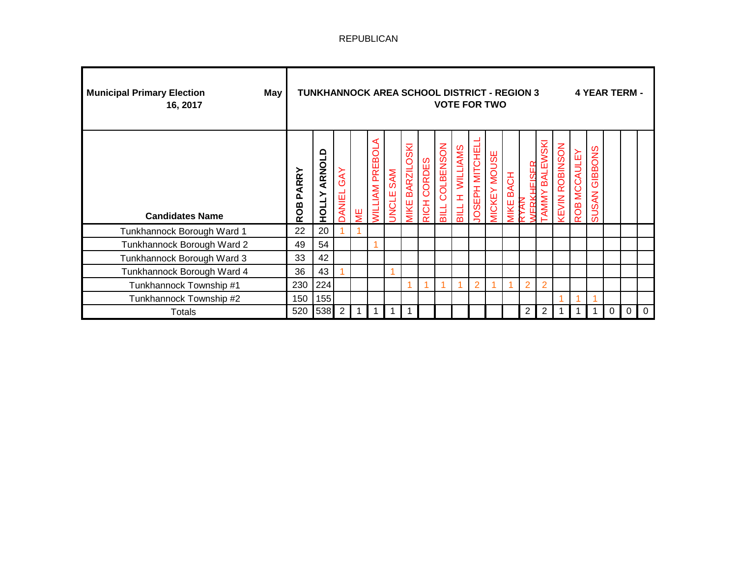REPUBLICAN

| Municipal Primary Election May 16, 2017 | TUNKHANNOCK AREA SCHOOL DISTRICT - REGION 3 VOTE FOR TWO | | | | | | | | | | | | | | | | 4 YEAR TERM - | | | |
|---|---|---|---|---|---|---|---|---|---|---|---|---|---|---|---|---|---|---|---|---|
| **Candidates Name** | **ROB PARRY** | **HOLLY ARNOLD** | DANIEL GAY | ME | WILLIAM PREBOLA | UNCLE SAM | MIKE BARZILOSKI | RICH CORDES | BILL COLBENSON | BILL H WILLIAMS | JOSEPH MITCHELL | MICKEY MOUSE | MIKE BACH | RYAN WERKHEISER | TAMMY BALEWSKI | KEVIN ROBINSON | ROB MCCAULEY | SUSAN GIBBONS | | | |
| Tunkhannock Borough Ward 1 | 22 | 20 | 1 | 1 | | | | | | | | | | | | | | | | | |
| Tunkhannock Borough Ward 2 | 49 | 54 | | | 1 | | | | | | | | | | | | | | | | |
| Tunkhannock Borough Ward 3 | 33 | 42 | | | | | | | | | | | | | | | | | | | |
| Tunkhannock Borough Ward 4 | 36 | 43 | 1 | | | 1 | | | | | | | | | | | | | | | |
| Tunkhannock Township #1 | 230 | 224 | | | | | 1 | 1 | 1 | 1 | 2 | 1 | 1 | 2 | 2 | | | | | | |
| Tunkhannock Township #2 | 150 | 155 | | | | | | | | | | | | | | 1 | 1 | 1 | | | |
| Totals | 520 | 538 | 2 | 1 | 1 | 1 | 1 | | | | | | | 2 | 2 | 1 | 1 | 1 | 0 | 0 | 0 |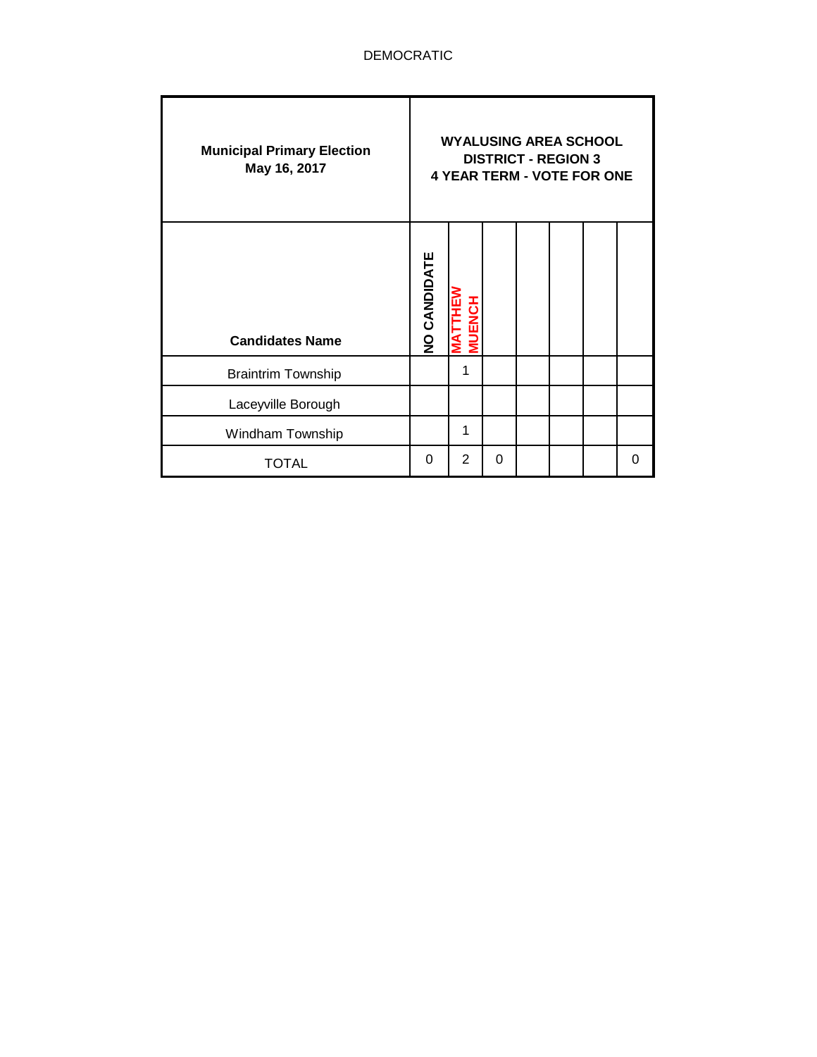DEMOCRATIC

| Municipal Primary Election May 16, 2017 | WYALUSING AREA SCHOOL DISTRICT - REGION 3 4 YEAR TERM - VOTE FOR ONE | | | | | |
|---|---|---|---|---|---|---|
| Candidates Name | NO CANDIDATE | MATTHEW MUENCH | | | | |
| Braintrim Township | | 1 | | | | |
| Laceyville Borough | | | | | | |
| Windham Township | | 1 | | | | |
| TOTAL | 0 | 2 | 0 | | | 0 |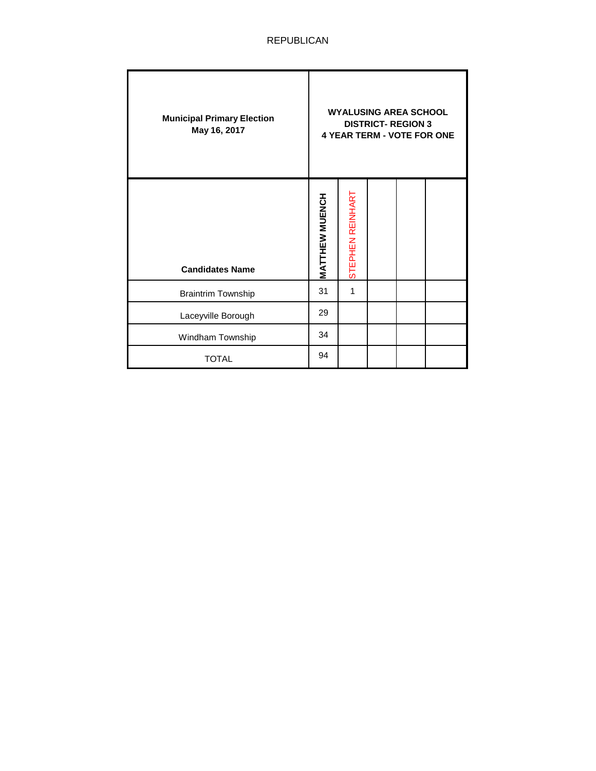REPUBLICAN

| Municipal Primary Election May 16, 2017 | WYALUSING AREA SCHOOL DISTRICT- REGION 3 4 YEAR TERM - VOTE FOR ONE | | | | |
|---|---|---|---|---|---|
| **Candidates Name** | **MATTHEW MUENCH** | STEPHEN REINHART | | | |
| Braintrim Township | 31 | 1 | | | |
| Laceyville Borough | 29 | | | | |
| Windham Township | 34 | | | | |
| TOTAL | 94 | | | | |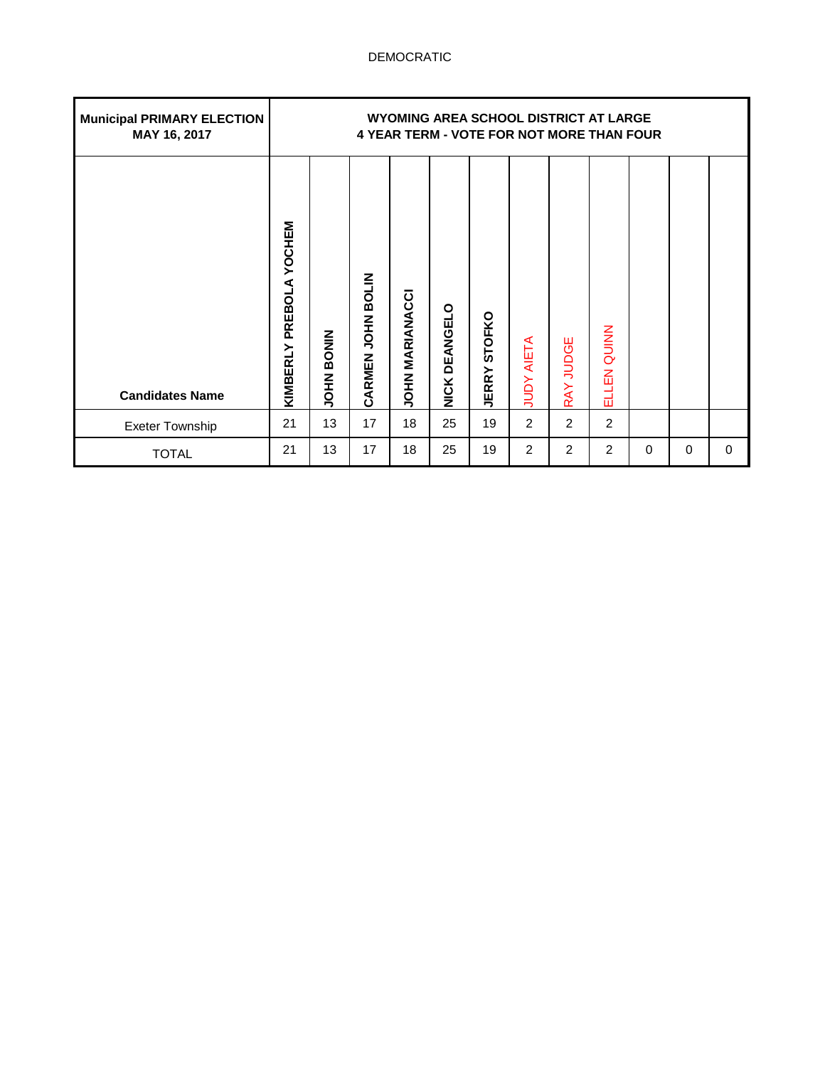DEMOCRATIC

| Municipal PRIMARY ELECTION MAY 16, 2017 | WYOMING AREA SCHOOL DISTRICT AT LARGE 4 YEAR TERM - VOTE FOR NOT MORE THAN FOUR | | | | | | | | | | | |
|---|---|---|---|---|---|---|---|---|---|---|---|---|
| **Candidates Name** | **KIMBERLY PREBOLA YOCHEM** | **JOHN BONIN** | **CARMEN JOHN BOLIN** | **JOHN MARIANACCI** | **NICK DEANGELO** | **JERRY STOFKO** | JUDY AIETA | RAY JUDGE | ELLEN QUINN | | | |
| Exeter Township | 21 | 13 | 17 | 18 | 25 | 19 | 2 | 2 | 2 | | | |
| TOTAL | 21 | 13 | 17 | 18 | 25 | 19 | 2 | 2 | 2 | 0 | 0 | 0 |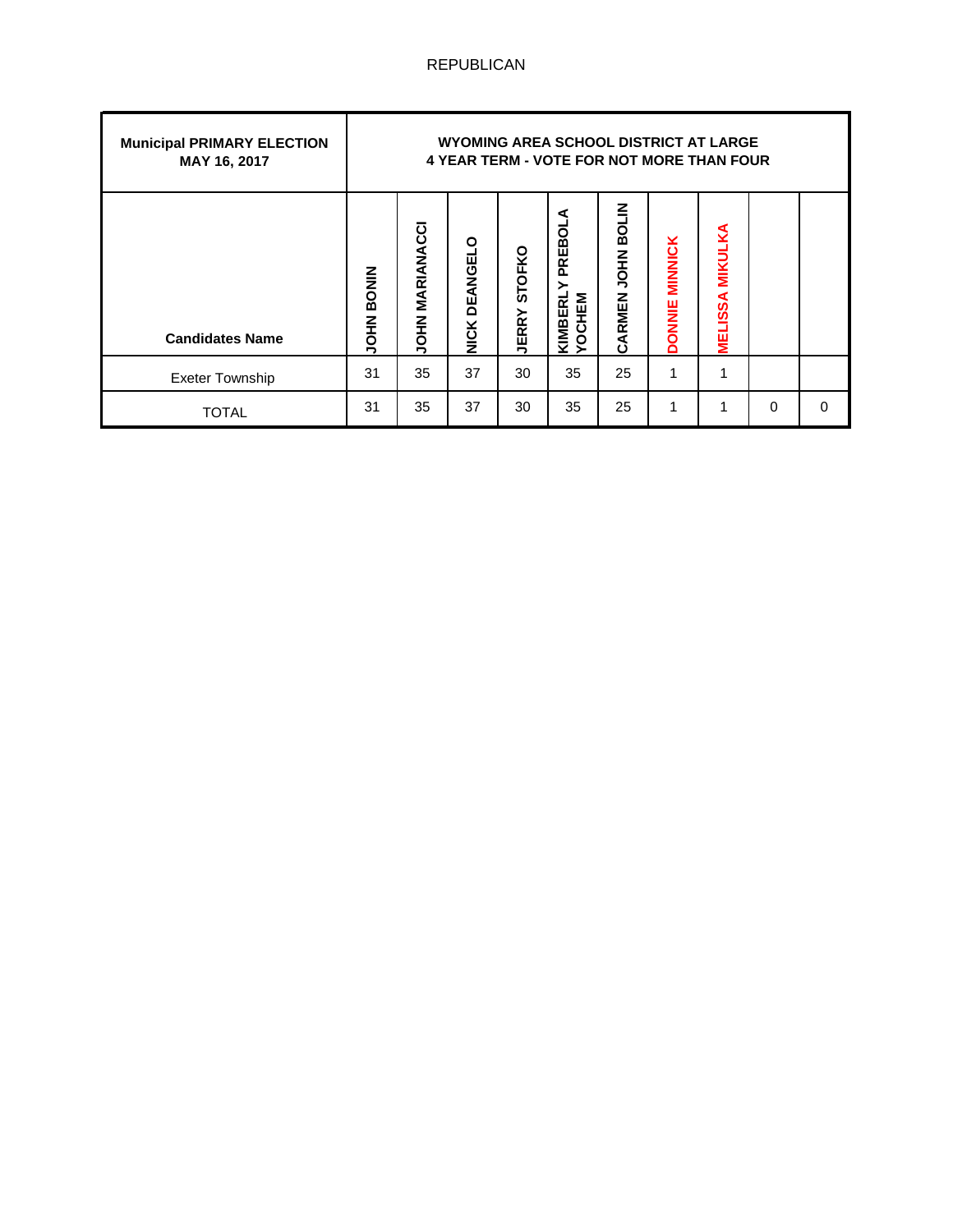REPUBLICAN

| Municipal PRIMARY ELECTION MAY 16, 2017 | WYOMING AREA SCHOOL DISTRICT AT LARGE 4 YEAR TERM - VOTE FOR NOT MORE THAN FOUR | | | | | | | | | |
|---|---|---|---|---|---|---|---|---|---|---|
| **Candidates Name** | JOHN BONIN | JOHN MARIANACCI | NICK DEANGELO | JERRY STOFKO | KIMBERLY PREBOLA YOCHEM | CARMEN JOHN BOLIN | DONNIE MINNICK | MELISSA MIKULKA | | |
| Exeter Township | 31 | 35 | 37 | 30 | 35 | 25 | 1 | 1 | | |
| TOTAL | 31 | 35 | 37 | 30 | 35 | 25 | 1 | 1 | 0 | 0 |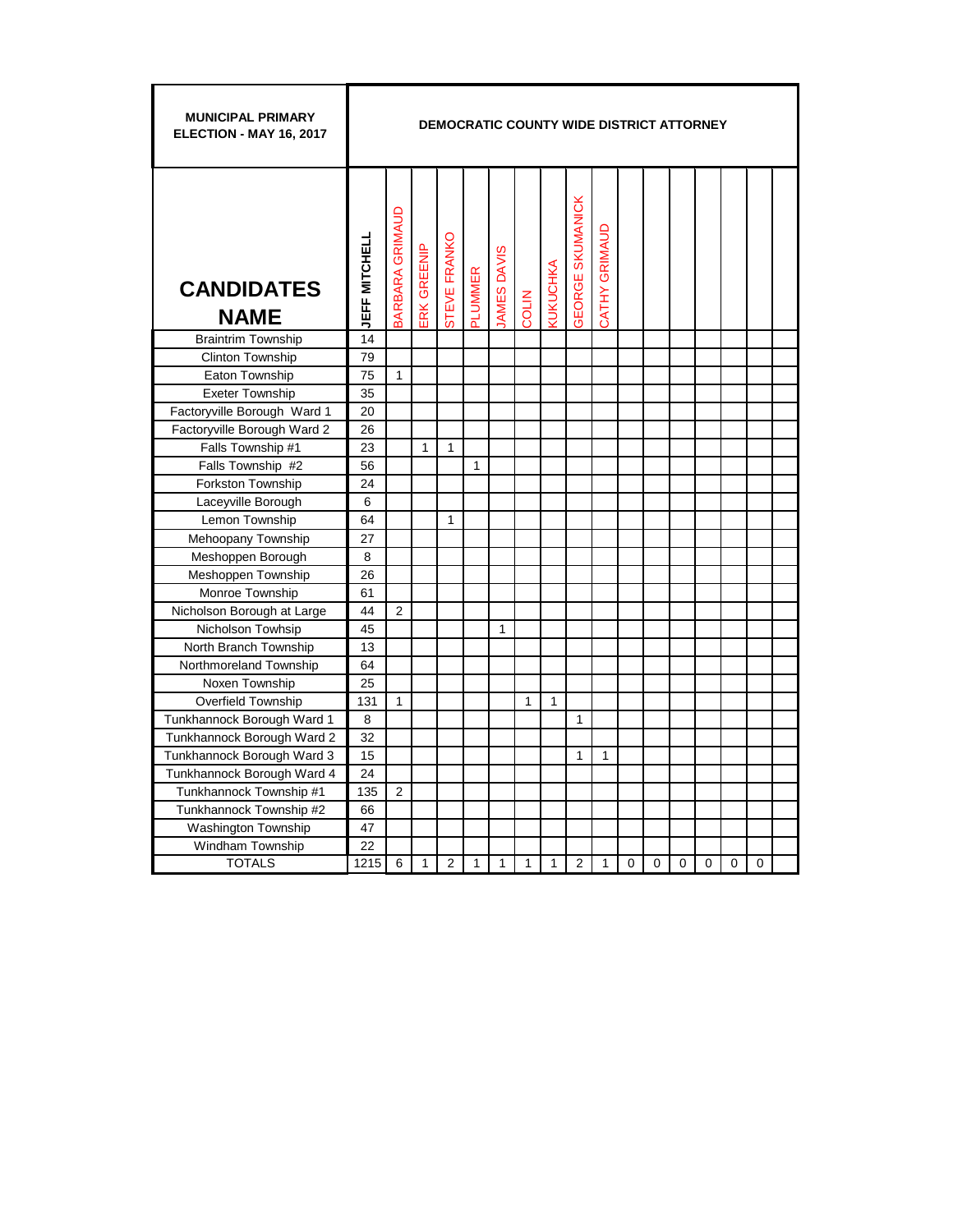| MUNICIPAL PRIMARY ELECTION - MAY 16, 2017 | DEMOCRATIC COUNTY WIDE DISTRICT ATTORNEY | | | | | | | | | | | | | | | | |
|---|---|---|---|---|---|---|---|---|---|---|---|---|---|---|---|---|---|
| **CANDIDATES NAME** | **JEFF MITCHELL** | BARBARA GRIMAUD | ERK GREENIP | STEVE FRANKO | PLUMMER | JAMES DAVIS | COLIN | KUKUCHKA | GEORGE SKUMANICK | CATHY GRIMAUD | | | | | | | |
| Braintrim Township | 14 | | | | | | | | | | | | | | | | |
| Clinton Township | 79 | | | | | | | | | | | | | | | | |
| Eaton Township | 75 | 1 | | | | | | | | | | | | | | | |
| Exeter Township | 35 | | | | | | | | | | | | | | | | |
| Factoryville Borough Ward 1 | 20 | | | | | | | | | | | | | | | | |
| Factoryville Borough Ward 2 | 26 | | | | | | | | | | | | | | | | |
| Falls Township #1 | 23 | | 1 | 1 | | | | | | | | | | | | | |
| Falls Township #2 | 56 | | | | 1 | | | | | | | | | | | | |
| Forkston Township | 24 | | | | | | | | | | | | | | | | |
| Laceyville Borough | 6 | | | | | | | | | | | | | | | | |
| Lemon Township | 64 | | | 1 | | | | | | | | | | | | | |
| Mehoopany Township | 27 | | | | | | | | | | | | | | | | |
| Meshoppen Borough | 8 | | | | | | | | | | | | | | | | |
| Meshoppen Township | 26 | | | | | | | | | | | | | | | | |
| Monroe Township | 61 | | | | | | | | | | | | | | | | |
| Nicholson Borough at Large | 44 | 2 | | | | | | | | | | | | | | | |
| Nicholson Towhsip | 45 | | | | | 1 | | | | | | | | | | | |
| North Branch Township | 13 | | | | | | | | | | | | | | | | |
| Northmoreland Township | 64 | | | | | | | | | | | | | | | | |
| Noxen Township | 25 | | | | | | | | | | | | | | | | |
| Overfield Township | 131 | 1 | | | | | 1 | 1 | | | | | | | | | |
| Tunkhannock Borough Ward 1 | 8 | | | | | | | | 1 | | | | | | | | |
| Tunkhannock Borough Ward 2 | 32 | | | | | | | | | | | | | | | | |
| Tunkhannock Borough Ward 3 | 15 | | | | | | | | 1 | 1 | | | | | | | |
| Tunkhannock Borough Ward 4 | 24 | | | | | | | | | | | | | | | | |
| Tunkhannock Township #1 | 135 | 2 | | | | | | | | | | | | | | | |
| Tunkhannock Township #2 | 66 | | | | | | | | | | | | | | | | |
| Washington Township | 47 | | | | | | | | | | | | | | | | |
| Windham Township | 22 | | | | | | | | | | | | | | | | |
| TOTALS | 1215 | 6 | 1 | 2 | 1 | 1 | 1 | 1 | 2 | 1 | 0 | 0 | 0 | 0 | 0 | 0 | |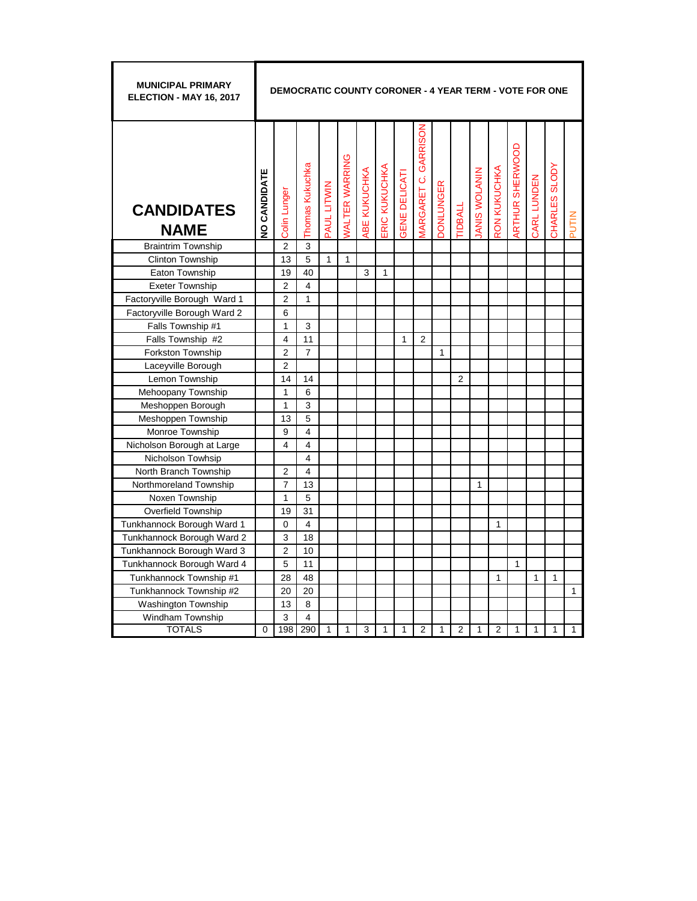| MUNICIPAL PRIMARY ELECTION - MAY 16, 2017 | DEMOCRATIC COUNTY CORONER - 4 YEAR TERM - VOTE FOR ONE | | | | | | | | | | | | | | | | |
|---|---|---|---|---|---|---|---|---|---|---|---|---|---|---|---|---|---|
| **CANDIDATES NAME** | **NO CANDIDATE** | Colin Lunger | Thomas Kukuchka | PAUL LITWIN | WALTER WARRING | ABE KUKUCHKA | ERIC KUKUCHKA | GENE DELICATI | MARGARET C. GARRISON | DONLUNGER | TIDBALL | JANIS WOLANIN | RON KUKUCHKA | ARTHUR SHERWOOD | CARL LUNDEN | CHARLES SLODY | PUTIN |
| Braintrim Township | | 2 | 3 | | | | | | | | | | | | | | |
| Clinton Township | | 13 | 5 | 1 | 1 | | | | | | | | | | | | |
| Eaton Township | | 19 | 40 | | | 3 | 1 | | | | | | | | | | |
| Exeter Township | | 2 | 4 | | | | | | | | | | | | | | |
| Factoryville Borough Ward 1 | | 2 | 1 | | | | | | | | | | | | | | |
| Factoryville Borough Ward 2 | | 6 | | | | | | | | | | | | | | | |
| Falls Township #1 | | 1 | 3 | | | | | | | | | | | | | | |
| Falls Township #2 | | 4 | 11 | | | | | 1 | 2 | | | | | | | | |
| Forkston Township | | 2 | 7 | | | | | | | 1 | | | | | | | |
| Laceyville Borough | | 2 | | | | | | | | | | | | | | | |
| Lemon Township | | 14 | 14 | | | | | | | | 2 | | | | | | |
| Mehoopany Township | | 1 | 6 | | | | | | | | | | | | | | |
| Meshoppen Borough | | 1 | 3 | | | | | | | | | | | | | | |
| Meshoppen Township | | 13 | 5 | | | | | | | | | | | | | | |
| Monroe Township | | 9 | 4 | | | | | | | | | | | | | | |
| Nicholson Borough at Large | | 4 | 4 | | | | | | | | | | | | | | |
| Nicholson Towhsip | | | 4 | | | | | | | | | | | | | | |
| North Branch Township | | 2 | 4 | | | | | | | | | | | | | | |
| Northmoreland Township | | 7 | 13 | | | | | | | | | 1 | | | | | |
| Noxen Township | | 1 | 5 | | | | | | | | | | | | | | |
| Overfield Township | | 19 | 31 | | | | | | | | | | | | | | |
| Tunkhannock Borough Ward 1 | | 0 | 4 | | | | | | | | | | 1 | | | | |
| Tunkhannock Borough Ward 2 | | 3 | 18 | | | | | | | | | | | | | | |
| Tunkhannock Borough Ward 3 | | 2 | 10 | | | | | | | | | | | | | | |
| Tunkhannock Borough Ward 4 | | 5 | 11 | | | | | | | | | | | 1 | | | |
| Tunkhannock Township #1 | | 28 | 48 | | | | | | | | | | 1 | | 1 | 1 | |
| Tunkhannock Township #2 | | 20 | 20 | | | | | | | | | | | | | | 1 |
| Washington Township | | 13 | 8 | | | | | | | | | | | | | | |
| Windham Township | | 3 | 4 | | | | | | | | | | | | | | |
| TOTALS | 0 | 198 | 290 | 1 | 1 | 3 | 1 | 1 | 2 | 1 | 2 | 1 | 2 | 1 | 1 | 1 | 1 |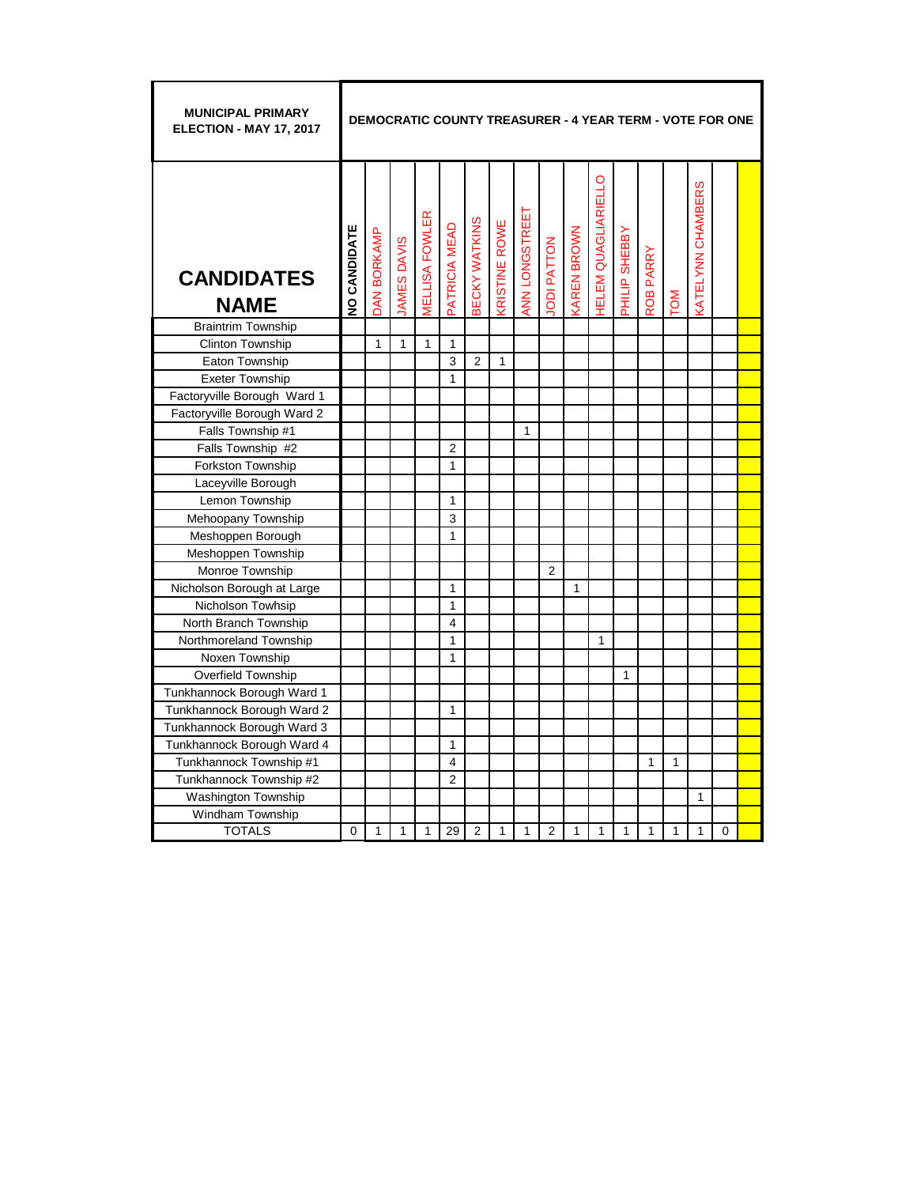| MUNICIPAL PRIMARY ELECTION - MAY 17, 2017 | DEMOCRATIC COUNTY TREASURER - 4 YEAR TERM - VOTE FOR ONE | | | | | | | | | | | | | | | | |
|---|---|---|---|---|---|---|---|---|---|---|---|---|---|---|---|---|---|
| **CANDIDATES NAME** | NO CANDIDATE | DAN BORKAMP | JAMES DAVIS | MELLISA FOWLER | PATRICIA MEAD | BECKY WATKINS | KRISTINE ROWE | ANN LONGSTREET | JODI PATTON | KAREN BROWN | HELEM QUAGLIARIELLO | PHILIP SHEBBY | ROB PARRY | TOM | KATELYNN CHAMBERS | | |
| Braintrim Township | | | | | | | | | | | | | | | | | |
| Clinton Township | | 1 | 1 | 1 | 1 | | | | | | | | | | | | |
| Eaton Township | | | | | 3 | 2 | 1 | | | | | | | | | | |
| Exeter Township | | | | | 1 | | | | | | | | | | | | |
| Factoryville Borough Ward 1 | | | | | | | | | | | | | | | | | |
| Factoryville Borough Ward 2 | | | | | | | | | | | | | | | | | |
| Falls Township #1 | | | | | | | | 1 | | | | | | | | | |
| Falls Township #2 | | | | | 2 | | | | | | | | | | | | |
| Forkston Township | | | | | 1 | | | | | | | | | | | | |
| Laceyville Borough | | | | | | | | | | | | | | | | | |
| Lemon Township | | | | | 1 | | | | | | | | | | | | |
| Mehoopany Township | | | | | 3 | | | | | | | | | | | | |
| Meshoppen Borough | | | | | 1 | | | | | | | | | | | | |
| Meshoppen Township | | | | | | | | | | | | | | | | | |
| Monroe Township | | | | | | | | | 2 | | | | | | | | |
| Nicholson Borough at Large | | | | | 1 | | | | | 1 | | | | | | | |
| Nicholson Towhsip | | | | | 1 | | | | | | | | | | | | |
| North Branch Township | | | | | 4 | | | | | | | | | | | | |
| Northmoreland Township | | | | | 1 | | | | | | 1 | | | | | | |
| Noxen Township | | | | | 1 | | | | | | | | | | | | |
| Overfield Township | | | | | | | | | | | | 1 | | | | | |
| Tunkhannock Borough Ward 1 | | | | | | | | | | | | | | | | | |
| Tunkhannock Borough Ward 2 | | | | | 1 | | | | | | | | | | | | |
| Tunkhannock Borough Ward 3 | | | | | | | | | | | | | | | | | |
| Tunkhannock Borough Ward 4 | | | | | 1 | | | | | | | | | | | | |
| Tunkhannock Township #1 | | | | | 4 | | | | | | | | 1 | 1 | | | |
| Tunkhannock Township #2 | | | | | 2 | | | | | | | | | | | | |
| Washington Township | | | | | | | | | | | | | | | 1 | | |
| Windham Township | | | | | | | | | | | | | | | | | |
| TOTALS | 0 | 1 | 1 | 1 | 29 | 2 | 1 | 1 | 2 | 1 | 1 | 1 | 1 | 1 | 1 | 0 | |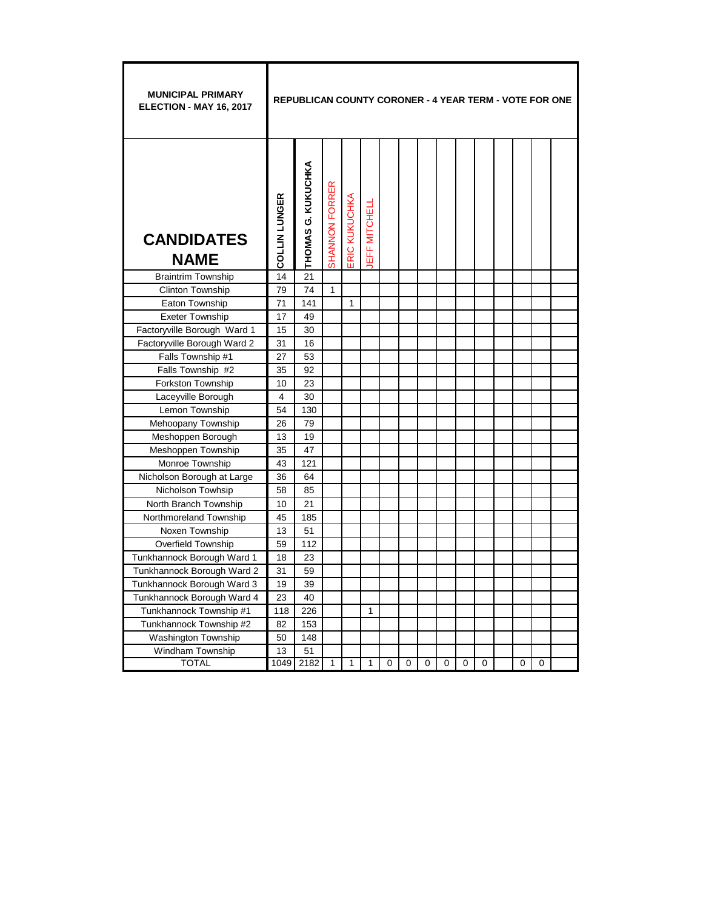| MUNICIPAL PRIMARY ELECTION - MAY 16, 2017 | REPUBLICAN COUNTY CORONER - 4 YEAR TERM - VOTE FOR ONE | | | | | | | | | | | | | | |
|---|---|---|---|---|---|---|---|---|---|---|---|---|---|---|---|
| **CANDIDATES NAME** | COLLIN LUNGER | THOMAS G. KUKUCHKA | SHANNON FORRER | ERIC KUKUCHKA | JEFF MITCHELL | | | | | | | | | | |
| Braintrim Township | 14 | 21 | | | | | | | | | | | | | |
| Clinton Township | 79 | 74 | 1 | | | | | | | | | | | | |
| Eaton Township | 71 | 141 | | 1 | | | | | | | | | | | |
| Exeter Township | 17 | 49 | | | | | | | | | | | | | |
| Factoryville Borough Ward 1 | 15 | 30 | | | | | | | | | | | | | |
| Factoryville Borough Ward 2 | 31 | 16 | | | | | | | | | | | | | |
| Falls Township #1 | 27 | 53 | | | | | | | | | | | | | |
| Falls Township #2 | 35 | 92 | | | | | | | | | | | | | |
| Forkston Township | 10 | 23 | | | | | | | | | | | | | |
| Laceyville Borough | 4 | 30 | | | | | | | | | | | | | |
| Lemon Township | 54 | 130 | | | | | | | | | | | | | |
| Mehoopany Township | 26 | 79 | | | | | | | | | | | | | |
| Meshoppen Borough | 13 | 19 | | | | | | | | | | | | | |
| Meshoppen Township | 35 | 47 | | | | | | | | | | | | | |
| Monroe Township | 43 | 121 | | | | | | | | | | | | | |
| Nicholson Borough at Large | 36 | 64 | | | | | | | | | | | | | |
| Nicholson Towhsip | 58 | 85 | | | | | | | | | | | | | |
| North Branch Township | 10 | 21 | | | | | | | | | | | | | |
| Northmoreland Township | 45 | 185 | | | | | | | | | | | | | |
| Noxen Township | 13 | 51 | | | | | | | | | | | | | |
| Overfield Township | 59 | 112 | | | | | | | | | | | | | |
| Tunkhannock Borough Ward 1 | 18 | 23 | | | | | | | | | | | | | |
| Tunkhannock Borough Ward 2 | 31 | 59 | | | | | | | | | | | | | |
| Tunkhannock Borough Ward 3 | 19 | 39 | | | | | | | | | | | | | |
| Tunkhannock Borough Ward 4 | 23 | 40 | | | | | | | | | | | | | |
| Tunkhannock Township #1 | 118 | 226 | | | 1 | | | | | | | | | | |
| Tunkhannock Township #2 | 82 | 153 | | | | | | | | | | | | | |
| Washington Township | 50 | 148 | | | | | | | | | | | | | |
| Windham Township | 13 | 51 | | | | | | | | | | | | | |
| TOTAL | 1049 | 2182 | 1 | 1 | 1 | 0 | 0 | 0 | 0 | 0 | 0 | | 0 | 0 | |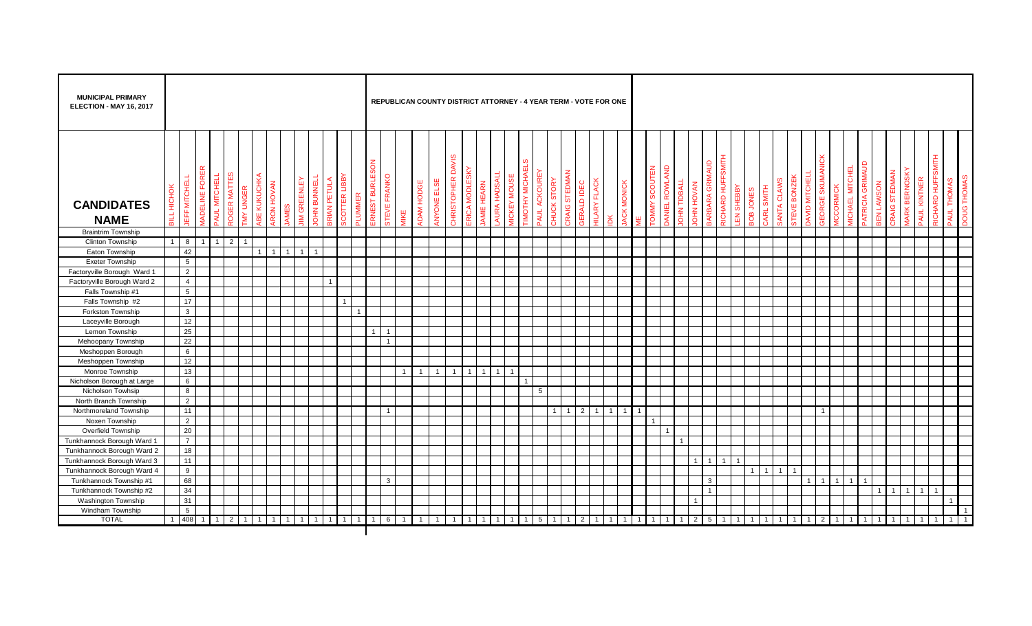**MUNICIPAL PRIMARY ELECTION - MAY 16, 2017**

**REPUBLICAN COUNTY DISTRICT ATTORNEY - 4 YEAR TERM - VOTE FOR ONE**

| CANDIDATES NAME | BILL HICHOK | JEFF MITCHELL | MADELINE FORER | PAUL MITCHELL | ROGER MATTES | TMY UNGER | ABE KUKUCHKA | ARON HOVAN | JAMES | JIM GREENLEY | JOHN BUNNELL | BRIAN PETULA | SCOTTER LIBBY | PLUMMER | ERNEST BURLESON | STEVE FRANKO | MIKE | ADAM HODGE | ANYONE ELSE | CHRISTOPHER DAVIS | ERICA MODLESKY | JAMIE HEARN | LAURA HADSALL | MICKEY MOUSE | TIMOTHY MICHAELS | PAUL ACKOUREY | CHUCK STORY | CRAIG STEDMAN | GERALD IDEC | HILARY FLACK | IDK | JACK MONICK | ME | TOMMY SCOUTEN | DANIEL ROWLAND | JOHN TIDBALL | JOHN HOVAN | BARBARA GRIMAUD | RICHARD HUFFSMITH | LEN SHEBBY | BOB JONES | CARL SMITH | SANTA CLAWS | STEVE BONZEK | DAVID MITCHELL | GEORGE SKUMANICK | MCCORMICK | MICHAEL MITCHEL | PATRICIA GRIMAUD | BEN LAWSON | CRAIG STEDMAN | MARK BERNOSKY | PAUL KINTNER | RICHARD HUFFSMITH | PAUL THOMAS | DOUG THOMAS |
|---|---|---|---|---|---|---|---|---|---|---|---|---|---|---|---|---|---|---|---|---|---|---|---|---|---|---|---|---|---|---|---|---|---|---|---|---|---|---|---|---|---|---|---|---|---|---|---|---|---|---|---|---|---|---|---|---|
| Braintrim Township | | | | | | | | | | | | | | | | | | | | | | | | | | | | | | | | | | | | | | | | | | | | | | | | | | | | | | | | |
| Clinton Township | 1 | 8 | 1 | 1 | 2 | 1 | | | | | | | | | | | | | | | | | | | | | | | | | | | | | | | | | | | | | | | | | | | | | | | | | | |
| Eaton Township | | 42 | | | | | 1 | 1 | 1 | 1 | 1 | | | | | | | | | | | | | | | | | | | | | | | | | | | | | | | | | | | | | | | | | | | | | |
| Exeter Township | | 5 | | | | | | | | | | | | | | | | | | | | | | | | | | | | | | | | | | | | | | | | | | | | | | | | | | | | | | |
| Factoryville Borough Ward 1 | | 2 | | | | | | | | | | | | | | | | | | | | | | | | | | | | | | | | | | | | | | | | | | | | | | | | | | | | | | |
| Factoryville Borough Ward 2 | | 4 | | | | | | | | | | 1 | | | | | | | | | | | | | | | | | | | | | | | | | | | | | | | | | | | | | | | | | | | | |
| Falls Township #1 | | 5 | | | | | | | | | | | | | | | | | | | | | | | | | | | | | | | | | | | | | | | | | | | | | | | | | | | | | | |
| Falls Township #2 | | 17 | | | | | | | | | | | 1 | | | | | | | | | | | | | | | | | | | | | | | | | | | | | | | | | | | | | | | | | | | |
| Forkston Township | | 3 | | | | | | | | | | | | 1 | | | | | | | | | | | | | | | | | | | | | | | | | | | | | | | | | | | | | | | | | | |
| Laceyville Borough | | 12 | | | | | | | | | | | | | | | | | | | | | | | | | | | | | | | | | | | | | | | | | | | | | | | | | | | | | | |
| Lemon Township | | 25 | | | | | | | | | | | | | 1 | 1 | | | | | | | | | | | | | | | | | | | | | | | | | | | | | | | | | | | | | | | | |
| Mehoopany Township | | 22 | | | | | | | | | | | | | | 1 | | | | | | | | | | | | | | | | | | | | | | | | | | | | | | | | | | | | | | | | |
| Meshoppen Borough | | 6 | | | | | | | | | | | | | | | | | | | | | | | | | | | | | | | | | | | | | | | | | | | | | | | | | | | | | | | |
| Meshoppen Township | | 12 | | | | | | | | | | | | | | | | | | | | | | | | | | | | | | | | | | | | | | | | | | | | | | | | | | | | | | | |
| Monroe Township | | 13 | | | | | | | | | | | | | | | 1 | 1 | 1 | 1 | 1 | 1 | 1 | 1 | | | | | | | | | | | | | | | | | | | | | | | | | | | | | | | | |
| Nicholson Borough at Large | | 6 | | | | | | | | | | | | | | | | | | | | | | | 1 | | | | | | | | | | | | | | | | | | | | | | | | | | | | | | | |
| Nicholson Towhsip | | 8 | | | | | | | | | | | | | | | | | | | | | | | | 5 | | | | | | | | | | | | | | | | | | | | | | | | | | | | | | |
| North Branch Township | | 2 | | | | | | | | | | | | | | | | | | | | | | | | | | | | | | | | | | | | | | | | | | | | | | | | | | | | | | |
| Northmoreland Township | | 11 | | | | | | | | | | | | | | 1 | | | | | | | | | | | 1 | 1 | 2 | 1 | 1 | 1 | 1 | | | | | | | | | | | | | 1 | | | | | | | | | | |
| Noxen Township | | 2 | | | | | | | | | | | | | | | | | | | | | | | | | | | | | | | | 1 | | | | | | | | | | | | | | | | | | | | | | |
| Overfield Township | | 20 | | | | | | | | | | | | | | | | | | | | | | | | | | | | | | | | | 1 | | | | | | | | | | | | | | | | | | | | | |
| Tunkhannock Borough Ward 1 | | 7 | | | | | | | | | | | | | | | | | | | | | | | | | | | | | | | | | | 1 | | | | | | | | | | | | | | | | | | | | |
| Tunkhannock Borough Ward 2 | | 18 | | | | | | | | | | | | | | | | | | | | | | | | | | | | | | | | | | | | | | | | | | | | | | | | | | | | | | |
| Tunkhannock Borough Ward 3 | | 11 | | | | | | | | | | | | | | | | | | | | | | | | | | | | | | | | | | | 1 | 1 | 1 | 1 | | | | | | | | | | | | | | | | |
| Tunkhannock Borough Ward 4 | | 9 | | | | | | | | | | | | | | | | | | | | | | | | | | | | | | | | | | | | | | | 1 | 1 | 1 | 1 | | | | | | | | | | | | |
| Tunkhannock Township #1 | | 68 | | | | | | | | | | | | | | 3 | | | | | | | | | | | | | | | | | | | | | | 3 | | | | | | | 1 | 1 | 1 | 1 | 1 | | | | | | | |
| Tunkhannock Township #2 | | 34 | | | | | | | | | | | | | | | | | | | | | | | | | | | | | | | | | | | | 1 | | | | | | | | | | | | 1 | 1 | 1 | 1 | 1 | | |
| Washington Township | | 31 | | | | | | | | | | | | | | | | | | | | | | | | | | | | | | | | | | | 1 | | | | | | | | | | | | | | | | | | 1 | |
| Windham Township | | 5 | | | | | | | | | | | | | | | | | | | | | | | | | | | | | | | | | | | | | | | | | | | | | | | | | | | | | | 1 |
| TOTAL | 1 | 408 | 1 | 1 | 2 | 1 | 1 | 1 | 1 | 1 | 1 | 1 | 1 | 1 | 1 | 6 | 1 | 1 | 1 | 1 | 1 | 1 | 1 | 1 | 1 | 5 | 1 | 1 | 2 | 1 | 1 | 1 | 1 | 1 | 1 | 1 | 2 | 5 | 1 | 1 | 1 | 1 | 1 | 1 | 1 | 2 | 1 | 1 | 1 | 1 | 1 | 1 | 1 | 1 | 1 | 1 |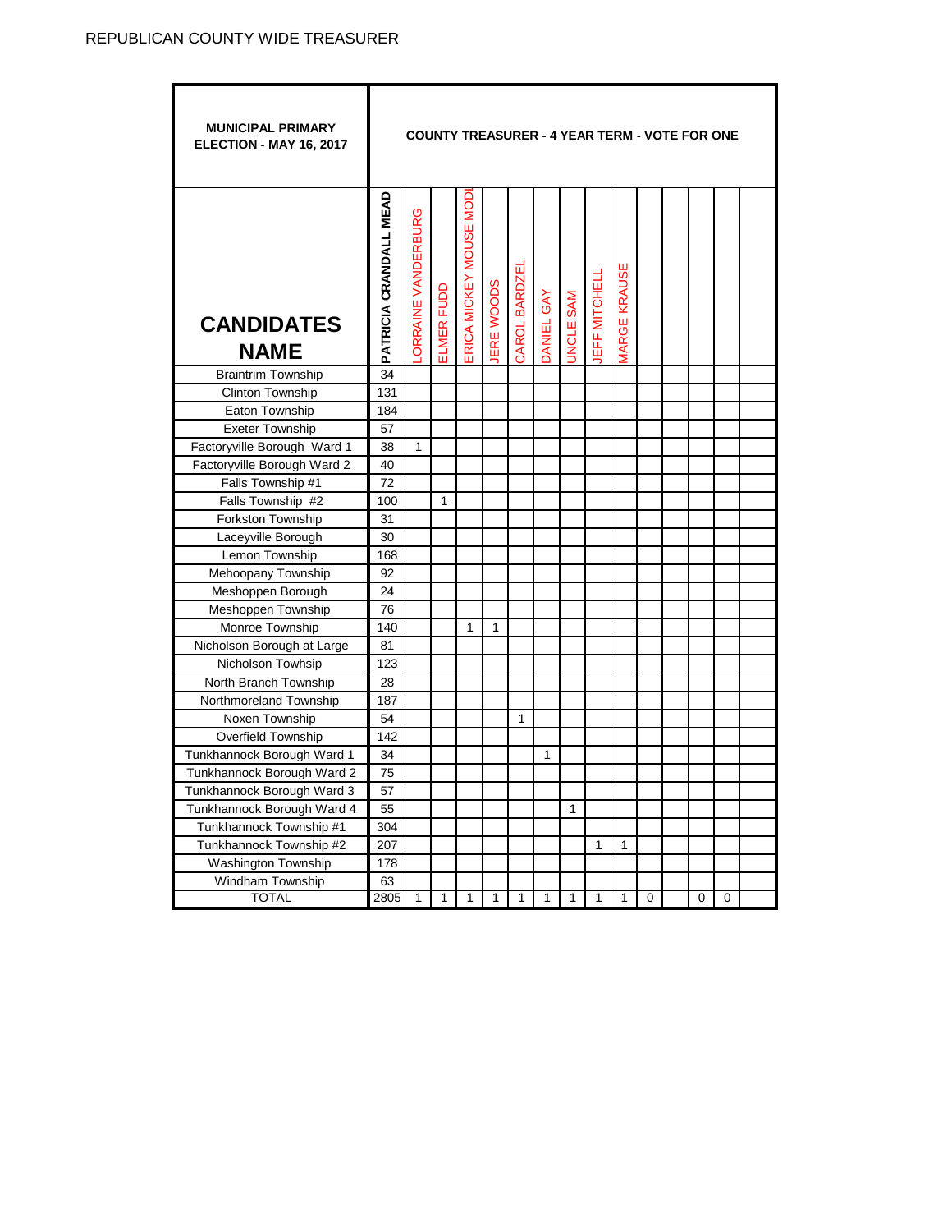REPUBLICAN COUNTY WIDE TREASURER

| MUNICIPAL PRIMARY ELECTION - MAY 16, 2017 | COUNTY TREASURER - 4 YEAR TERM - VOTE FOR ONE | | | | | | | | | | | | | | |
|---|---|---|---|---|---|---|---|---|---|---|---|---|---|---|---|
| CANDIDATES NAME | PATRICIA CRANDALL MEAD | LORRAINE VANDERBURG | ELMER FUDD | ERICA MICKEY MOUSE MODI | JERE WOODS | CAROL BARDZEL | DANIEL GAY | UNCLE SAM | JEFF MITCHELL | MARGE KRAUSE | | | | | |
| Braintrim Township | 34 | | | | | | | | | | | | | | |
| Clinton Township | 131 | | | | | | | | | | | | | | |
| Eaton Township | 184 | | | | | | | | | | | | | | |
| Exeter Township | 57 | | | | | | | | | | | | | | |
| Factoryville Borough Ward 1 | 38 | 1 | | | | | | | | | | | | | |
| Factoryville Borough Ward 2 | 40 | | | | | | | | | | | | | | |
| Falls Township #1 | 72 | | | | | | | | | | | | | | |
| Falls Township #2 | 100 | | 1 | | | | | | | | | | | | |
| Forkston Township | 31 | | | | | | | | | | | | | | |
| Laceyville Borough | 30 | | | | | | | | | | | | | | |
| Lemon Township | 168 | | | | | | | | | | | | | | |
| Mehoopany Township | 92 | | | | | | | | | | | | | | |
| Meshoppen Borough | 24 | | | | | | | | | | | | | | |
| Meshoppen Township | 76 | | | | | | | | | | | | | | |
| Monroe Township | 140 | | | 1 | 1 | | | | | | | | | | |
| Nicholson Borough at Large | 81 | | | | | | | | | | | | | | |
| Nicholson Towhsip | 123 | | | | | | | | | | | | | | |
| North Branch Township | 28 | | | | | | | | | | | | | | |
| Northmoreland Township | 187 | | | | | | | | | | | | | | |
| Noxen Township | 54 | | | | | 1 | | | | | | | | | |
| Overfield Township | 142 | | | | | | | | | | | | | | |
| Tunkhannock Borough Ward 1 | 34 | | | | | | 1 | | | | | | | | |
| Tunkhannock Borough Ward 2 | 75 | | | | | | | | | | | | | | |
| Tunkhannock Borough Ward 3 | 57 | | | | | | | | | | | | | | |
| Tunkhannock Borough Ward 4 | 55 | | | | | | | 1 | | | | | | | |
| Tunkhannock Township #1 | 304 | | | | | | | | | | | | | | |
| Tunkhannock Township #2 | 207 | | | | | | | | 1 | 1 | | | | | |
| Washington Township | 178 | | | | | | | | | | | | | | |
| Windham Township | 63 | | | | | | | | | | | | | | |
| TOTAL | 2805 | 1 | 1 | 1 | 1 | 1 | 1 | 1 | 1 | 1 | 0 | | 0 | 0 | |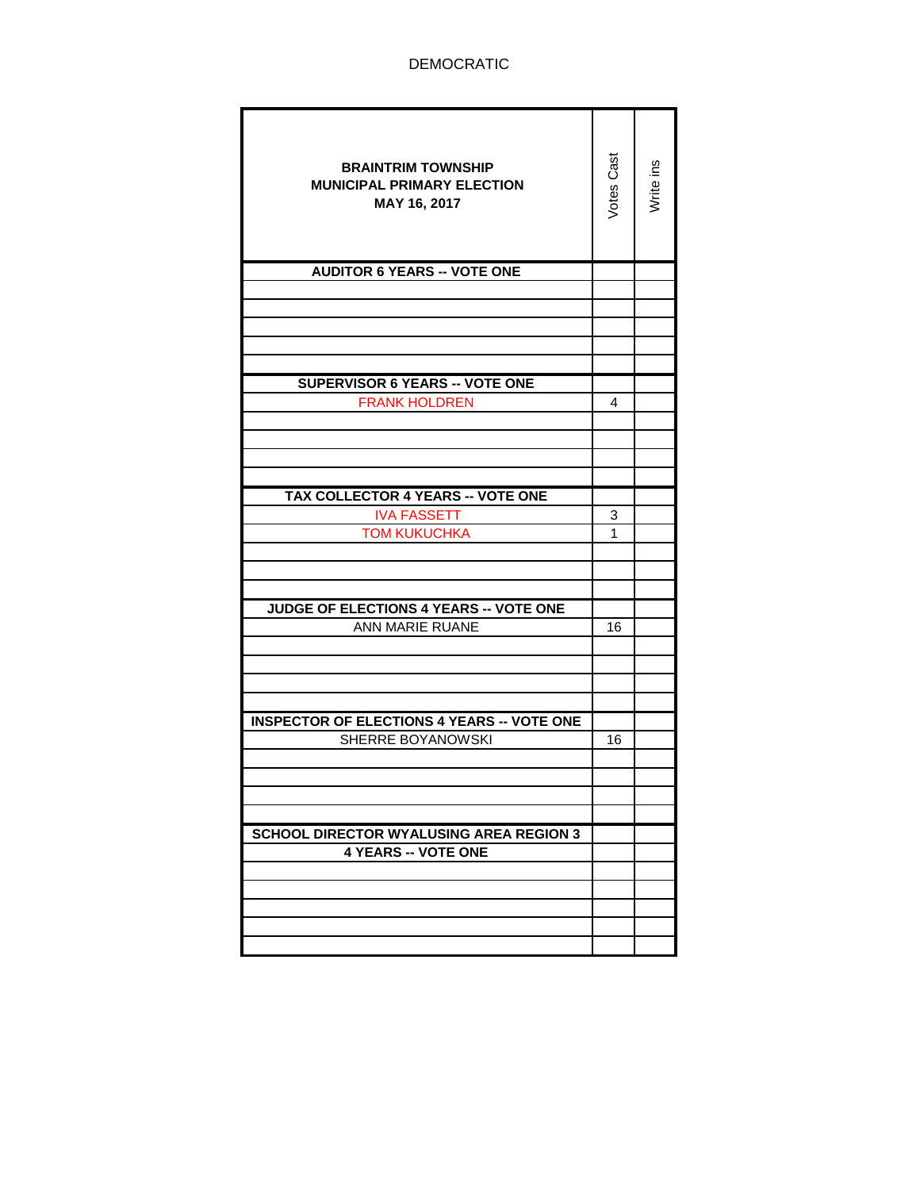DEMOCRATIC

| BRAINTRIM TOWNSHIP MUNICIPAL PRIMARY ELECTION MAY 16, 2017 | Votes Cast | Write ins |
|---|---|---|
| **AUDITOR 6 YEARS -- VOTE ONE** | | |
| | | |
| | | |
| | | |
| | | |
| | | |
| **SUPERVISOR 6 YEARS -- VOTE ONE** | | |
| FRANK HOLDREN | 4 | |
| | | |
| | | |
| | | |
| | | |
| **TAX COLLECTOR 4 YEARS -- VOTE ONE** | | |
| IVA FASSETT | 3 | |
| TOM KUKUCHKA | 1 | |
| | | |
| | | |
| | | |
| **JUDGE OF ELECTIONS 4 YEARS -- VOTE ONE** | | |
| ANN MARIE RUANE | 16 | |
| | | |
| | | |
| | | |
| | | |
| **INSPECTOR OF ELECTIONS 4 YEARS -- VOTE ONE** | | |
| SHERRE BOYANOWSKI | 16 | |
| | | |
| | | |
| | | |
| | | |
| **SCHOOL DIRECTOR WYALUSING AREA REGION 3** | | |
| **4 YEARS -- VOTE ONE** | | |
| | | |
| | | |
| | | |
| | | |
| | | |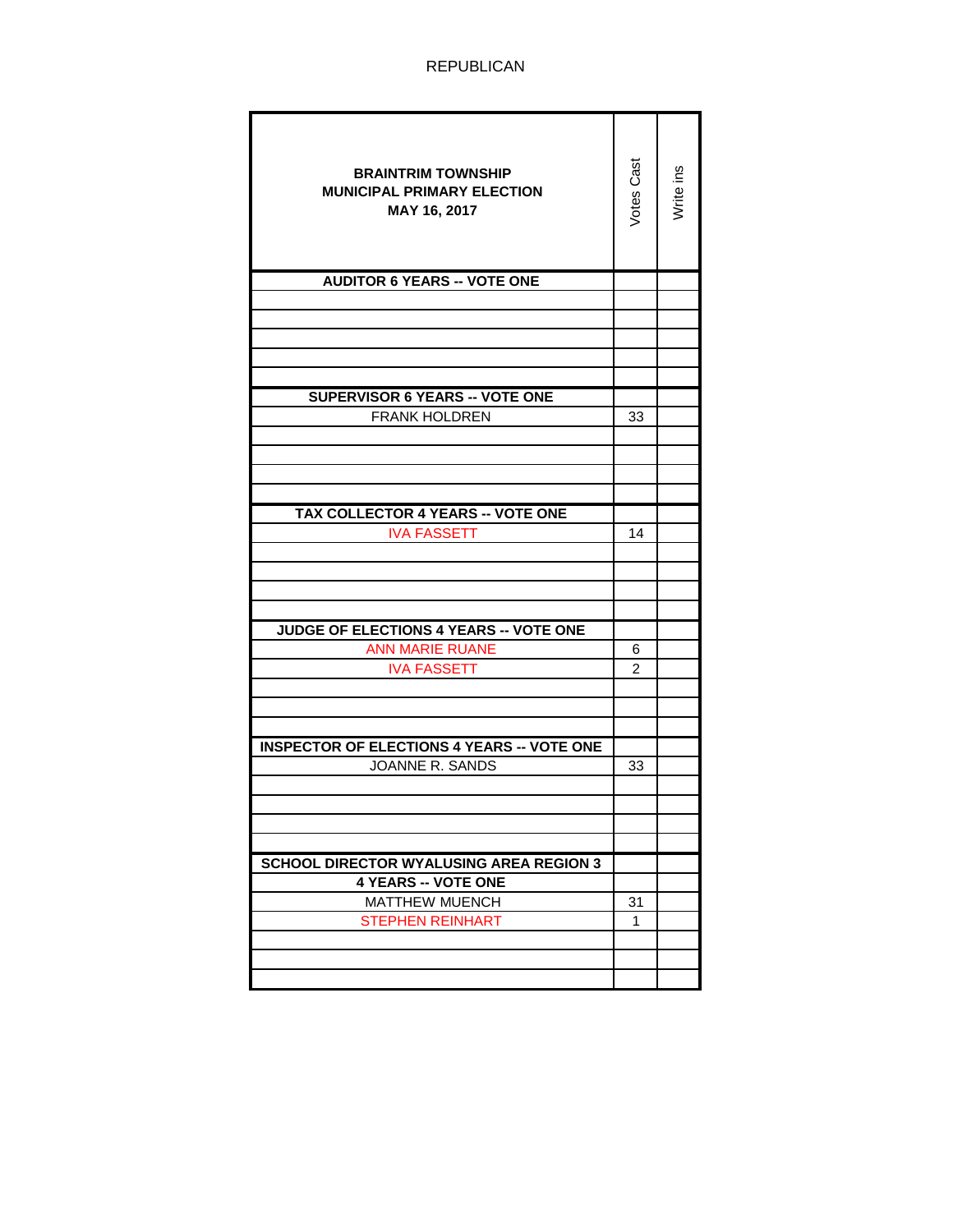REPUBLICAN

| BRAINTRIM TOWNSHIP<br>MUNICIPAL PRIMARY ELECTION<br>MAY 16, 2017 | Votes Cast | Write ins |
|---|---|---|
| **AUDITOR 6 YEARS -- VOTE ONE** | | |
| | | |
| | | |
| | | |
| | | |
| | | |
| **SUPERVISOR 6 YEARS -- VOTE ONE** | | |
| FRANK HOLDREN | 33 | |
| | | |
| | | |
| | | |
| | | |
| **TAX COLLECTOR 4 YEARS -- VOTE ONE** | | |
| IVA FASSETT | 14 | |
| | | |
| | | |
| | | |
| | | |
| **JUDGE OF ELECTIONS 4 YEARS -- VOTE ONE** | | |
| ANN MARIE RUANE | 6 | |
| IVA FASSETT | 2 | |
| | | |
| | | |
| | | |
| **INSPECTOR OF ELECTIONS 4 YEARS -- VOTE ONE** | | |
| JOANNE R. SANDS | 33 | |
| | | |
| | | |
| | | |
| | | |
| **SCHOOL DIRECTOR WYALUSING AREA REGION 3** | | |
| **4 YEARS -- VOTE ONE** | | |
| MATTHEW MUENCH | 31 | |
| STEPHEN REINHART | 1 | |
| | | |
| | | |
| | | |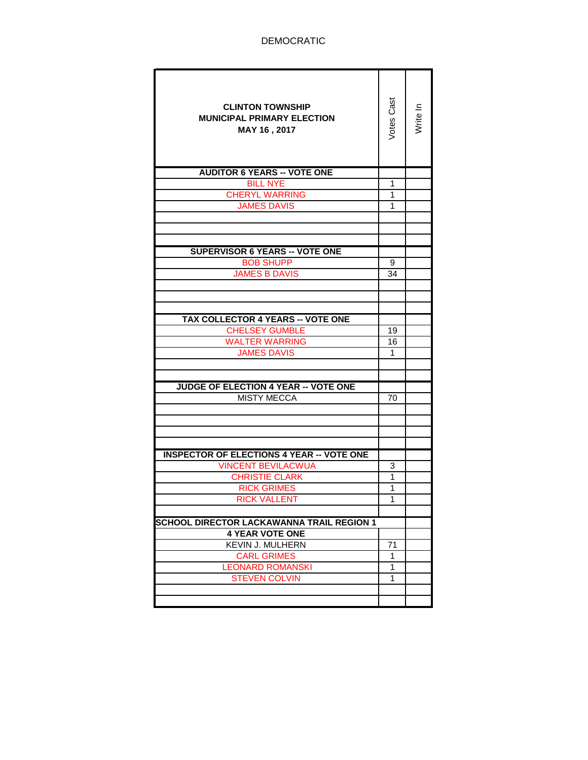DEMOCRATIC

| CLINTON TOWNSHIP<br>MUNICIPAL PRIMARY ELECTION<br>MAY 16 , 2017 | Votes Cast | Write In |
|---|---|---|
| **AUDITOR 6 YEARS -- VOTE ONE** | | |
| BILL NYE | 1 | |
| CHERYL WARRING | 1 | |
| JAMES DAVIS | 1 | |
| | | |
| | | |
| | | |
| **SUPERVISOR 6 YEARS -- VOTE ONE** | | |
| BOB SHUPP | 9 | |
| JAMES B DAVIS | 34 | |
| | | |
| | | |
| | | |
| **TAX COLLECTOR 4 YEARS -- VOTE ONE** | | |
| CHELSEY GUMBLE | 19 | |
| WALTER WARRING | 16 | |
| JAMES DAVIS | 1 | |
| | | |
| | | |
| **JUDGE OF ELECTION 4 YEAR -- VOTE ONE** | | |
| MISTY MECCA | 70 | |
| | | |
| | | |
| | | |
| | | |
| **INSPECTOR OF ELECTIONS 4 YEAR -- VOTE ONE** | | |
| VINCENT BEVILACWUA | 3 | |
| CHRISTIE CLARK | 1 | |
| RICK GRIMES | 1 | |
| RICK VALLENT | 1 | |
| | | |
| **SCHOOL DIRECTOR LACKAWANNA TRAIL REGION 1** | | |
| **4 YEAR VOTE ONE** | | |
| KEVIN J. MULHERN | 71 | |
| CARL GRIMES | 1 | |
| LEONARD ROMANSKI | 1 | |
| STEVEN COLVIN | 1 | |
| | | |
| | | |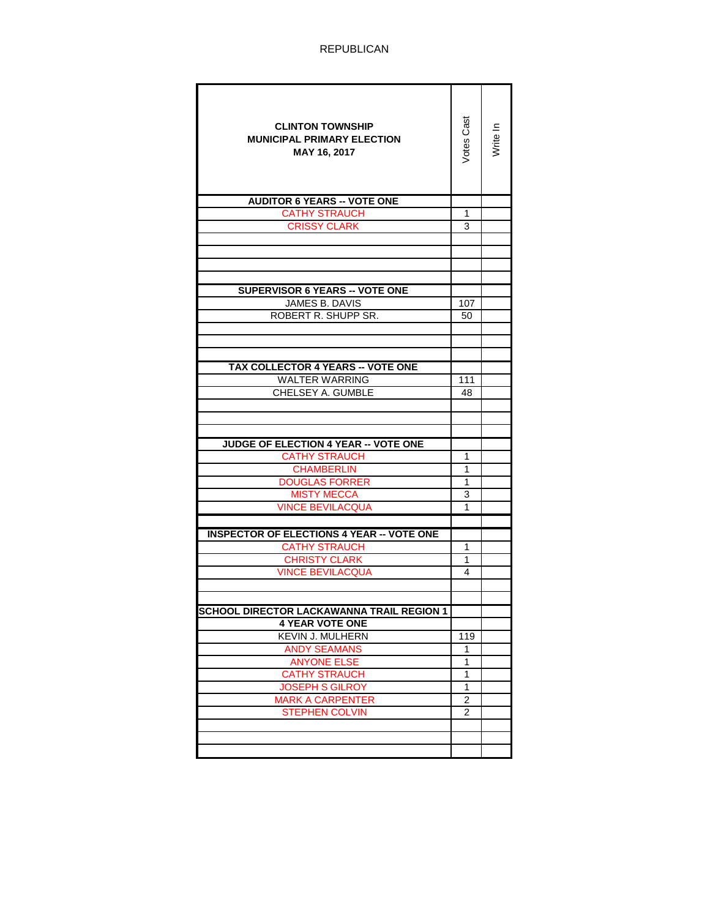REPUBLICAN

| CLINTON TOWNSHIP<br>MUNICIPAL PRIMARY ELECTION<br>MAY 16, 2017 | Votes Cast | Write In |
|---|---|---|
| **AUDITOR 6 YEARS -- VOTE ONE** | | |
| CATHY STRAUCH | 1 | |
| CRISSY CLARK | 3 | |
| | | |
| | | |
| | | |
| | | |
| **SUPERVISOR 6 YEARS -- VOTE ONE** | | |
| JAMES B. DAVIS | 107 | |
| ROBERT R. SHUPP SR. | 50 | |
| | | |
| | | |
| | | |
| **TAX COLLECTOR 4 YEARS -- VOTE ONE** | | |
| WALTER WARRING | 111 | |
| CHELSEY A. GUMBLE | 48 | |
| | | |
| | | |
| | | |
| **JUDGE OF ELECTION 4 YEAR -- VOTE ONE** | | |
| CATHY STRAUCH | 1 | |
| CHAMBERLIN | 1 | |
| DOUGLAS FORRER | 1 | |
| MISTY MECCA | 3 | |
| VINCE BEVILACQUA | 1 | |
| | | |
| **INSPECTOR OF ELECTIONS 4 YEAR -- VOTE ONE** | | |
| CATHY STRAUCH | 1 | |
| CHRISTY CLARK | 1 | |
| VINCE BEVILACQUA | 4 | |
| | | |
| | | |
| **SCHOOL DIRECTOR LACKAWANNA TRAIL REGION 1** | | |
| **4 YEAR VOTE ONE** | | |
| KEVIN J. MULHERN | 119 | |
| ANDY SEAMANS | 1 | |
| ANYONE ELSE | 1 | |
| CATHY STRAUCH | 1 | |
| JOSEPH S GILROY | 1 | |
| MARK A CARPENTER | 2 | |
| STEPHEN COLVIN | 2 | |
| | | |
| | | |
| | | |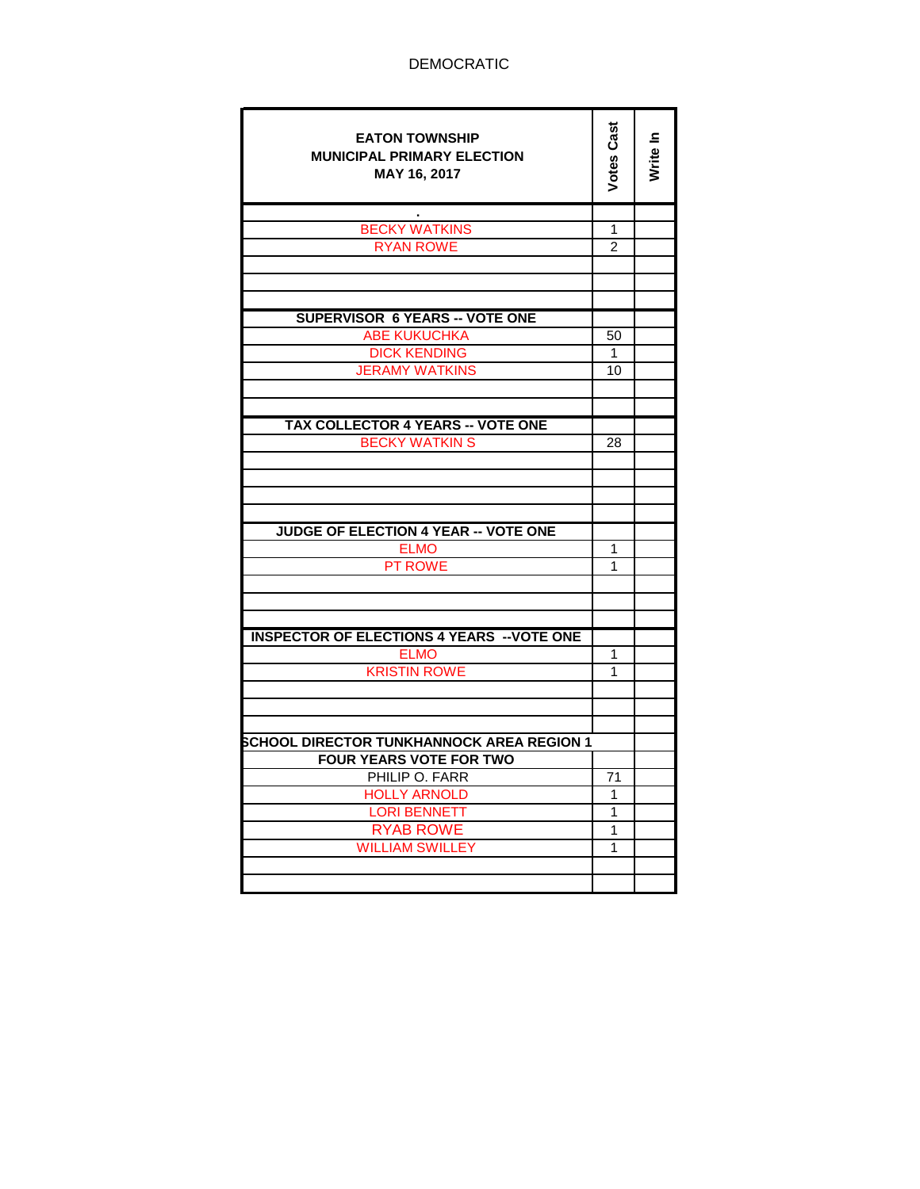DEMOCRATIC

| EATON TOWNSHIP<br>MUNICIPAL PRIMARY ELECTION<br>MAY 16, 2017 | Votes Cast | Write In |
|---|---|---|
| . | | |
| BECKY WATKINS | 1 | |
| RYAN ROWE | 2 | |
| | | |
| | | |
| | | |
| **SUPERVISOR 6 YEARS -- VOTE ONE** | | |
| ABE KUKUCHKA | 50 | |
| DICK KENDING | 1 | |
| JERAMY WATKINS | 10 | |
| | | |
| | | |
| **TAX COLLECTOR 4 YEARS -- VOTE ONE** | | |
| BECKY WATKIN S | 28 | |
| | | |
| | | |
| | | |
| | | |
| **JUDGE OF ELECTION 4 YEAR -- VOTE ONE** | | |
| ELMO | 1 | |
| PT ROWE | 1 | |
| | | |
| | | |
| | | |
| **INSPECTOR OF ELECTIONS 4 YEARS --VOTE ONE** | | |
| ELMO | 1 | |
| KRISTIN ROWE | 1 | |
| | | |
| | | |
| | | |
| **SCHOOL DIRECTOR TUNKHANNOCK AREA REGION 1** | | |
| **FOUR YEARS VOTE FOR TWO** | | |
| PHILIP O. FARR | 71 | |
| HOLLY ARNOLD | 1 | |
| LORI BENNETT | 1 | |
| RYAB ROWE | 1 | |
| WILLIAM SWILLEY | 1 | |
| | | |
| | | |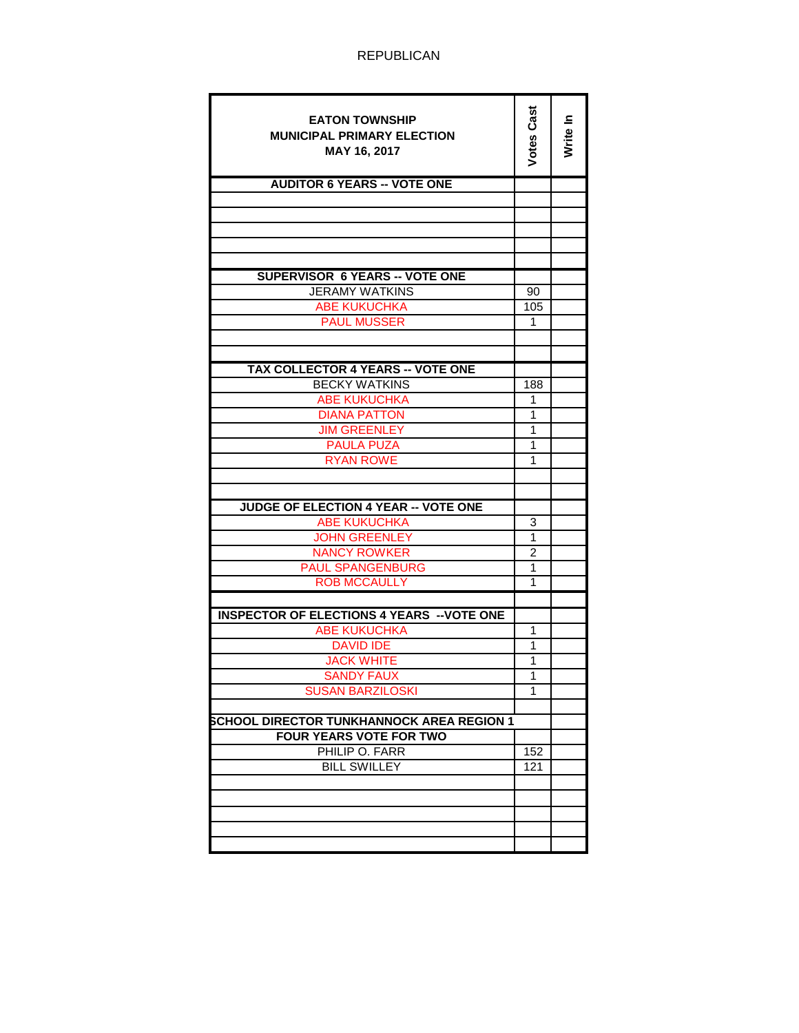REPUBLICAN

| EATON TOWNSHIP<br>MUNICIPAL PRIMARY ELECTION<br>MAY 16, 2017 | Votes Cast | Write In |
|---|---|---|
| **AUDITOR 6 YEARS -- VOTE ONE** | | |
| | | |
| | | |
| | | |
| | | |
| | | |
| **SUPERVISOR 6 YEARS -- VOTE ONE** | | |
| JERAMY WATKINS | 90 | |
| ABE KUKUCHKA | 105 | |
| PAUL MUSSER | 1 | |
| | | |
| | | |
| **TAX COLLECTOR 4 YEARS -- VOTE ONE** | | |
| BECKY WATKINS | 188 | |
| ABE KUKUCHKA | 1 | |
| DIANA PATTON | 1 | |
| JIM GREENLEY | 1 | |
| PAULA PUZA | 1 | |
| RYAN ROWE | 1 | |
| | | |
| | | |
| **JUDGE OF ELECTION 4 YEAR -- VOTE ONE** | | |
| ABE KUKUCHKA | 3 | |
| JOHN GREENLEY | 1 | |
| NANCY ROWKER | 2 | |
| PAUL SPANGENBURG | 1 | |
| ROB MCCAULLY | 1 | |
| | | |
| **INSPECTOR OF ELECTIONS 4 YEARS --VOTE ONE** | | |
| ABE KUKUCHKA | 1 | |
| DAVID IDE | 1 | |
| JACK WHITE | 1 | |
| SANDY FAUX | 1 | |
| SUSAN BARZILOSKI | 1 | |
| | | |
| **SCHOOL DIRECTOR TUNKHANNOCK AREA REGION 1** | | |
| **FOUR YEARS VOTE FOR TWO** | | |
| PHILIP O. FARR | 152 | |
| BILL SWILLEY | 121 | |
| | | |
| | | |
| | | |
| | | |
| | | |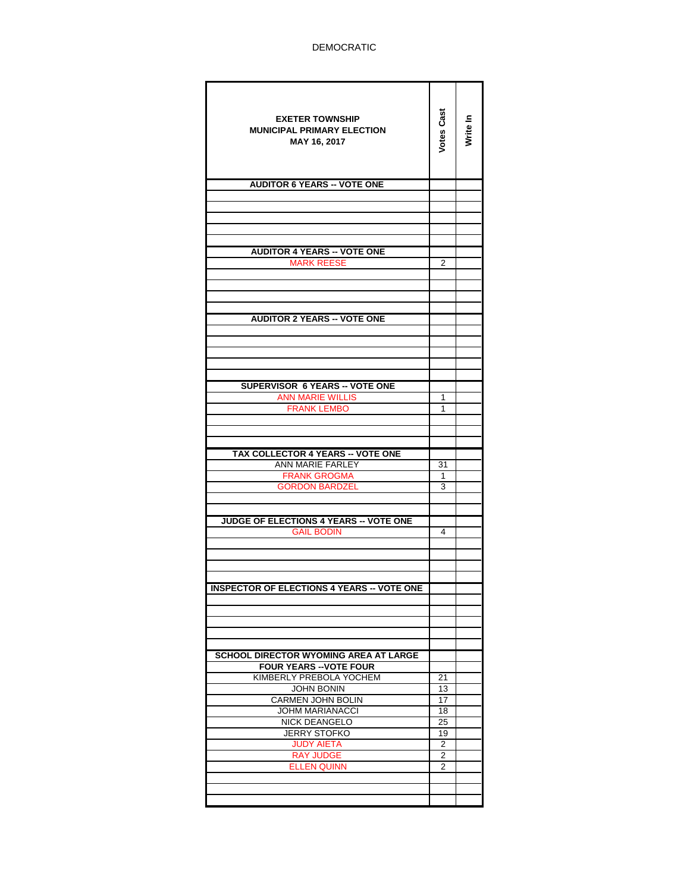DEMOCRATIC

| EXETER TOWNSHIP<br>MUNICIPAL PRIMARY ELECTION<br>MAY 16, 2017 | Votes Cast | Write In |
|---|---|---|
| **AUDITOR 6 YEARS -- VOTE ONE** | | |
| | | |
| | | |
| | | |
| | | |
| | | |
| **AUDITOR 4 YEARS -- VOTE ONE** | | |
| MARK REESE | 2 | |
| | | |
| | | |
| | | |
| | | |
| **AUDITOR 2 YEARS -- VOTE ONE** | | |
| | | |
| | | |
| | | |
| | | |
| | | |
| **SUPERVISOR 6 YEARS -- VOTE ONE** | | |
| ANN MARIE WILLIS | 1 | |
| FRANK LEMBO | 1 | |
| | | |
| | | |
| | | |
| **TAX COLLECTOR 4 YEARS -- VOTE ONE** | | |
| ANN MARIE FARLEY | 31 | |
| FRANK GROGMA | 1 | |
| GORDON BARDZEL | 3 | |
| | | |
| | | |
| **JUDGE OF ELECTIONS 4 YEARS -- VOTE ONE** | | |
| GAIL BODIN | 4 | |
| | | |
| | | |
| | | |
| | | |
| **INSPECTOR OF ELECTIONS 4 YEARS -- VOTE ONE** | | |
| | | |
| | | |
| | | |
| | | |
| | | |
| **SCHOOL DIRECTOR WYOMING AREA AT LARGE** | | |
| **FOUR YEARS --VOTE FOUR** | | |
| KIMBERLY PREBOLA YOCHEM | 21 | |
| JOHN BONIN | 13 | |
| CARMEN JOHN BOLIN | 17 | |
| JOHM MARIANACCI | 18 | |
| NICK DEANGELO | 25 | |
| JERRY STOFKO | 19 | |
| JUDY AIETA | 2 | |
| RAY JUDGE | 2 | |
| ELLEN QUINN | 2 | |
| | | |
| | | |
| | | |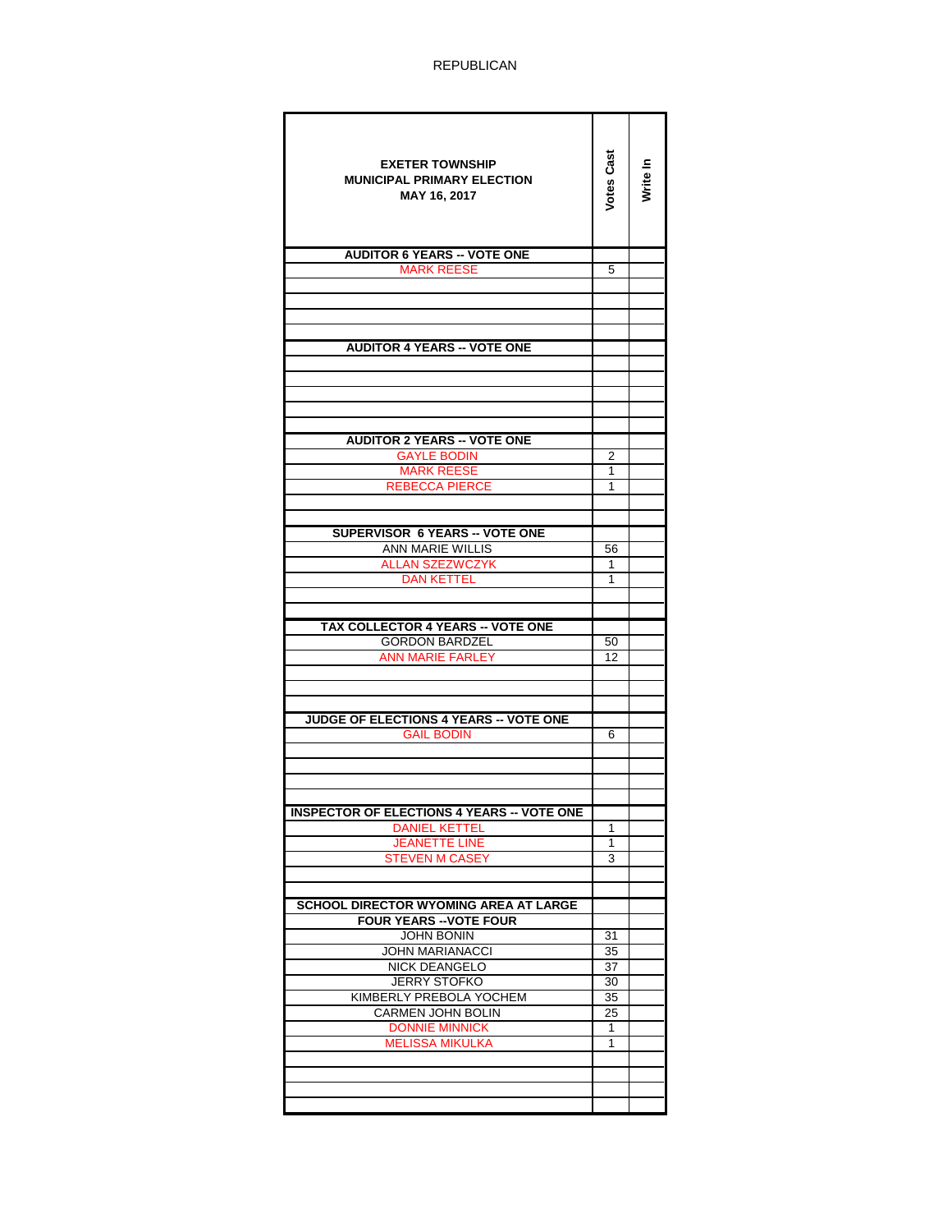REPUBLICAN

| EXETER TOWNSHIP<br>MUNICIPAL PRIMARY ELECTION<br>MAY 16, 2017 | Votes Cast | Write In |
|---|---|---|
| **AUDITOR 6 YEARS -- VOTE ONE** | | |
| MARK REESE | 5 | |
| | | |
| | | |
| | | |
| | | |
| **AUDITOR 4 YEARS -- VOTE ONE** | | |
| | | |
| | | |
| | | |
| | | |
| | | |
| **AUDITOR 2 YEARS -- VOTE ONE** | | |
| GAYLE BODIN | 2 | |
| MARK REESE | 1 | |
| REBECCA PIERCE | 1 | |
| | | |
| | | |
| **SUPERVISOR 6 YEARS -- VOTE ONE** | | |
| ANN MARIE WILLIS | 56 | |
| ALLAN SZEZWCZYK | 1 | |
| DAN KETTEL | 1 | |
| | | |
| | | |
| **TAX COLLECTOR 4 YEARS -- VOTE ONE** | | |
| GORDON BARDZEL | 50 | |
| ANN MARIE FARLEY | 12 | |
| | | |
| | | |
| | | |
| **JUDGE OF ELECTIONS 4 YEARS -- VOTE ONE** | | |
| GAIL BODIN | 6 | |
| | | |
| | | |
| | | |
| | | |
| **INSPECTOR OF ELECTIONS 4 YEARS -- VOTE ONE** | | |
| DANIEL KETTEL | 1 | |
| JEANETTE LINE | 1 | |
| STEVEN M CASEY | 3 | |
| | | |
| | | |
| **SCHOOL DIRECTOR WYOMING AREA AT LARGE** | | |
| **FOUR YEARS --VOTE FOUR** | | |
| JOHN BONIN | 31 | |
| JOHN MARIANACCI | 35 | |
| NICK DEANGELO | 37 | |
| JERRY STOFKO | 30 | |
| KIMBERLY PREBOLA YOCHEM | 35 | |
| CARMEN JOHN BOLIN | 25 | |
| DONNIE MINNICK | 1 | |
| MELISSA MIKULKA | 1 | |
| | | |
| | | |
| | | |
| | | |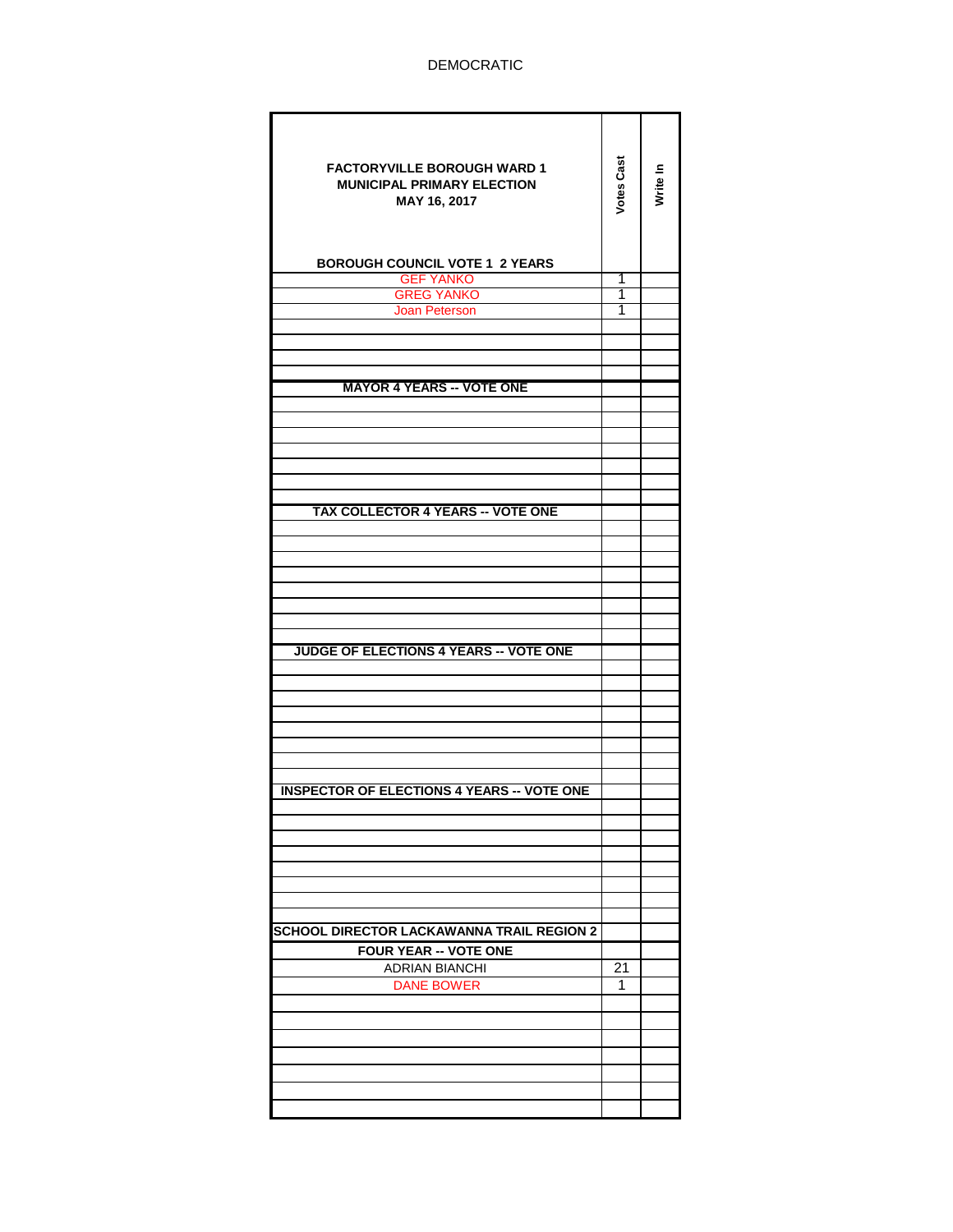DEMOCRATIC

| FACTORYVILLE BOROUGH WARD 1<br>MUNICIPAL PRIMARY ELECTION<br>MAY 16, 2017 | Votes Cast | Write In |
|---|---|---|
| **BOROUGH COUNCIL VOTE 1 2 YEARS** | | |
| GEF YANKO | 1 | |
| GREG YANKO | 1 | |
| Joan Peterson | 1 | |
| | | |
| | | |
| | | |
| | | |
| **MAYOR 4 YEARS -- VOTE ONE** | | |
| | | |
| | | |
| | | |
| | | |
| | | |
| | | |
| | | |
| **TAX COLLECTOR 4 YEARS -- VOTE ONE** | | |
| | | |
| | | |
| | | |
| | | |
| | | |
| | | |
| | | |
| | | |
| **JUDGE OF ELECTIONS 4 YEARS -- VOTE ONE** | | |
| | | |
| | | |
| | | |
| | | |
| | | |
| | | |
| | | |
| | | |
| **INSPECTOR OF ELECTIONS 4 YEARS -- VOTE ONE** | | |
| | | |
| | | |
| | | |
| | | |
| | | |
| | | |
| | | |
| | | |
| **SCHOOL DIRECTOR LACKAWANNA TRAIL REGION 2** | | |
| **FOUR YEAR -- VOTE ONE** | | |
| ADRIAN BIANCHI | 21 | |
| DANE BOWER | 1 | |
| | | |
| | | |
| | | |
| | | |
| | | |
| | | |
| | | |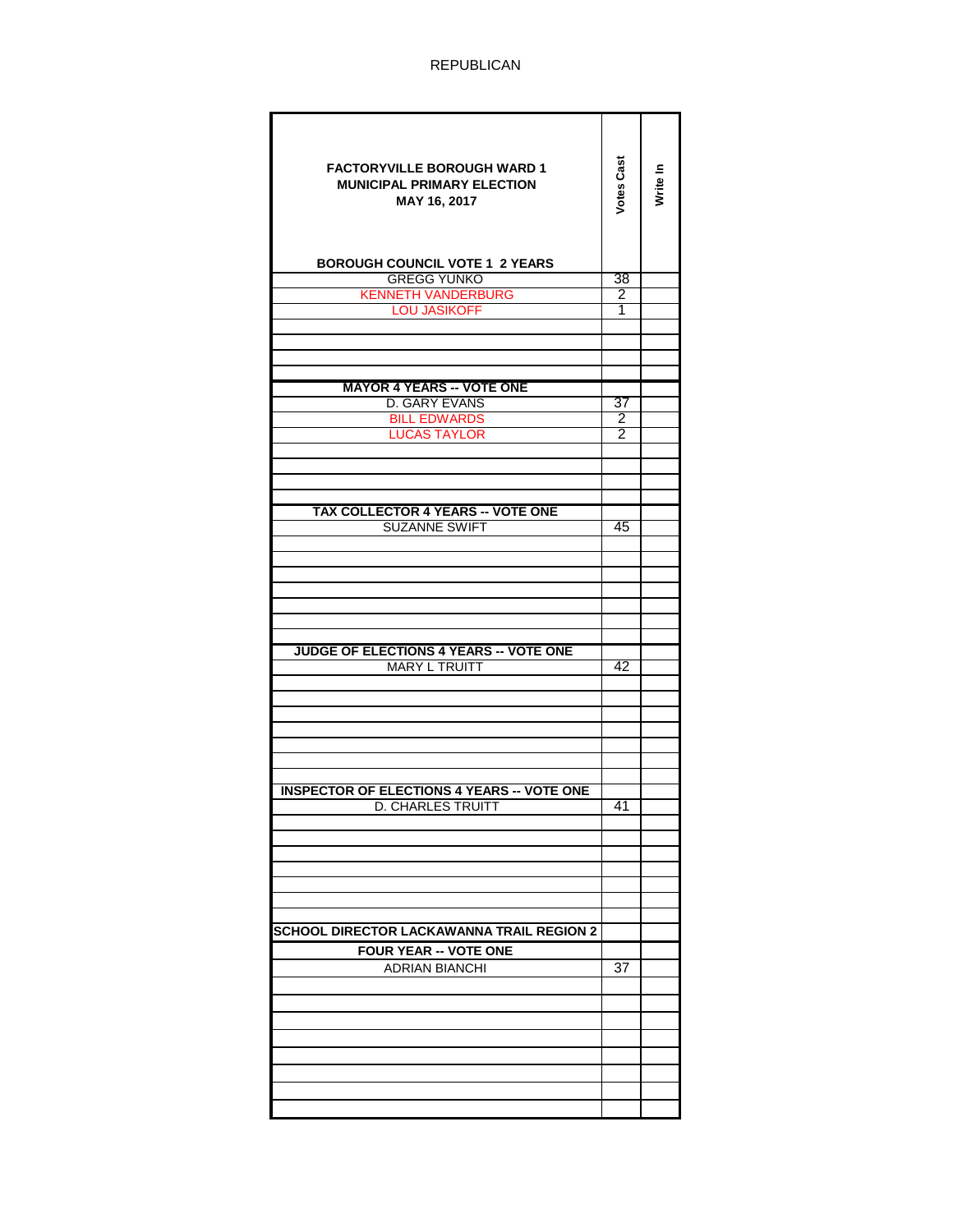REPUBLICAN

| FACTORYVILLE BOROUGH WARD 1<br>MUNICIPAL PRIMARY ELECTION<br>MAY 16, 2017 | Votes Cast | Write In |
|---|---|---|
| **BOROUGH COUNCIL VOTE 1 2 YEARS** | | |
| GREGG YUNKO | 38 | |
| KENNETH VANDERBURG | 2 | |
| LOU JASIKOFF | 1 | |
| **MAYOR 4 YEARS -- VOTE ONE** | | |
| D. GARY EVANS | 37 | |
| BILL EDWARDS | 2 | |
| LUCAS TAYLOR | 2 | |
| **TAX COLLECTOR 4 YEARS -- VOTE ONE** | | |
| SUZANNE SWIFT | 45 | |
| **JUDGE OF ELECTIONS 4 YEARS -- VOTE ONE** | | |
| MARY L TRUITT | 42 | |
| **INSPECTOR OF ELECTIONS 4 YEARS -- VOTE ONE** | | |
| D. CHARLES TRUITT | 41 | |
| **SCHOOL DIRECTOR LACKAWANNA TRAIL REGION 2** | | |
| **FOUR YEAR -- VOTE ONE** | | |
| ADRIAN BIANCHI | 37 | |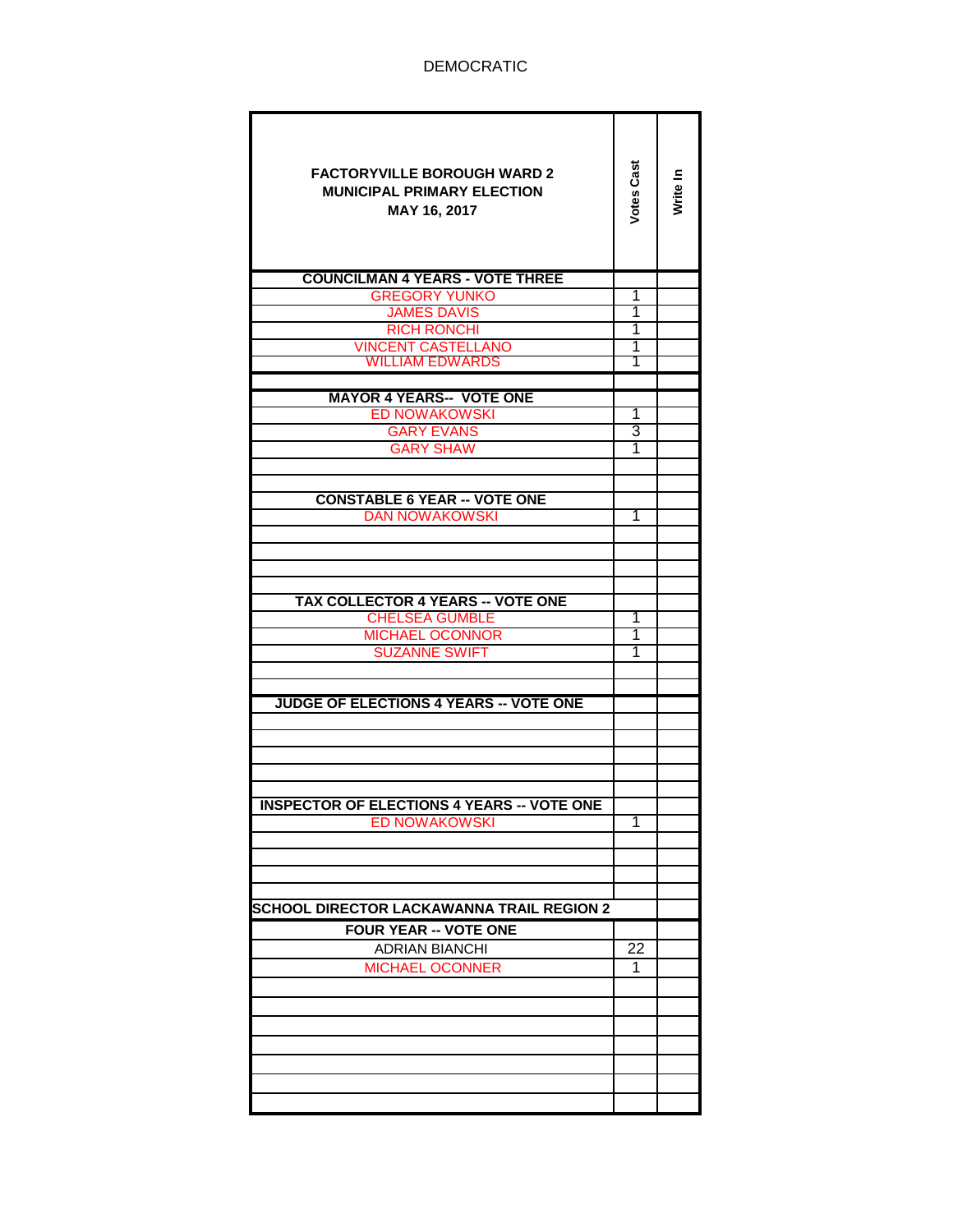DEMOCRATIC

| FACTORYVILLE BOROUGH WARD 2<br>MUNICIPAL PRIMARY ELECTION<br>MAY 16, 2017 | Votes Cast | Write In |
|---|---|---|
| **COUNCILMAN 4 YEARS - VOTE THREE** | | |
| GREGORY YUNKO | 1 | |
| JAMES DAVIS | 1 | |
| RICH RONCHI | 1 | |
| VINCENT CASTELLANO | 1 | |
| WILLIAM EDWARDS | 1 | |
| | | |
| **MAYOR 4 YEARS-- VOTE ONE** | | |
| ED NOWAKOWSKI | 1 | |
| GARY EVANS | 3 | |
| GARY SHAW | 1 | |
| | | |
| | | |
| **CONSTABLE 6 YEAR -- VOTE ONE** | | |
| DAN NOWAKOWSKI | 1 | |
| | | |
| | | |
| | | |
| | | |
| **TAX COLLECTOR 4 YEARS -- VOTE ONE** | | |
| CHELSEA GUMBLE | 1 | |
| MICHAEL OCONNOR | 1 | |
| SUZANNE SWIFT | 1 | |
| | | |
| | | |
| **JUDGE OF ELECTIONS 4 YEARS -- VOTE ONE** | | |
| | | |
| | | |
| | | |
| | | |
| | | |
| **INSPECTOR OF ELECTIONS 4 YEARS -- VOTE ONE** | | |
| ED NOWAKOWSKI | 1 | |
| | | |
| | | |
| | | |
| | | |
| **SCHOOL DIRECTOR LACKAWANNA TRAIL REGION 2** | | |
| **FOUR YEAR -- VOTE ONE** | | |
| ADRIAN BIANCHI | 22 | |
| MICHAEL OCONNER | 1 | |
| | | |
| | | |
| | | |
| | | |
| | | |
| | | |
| | | |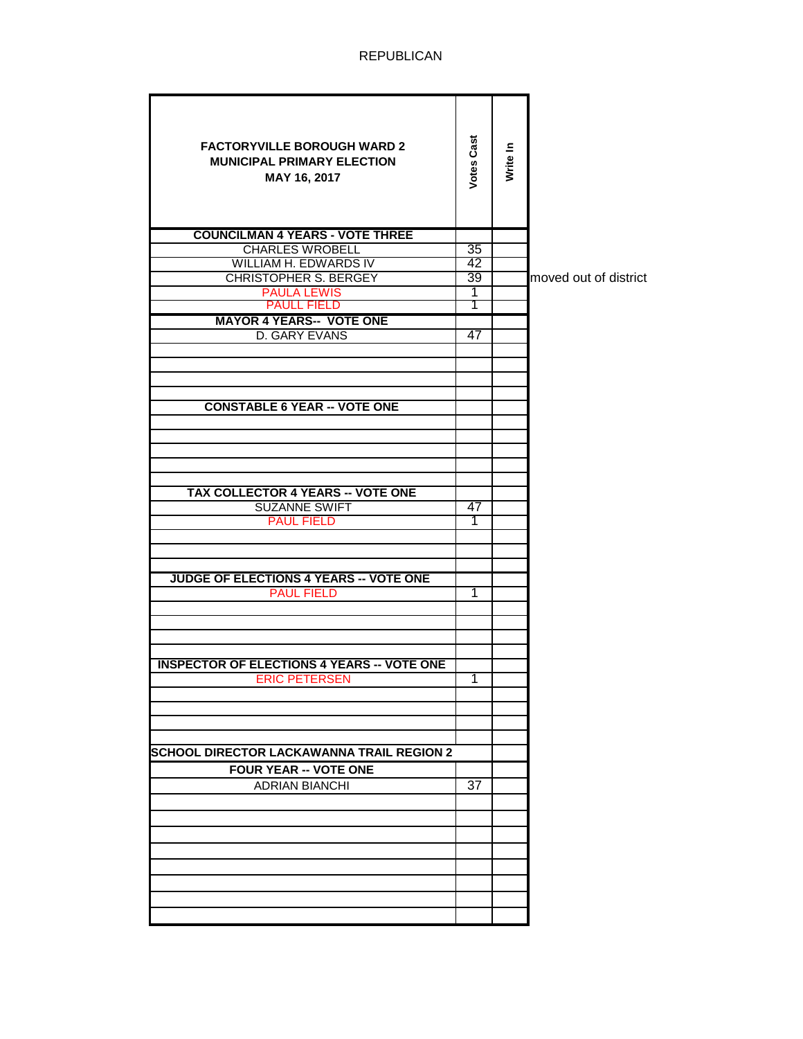REPUBLICAN

| FACTORYVILLE BOROUGH WARD 2 MUNICIPAL PRIMARY ELECTION MAY 16, 2017 | Votes Cast | Write In | |
|---|---|---|---|
| **COUNCILMAN 4 YEARS - VOTE THREE** | | | |
| CHARLES WROBELL | 35 | | |
| WILLIAM H. EDWARDS IV | 42 | | |
| CHRISTOPHER S. BERGEY | 39 | | moved out of district |
| PAULA LEWIS | 1 | | |
| PAULL FIELD | 1 | | |
| **MAYOR 4 YEARS-- VOTE ONE** | | | |
| D. GARY EVANS | 47 | | |
| | | | |
| | | | |
| | | | |
| | | | |
| **CONSTABLE 6 YEAR -- VOTE ONE** | | | |
| | | | |
| | | | |
| | | | |
| | | | |
| | | | |
| **TAX COLLECTOR 4 YEARS -- VOTE ONE** | | | |
| SUZANNE SWIFT | 47 | | |
| PAUL FIELD | 1 | | |
| | | | |
| | | | |
| | | | |
| **JUDGE OF ELECTIONS 4 YEARS -- VOTE ONE** | | | |
| PAUL FIELD | 1 | | |
| | | | |
| | | | |
| | | | |
| | | | |
| **INSPECTOR OF ELECTIONS 4 YEARS -- VOTE ONE** | | | |
| ERIC PETERSEN | 1 | | |
| | | | |
| | | | |
| | | | |
| | | | |
| **SCHOOL DIRECTOR LACKAWANNA TRAIL REGION 2** | | | |
| **FOUR YEAR -- VOTE ONE** | | | |
| ADRIAN BIANCHI | 37 | | |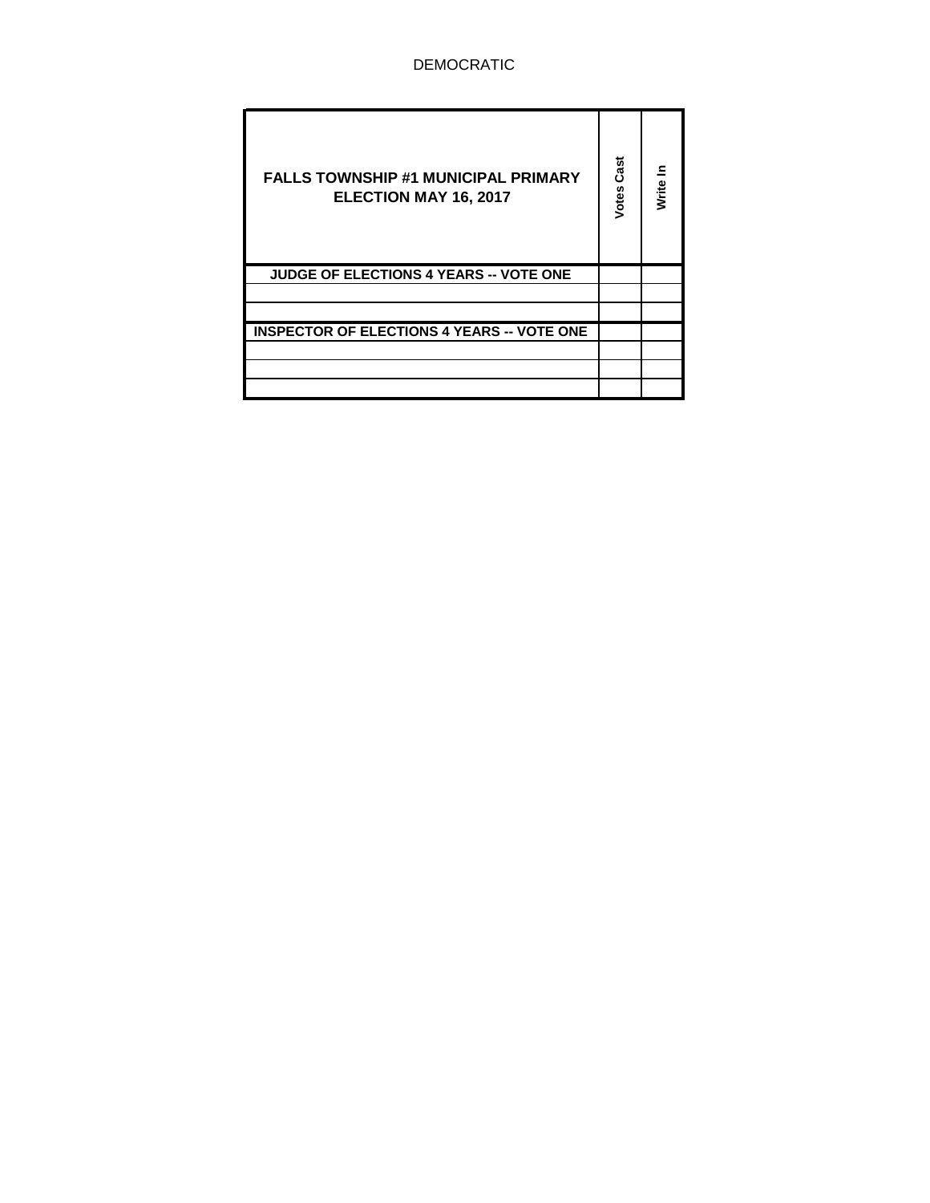DEMOCRATIC

| FALLS TOWNSHIP #1 MUNICIPAL PRIMARY ELECTION MAY 16, 2017 | Votes Cast | Write In |
|---|---|---|
| JUDGE OF ELECTIONS 4 YEARS -- VOTE ONE | | |
| | | |
| | | |
| INSPECTOR OF ELECTIONS 4 YEARS -- VOTE ONE | | |
| | | |
| | | |
| | | |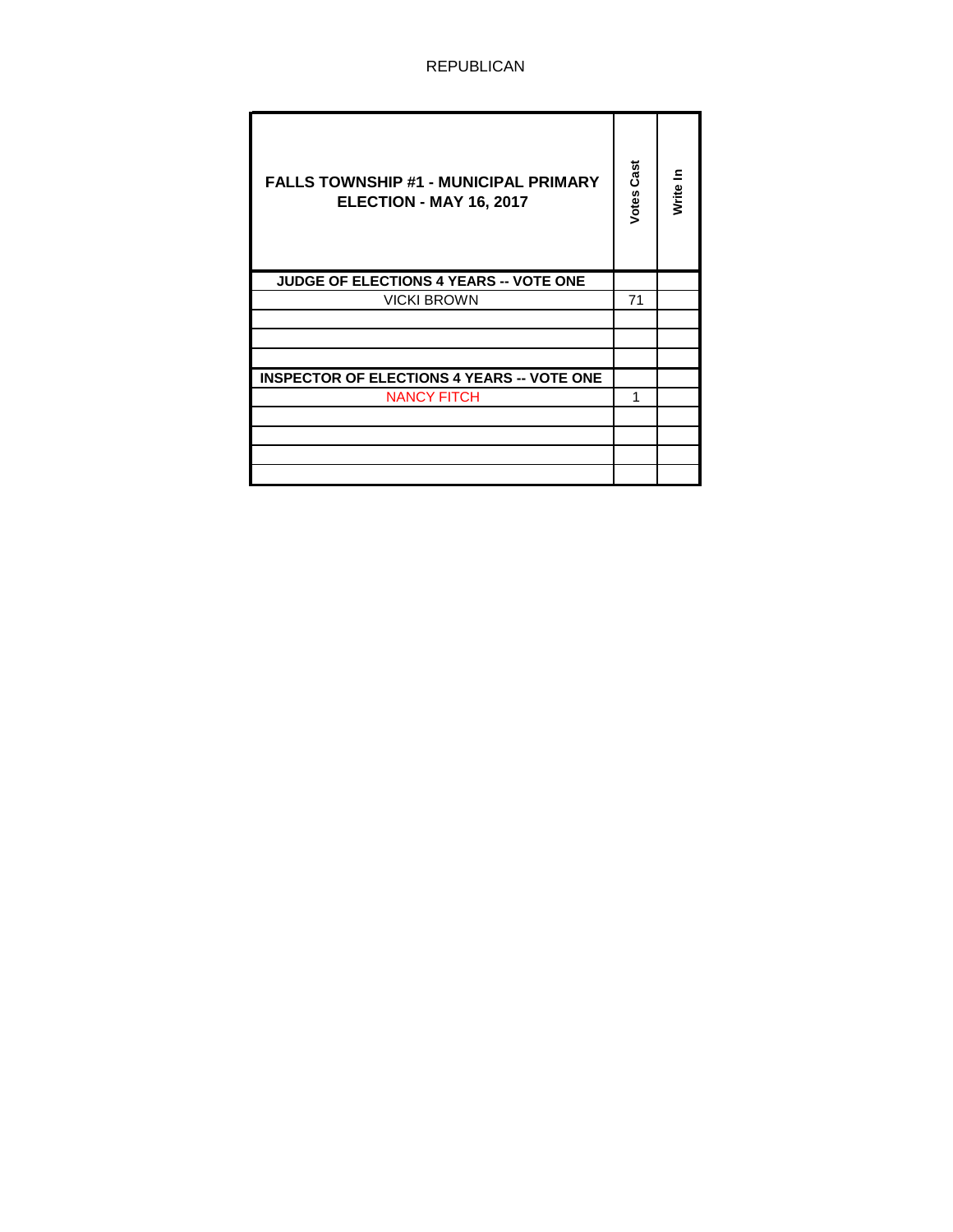REPUBLICAN

| FALLS TOWNSHIP #1 - MUNICIPAL PRIMARY ELECTION - MAY 16, 2017 | Votes Cast | Write In |
|---|---|---|
| **JUDGE OF ELECTIONS 4 YEARS -- VOTE ONE** | | |
| VICKI BROWN | 71 | |
| | | |
| | | |
| | | |
| **INSPECTOR OF ELECTIONS 4 YEARS -- VOTE ONE** | | |
| NANCY FITCH | 1 | |
| | | |
| | | |
| | | |
| | | |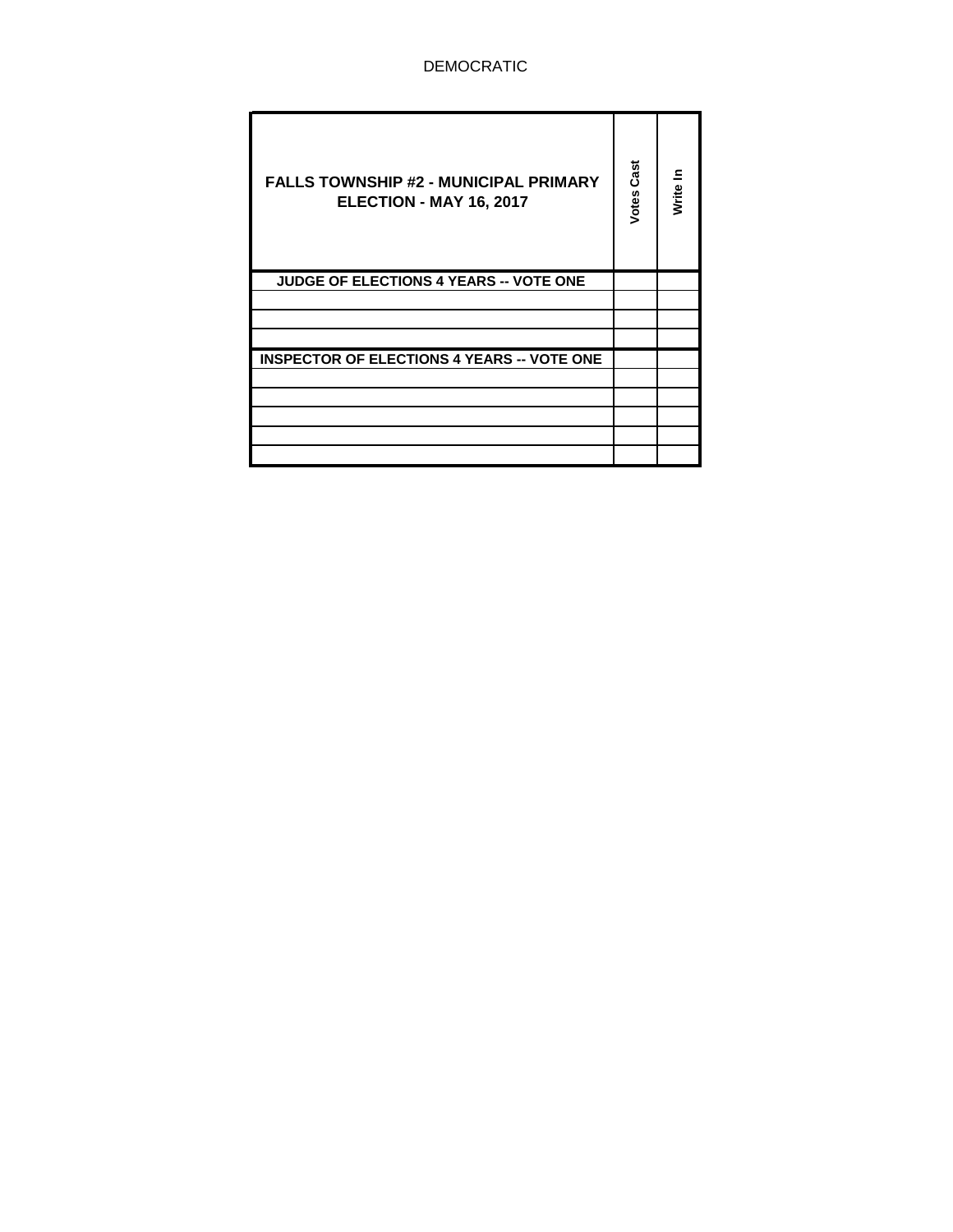DEMOCRATIC

| FALLS TOWNSHIP #2 - MUNICIPAL PRIMARY ELECTION - MAY 16, 2017 | Votes Cast | Write In |
|---|---|---|
| **JUDGE OF ELECTIONS 4 YEARS -- VOTE ONE** | | |
| | | |
| | | |
| | | |
| **INSPECTOR OF ELECTIONS 4 YEARS -- VOTE ONE** | | |
| | | |
| | | |
| | | |
| | | |
| | | |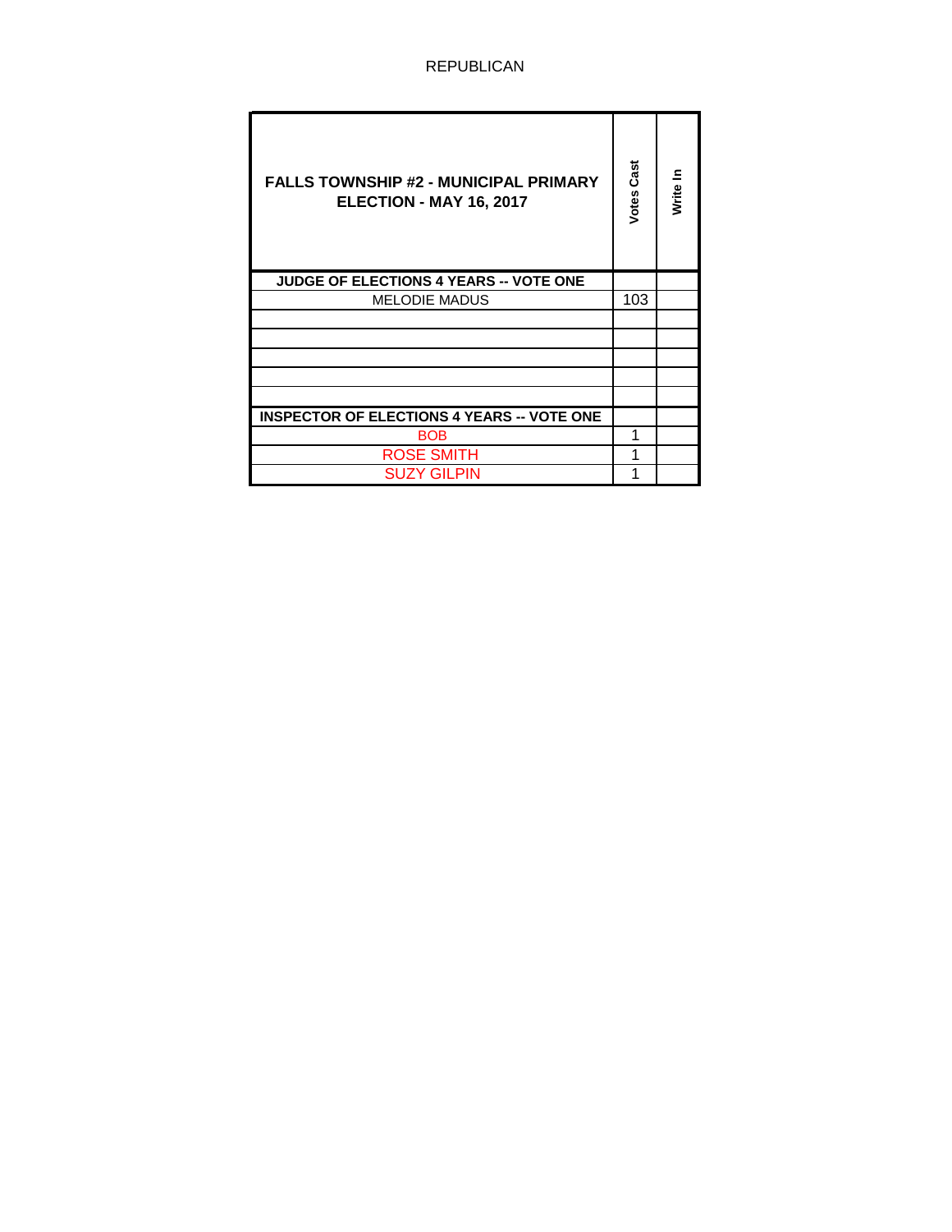REPUBLICAN

| FALLS TOWNSHIP #2 - MUNICIPAL PRIMARY ELECTION - MAY 16, 2017 | Votes Cast | Write In |
|---|---|---|
| **JUDGE OF ELECTIONS 4 YEARS -- VOTE ONE** | | |
| MELODIE MADUS | 103 | |
| | | |
| | | |
| | | |
| | | |
| | | |
| **INSPECTOR OF ELECTIONS 4 YEARS -- VOTE ONE** | | |
| BOB | 1 | |
| ROSE SMITH | 1 | |
| SUZY GILPIN | 1 | |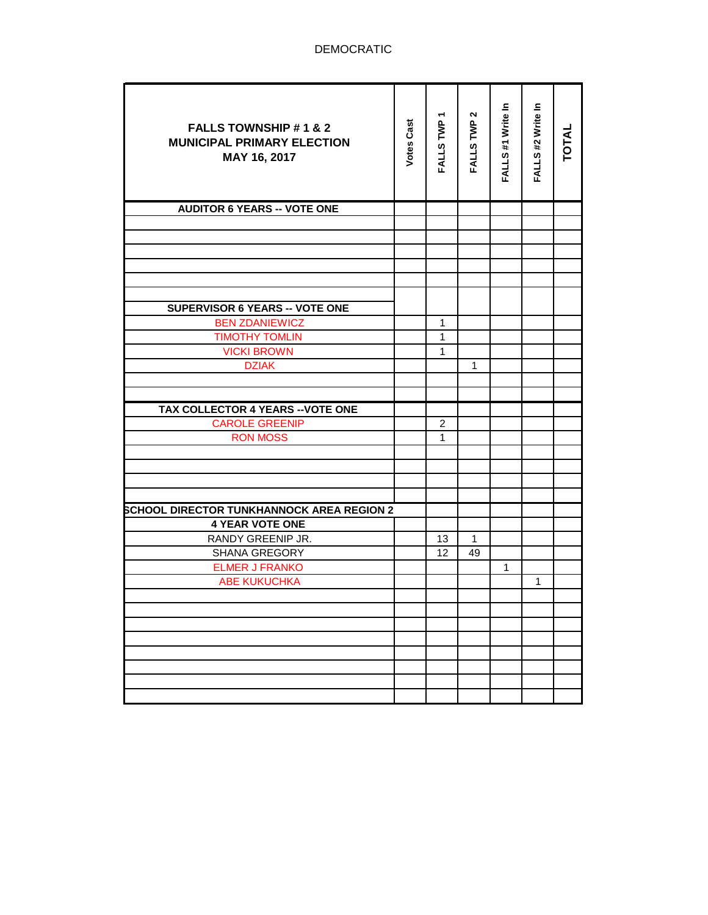DEMOCRATIC

| FALLS TOWNSHIP # 1 & 2 MUNICIPAL PRIMARY ELECTION MAY 16, 2017 | Votes Cast | FALLS TWP 1 | FALLS TWP 2 | FALLS #1 Write In | FALLS #2 Write In | TOTAL |
|---|---|---|---|---|---|---|
| **AUDITOR 6 YEARS -- VOTE ONE** | | | | | | |
| | | | | | | |
| | | | | | | |
| | | | | | | |
| | | | | | | |
| | | | | | | |
| | | | | | | |
| **SUPERVISOR 6 YEARS -- VOTE ONE** | | | | | | |
| BEN ZDANIEWICZ | | 1 | | | | |
| TIMOTHY TOMLIN | | 1 | | | | |
| VICKI BROWN | | 1 | | | | |
| DZIAK | | | 1 | | | |
| | | | | | | |
| | | | | | | |
| **TAX COLLECTOR 4 YEARS --VOTE ONE** | | | | | | |
| CAROLE GREENIP | | 2 | | | | |
| RON MOSS | | 1 | | | | |
| | | | | | | |
| | | | | | | |
| | | | | | | |
| | | | | | | |
| **SCHOOL DIRECTOR TUNKHANNOCK AREA REGION 2** | | | | | | |
| **4 YEAR VOTE ONE** | | | | | | |
| RANDY GREENIP JR. | | 13 | 1 | | | |
| SHANA GREGORY | | 12 | 49 | | | |
| ELMER J FRANKO | | | | 1 | | |
| ABE KUKUCHKA | | | | | 1 | |
| | | | | | | |
| | | | | | | |
| | | | | | | |
| | | | | | | |
| | | | | | | |
| | | | | | | |
| | | | | | | |
| | | | | | | |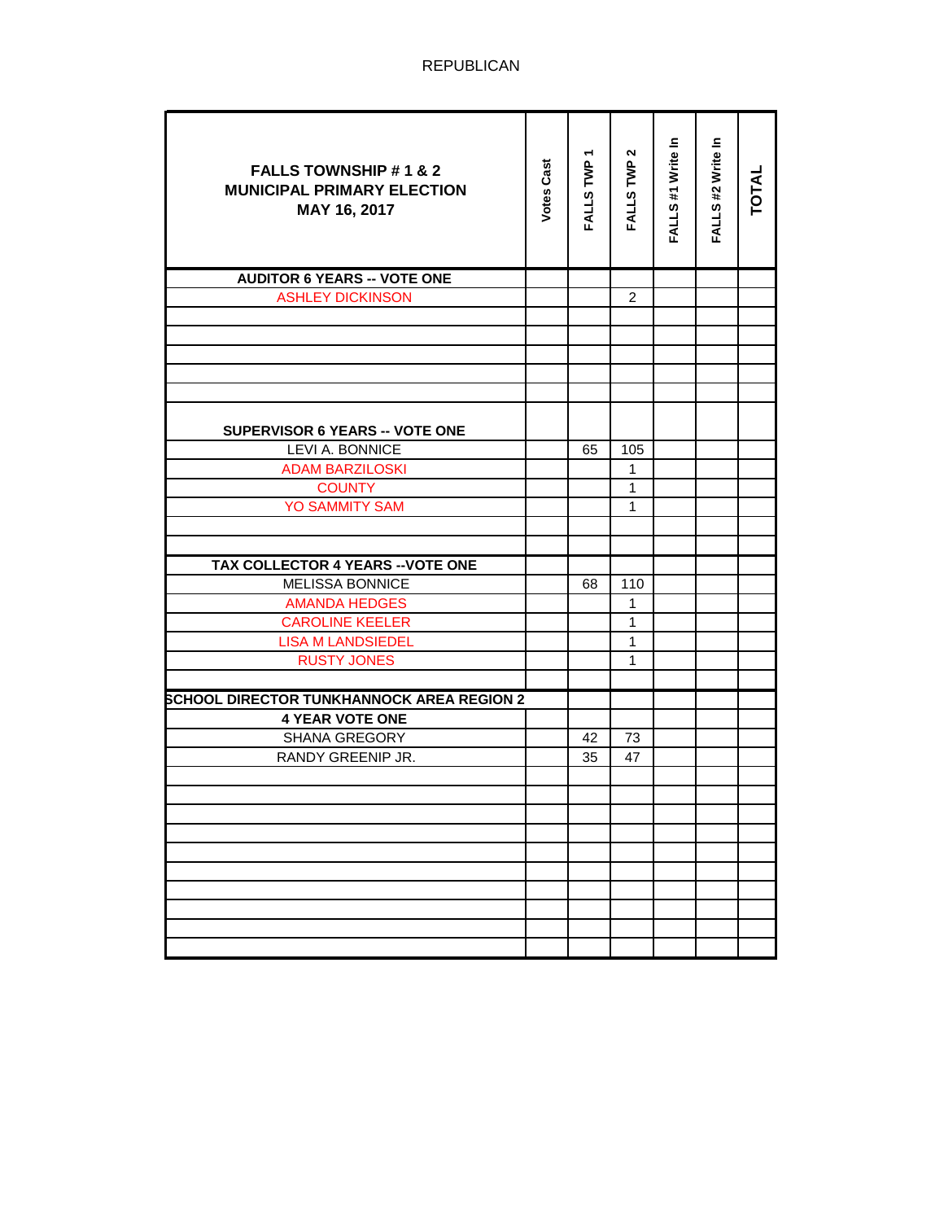REPUBLICAN

| FALLS TOWNSHIP # 1 & 2 MUNICIPAL PRIMARY ELECTION MAY 16, 2017 | Votes Cast | FALLS TWP 1 | FALLS TWP 2 | FALLS #1 Write In | FALLS #2 Write In | TOTAL |
|---|---|---|---|---|---|---|
| **AUDITOR 6 YEARS -- VOTE ONE** | | | | | | |
| ASHLEY DICKINSON | | | 2 | | | |
| | | | | | | |
| | | | | | | |
| | | | | | | |
| | | | | | | |
| | | | | | | |
| **SUPERVISOR 6 YEARS -- VOTE ONE** | | | | | | |
| LEVI A. BONNICE | | 65 | 105 | | | |
| ADAM BARZILOSKI | | | 1 | | | |
| COUNTY | | | 1 | | | |
| YO SAMMITY SAM | | | 1 | | | |
| | | | | | | |
| | | | | | | |
| **TAX COLLECTOR 4 YEARS --VOTE ONE** | | | | | | |
| MELISSA BONNICE | | 68 | 110 | | | |
| AMANDA HEDGES | | | 1 | | | |
| CAROLINE KEELER | | | 1 | | | |
| LISA M LANDSIEDEL | | | 1 | | | |
| RUSTY JONES | | | 1 | | | |
| | | | | | | |
| **SCHOOL DIRECTOR TUNKHANNOCK AREA REGION 2** | | | | | | |
| **4 YEAR VOTE ONE** | | | | | | |
| SHANA GREGORY | | 42 | 73 | | | |
| RANDY GREENIP JR. | | 35 | 47 | | | |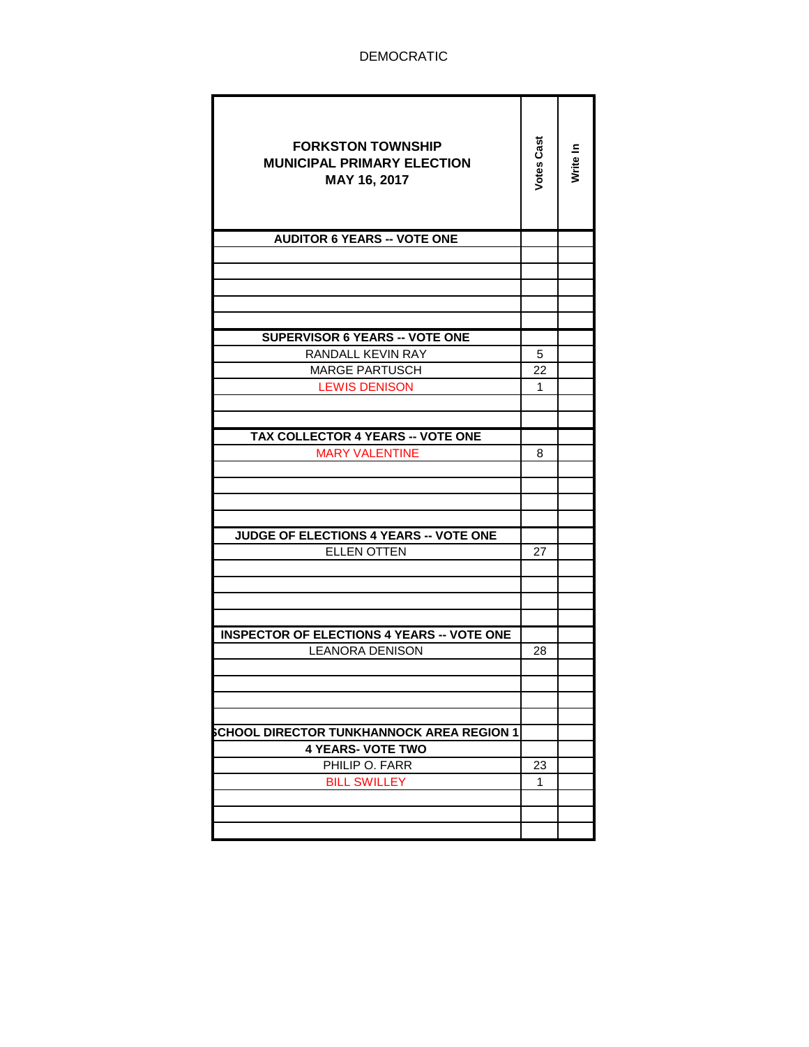DEMOCRATIC

| FORKSTON TOWNSHIP MUNICIPAL PRIMARY ELECTION MAY 16, 2017 | Votes Cast | Write In |
|---|---|---|
| **AUDITOR 6 YEARS -- VOTE ONE** | | |
| | | |
| | | |
| | | |
| | | |
| | | |
| **SUPERVISOR 6 YEARS -- VOTE ONE** | | |
| RANDALL KEVIN RAY | 5 | |
| MARGE PARTUSCH | 22 | |
| LEWIS DENISON | 1 | |
| | | |
| | | |
| **TAX COLLECTOR 4 YEARS -- VOTE ONE** | | |
| MARY VALENTINE | 8 | |
| | | |
| | | |
| | | |
| | | |
| **JUDGE OF ELECTIONS 4 YEARS -- VOTE ONE** | | |
| ELLEN OTTEN | 27 | |
| | | |
| | | |
| | | |
| | | |
| **INSPECTOR OF ELECTIONS 4 YEARS -- VOTE ONE** | | |
| LEANORA DENISON | 28 | |
| | | |
| | | |
| | | |
| | | |
| **SCHOOL DIRECTOR TUNKHANNOCK AREA REGION 1** | | |
| **4 YEARS- VOTE TWO** | | |
| PHILIP O. FARR | 23 | |
| BILL SWILLEY | 1 | |
| | | |
| | | |
| | | |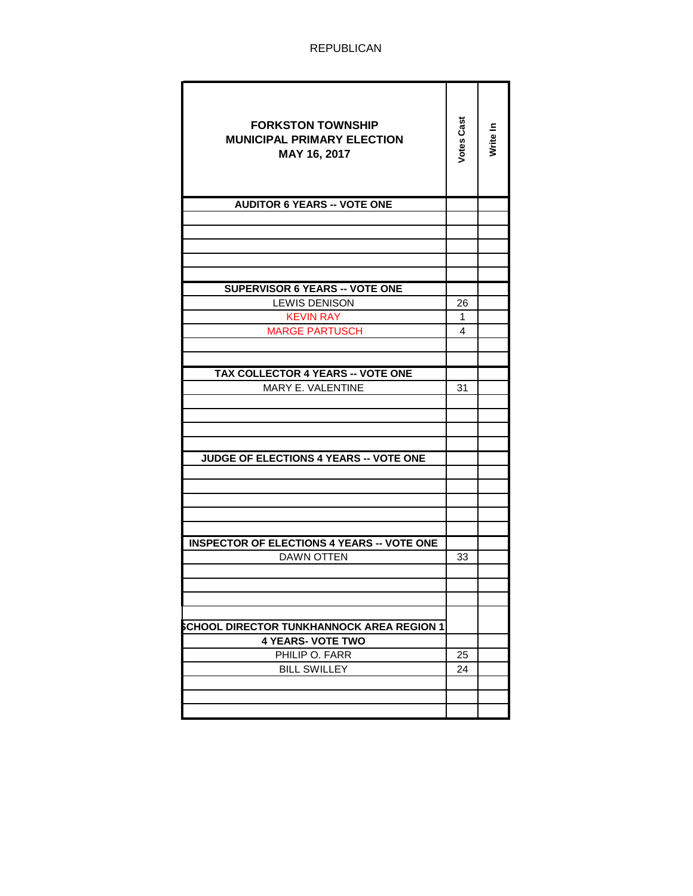REPUBLICAN

| FORKSTON TOWNSHIP MUNICIPAL PRIMARY ELECTION MAY 16, 2017 | Votes Cast | Write In |
|---|---|---|
| **AUDITOR 6 YEARS -- VOTE ONE** | | |
| | | |
| | | |
| | | |
| | | |
| | | |
| **SUPERVISOR 6 YEARS -- VOTE ONE** | | |
| LEWIS DENISON | 26 | |
| KEVIN RAY | 1 | |
| MARGE PARTUSCH | 4 | |
| | | |
| | | |
| **TAX COLLECTOR 4 YEARS -- VOTE ONE** | | |
| MARY E. VALENTINE | 31 | |
| | | |
| | | |
| | | |
| | | |
| **JUDGE OF ELECTIONS 4 YEARS -- VOTE ONE** | | |
| | | |
| | | |
| | | |
| | | |
| | | |
| **INSPECTOR OF ELECTIONS 4 YEARS -- VOTE ONE** | | |
| DAWN OTTEN | 33 | |
| | | |
| | | |
| | | |
| | | |
| **SCHOOL DIRECTOR TUNKHANNOCK AREA REGION 1** | | |
| **4 YEARS- VOTE TWO** | | |
| PHILIP O. FARR | 25 | |
| BILL SWILLEY | 24 | |
| | | |
| | | |
| | | |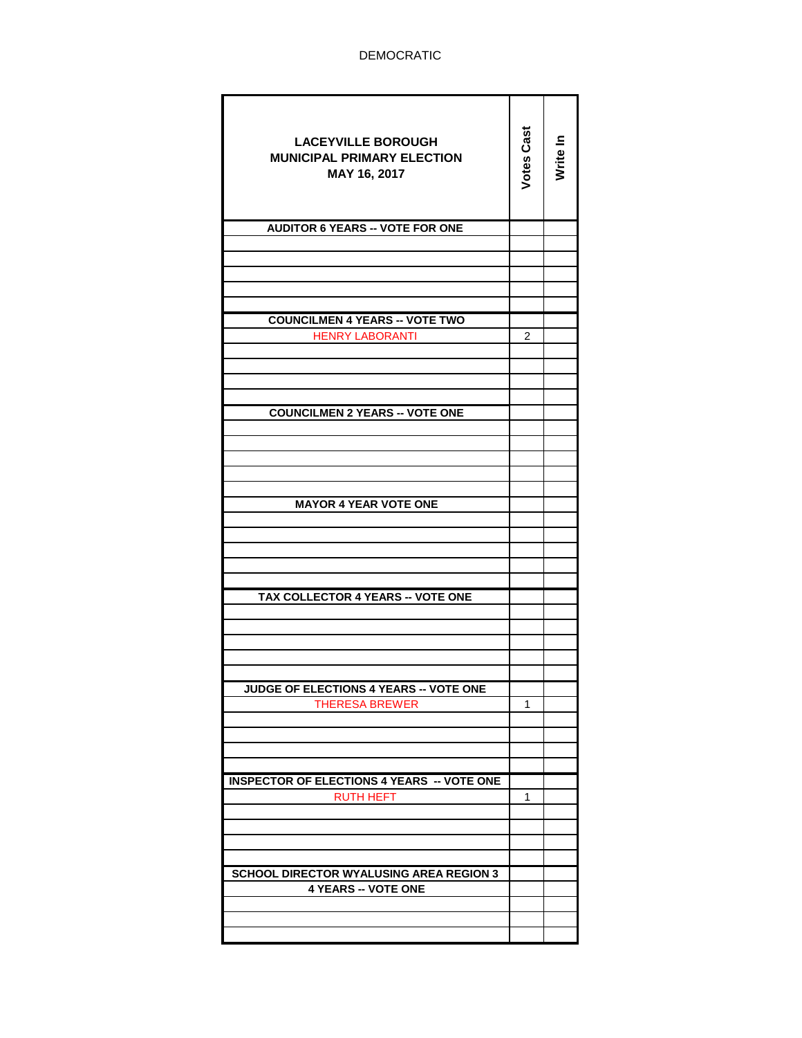DEMOCRATIC

| LACEYVILLE BOROUGH<br>MUNICIPAL PRIMARY ELECTION<br>MAY 16, 2017 | Votes Cast | Write In |
|---|---|---|
| **AUDITOR 6 YEARS -- VOTE FOR ONE** | | |
| | | |
| | | |
| | | |
| | | |
| | | |
| **COUNCILMEN 4 YEARS -- VOTE TWO** | | |
| HENRY LABORANTI | 2 | |
| | | |
| | | |
| | | |
| | | |
| **COUNCILMEN 2 YEARS -- VOTE ONE** | | |
| | | |
| | | |
| | | |
| | | |
| | | |
| **MAYOR 4 YEAR VOTE ONE** | | |
| | | |
| | | |
| | | |
| | | |
| | | |
| **TAX COLLECTOR 4 YEARS -- VOTE ONE** | | |
| | | |
| | | |
| | | |
| | | |
| | | |
| **JUDGE OF ELECTIONS 4 YEARS -- VOTE ONE** | | |
| THERESA BREWER | 1 | |
| | | |
| | | |
| | | |
| | | |
| **INSPECTOR OF ELECTIONS 4 YEARS -- VOTE ONE** | | |
| RUTH HEFT | 1 | |
| | | |
| | | |
| | | |
| | | |
| **SCHOOL DIRECTOR WYALUSING AREA REGION 3** | | |
| **4 YEARS -- VOTE ONE** | | |
| | | |
| | | |
| | | |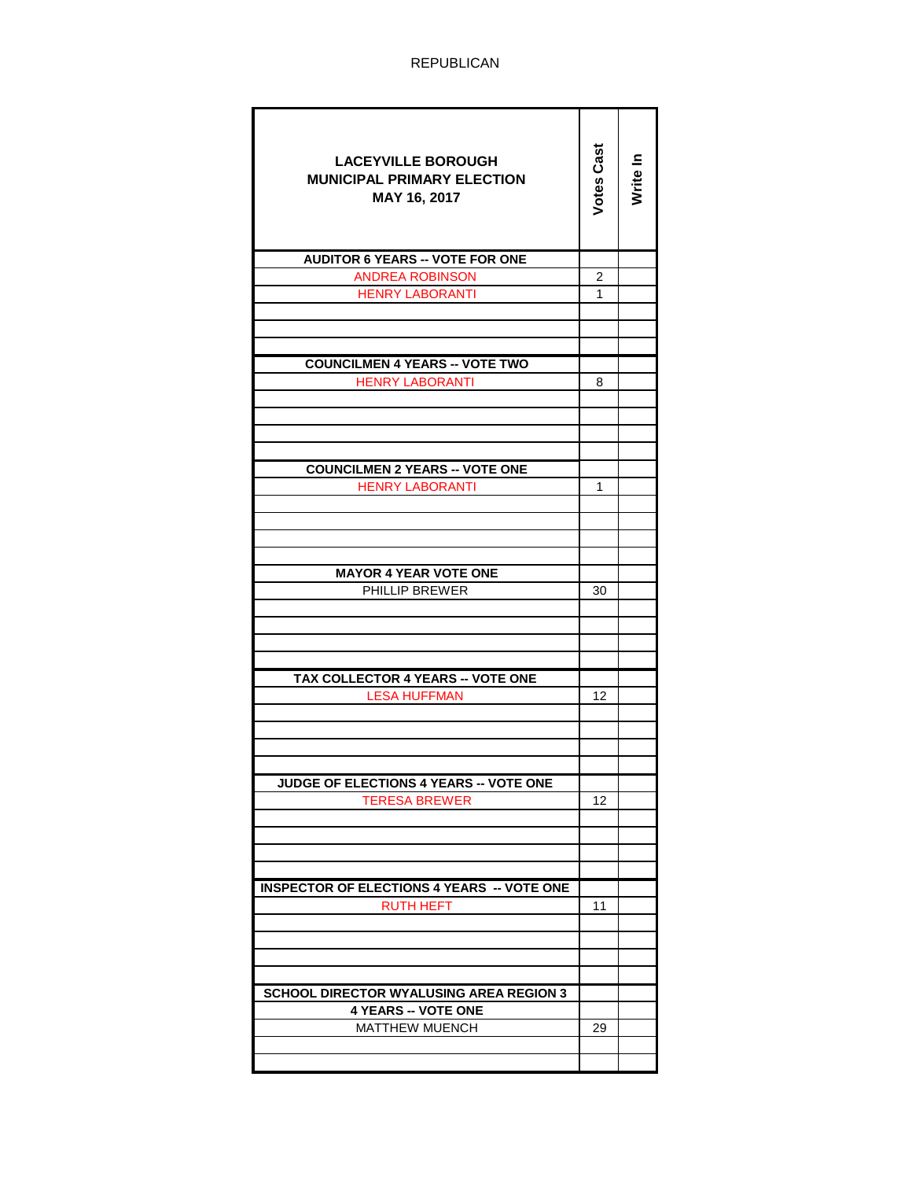REPUBLICAN

| LACEYVILLE BOROUGH<br>MUNICIPAL PRIMARY ELECTION<br>MAY 16, 2017 | Votes Cast | Write In |
|---|---|---|
| **AUDITOR 6 YEARS -- VOTE FOR ONE** | | |
| ANDREA ROBINSON | 2 | |
| HENRY LABORANTI | 1 | |
| | | |
| | | |
| | | |
| **COUNCILMEN 4 YEARS -- VOTE TWO** | | |
| HENRY LABORANTI | 8 | |
| | | |
| | | |
| | | |
| | | |
| **COUNCILMEN 2 YEARS -- VOTE ONE** | | |
| HENRY LABORANTI | 1 | |
| | | |
| | | |
| | | |
| | | |
| **MAYOR 4 YEAR VOTE ONE** | | |
| PHILLIP BREWER | 30 | |
| | | |
| | | |
| | | |
| | | |
| **TAX COLLECTOR 4 YEARS -- VOTE ONE** | | |
| LESA HUFFMAN | 12 | |
| | | |
| | | |
| | | |
| | | |
| **JUDGE OF ELECTIONS 4 YEARS -- VOTE ONE** | | |
| TERESA BREWER | 12 | |
| | | |
| | | |
| | | |
| | | |
| **INSPECTOR OF ELECTIONS 4 YEARS -- VOTE ONE** | | |
| RUTH HEFT | 11 | |
| | | |
| | | |
| | | |
| | | |
| **SCHOOL DIRECTOR WYALUSING AREA REGION 3** | | |
| **4 YEARS -- VOTE ONE** | | |
| MATTHEW MUENCH | 29 | |
| | | |
| | | |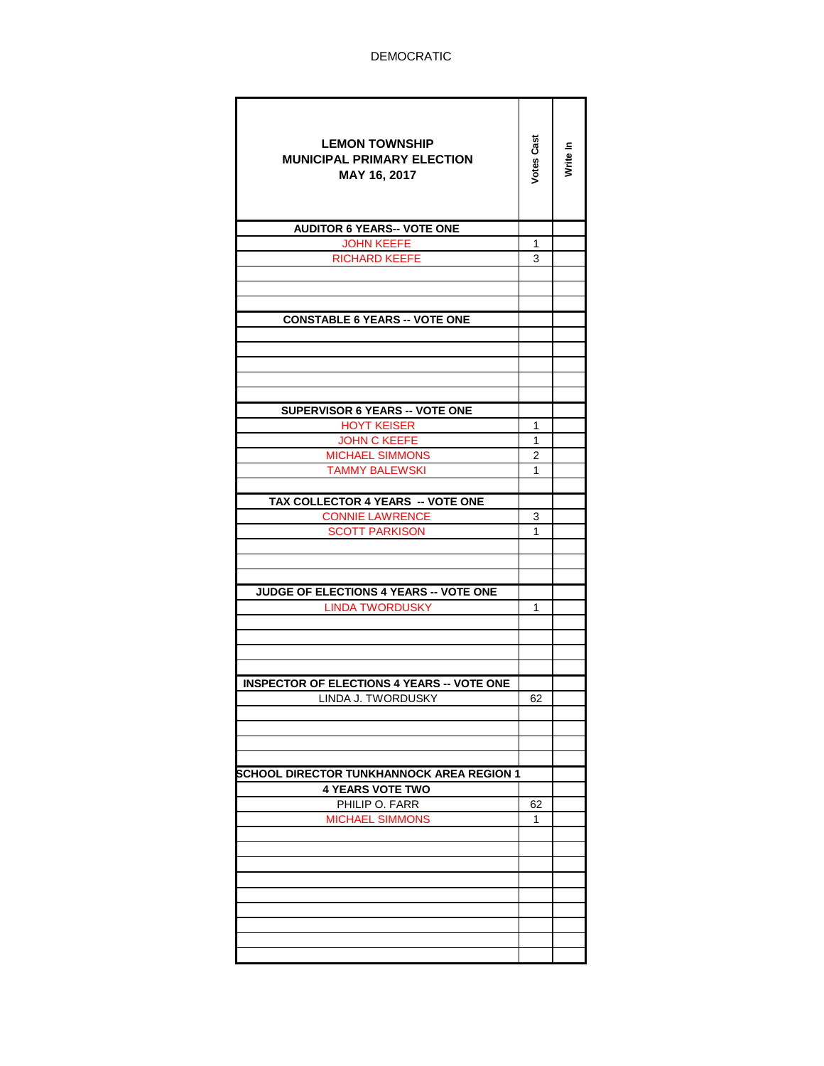DEMOCRATIC

| LEMON TOWNSHIP<br>MUNICIPAL PRIMARY ELECTION<br>MAY 16, 2017 | Votes Cast | Write In |
|---|---|---|
| **AUDITOR 6 YEARS-- VOTE ONE** | | |
| JOHN KEEFE | 1 | |
| RICHARD KEEFE | 3 | |
| | | |
| | | |
| | | |
| **CONSTABLE 6 YEARS -- VOTE ONE** | | |
| | | |
| | | |
| | | |
| | | |
| | | |
| **SUPERVISOR 6 YEARS -- VOTE ONE** | | |
| HOYT KEISER | 1 | |
| JOHN C KEEFE | 1 | |
| MICHAEL SIMMONS | 2 | |
| TAMMY BALEWSKI | 1 | |
| | | |
| **TAX COLLECTOR 4 YEARS -- VOTE ONE** | | |
| CONNIE LAWRENCE | 3 | |
| SCOTT PARKISON | 1 | |
| | | |
| | | |
| | | |
| **JUDGE OF ELECTIONS 4 YEARS -- VOTE ONE** | | |
| LINDA TWORDUSKY | 1 | |
| | | |
| | | |
| | | |
| | | |
| **INSPECTOR OF ELECTIONS 4 YEARS -- VOTE ONE** | | |
| LINDA J. TWORDUSKY | 62 | |
| | | |
| | | |
| | | |
| | | |
| **SCHOOL DIRECTOR TUNKHANNOCK AREA REGION 1** | | |
| **4 YEARS VOTE TWO** | | |
| PHILIP O. FARR | 62 | |
| MICHAEL SIMMONS | 1 | |
| | | |
| | | |
| | | |
| | | |
| | | |
| | | |
| | | |
| | | |
| | | |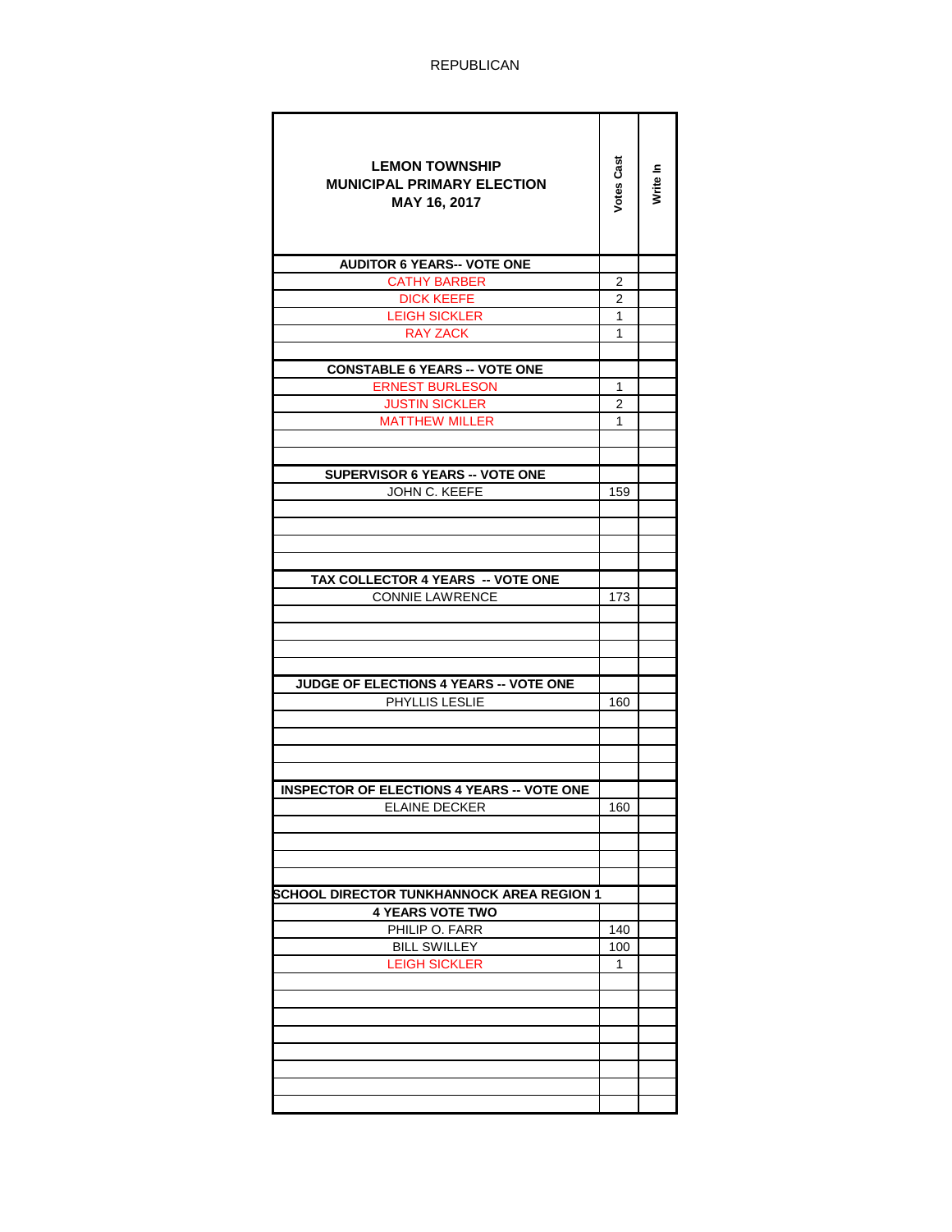REPUBLICAN

| LEMON TOWNSHIP<br>MUNICIPAL PRIMARY ELECTION<br>MAY 16, 2017 | Votes Cast | Write In |
|---|---|---|
| **AUDITOR 6 YEARS-- VOTE ONE** | | |
| CATHY BARBER | 2 | |
| DICK KEEFE | 2 | |
| LEIGH SICKLER | 1 | |
| RAY ZACK | 1 | |
| | | |
| **CONSTABLE 6 YEARS -- VOTE ONE** | | |
| ERNEST BURLESON | 1 | |
| JUSTIN SICKLER | 2 | |
| MATTHEW MILLER | 1 | |
| | | |
| | | |
| **SUPERVISOR 6 YEARS -- VOTE ONE** | | |
| JOHN C. KEEFE | 159 | |
| | | |
| | | |
| | | |
| | | |
| **TAX COLLECTOR 4 YEARS -- VOTE ONE** | | |
| CONNIE LAWRENCE | 173 | |
| | | |
| | | |
| | | |
| | | |
| **JUDGE OF ELECTIONS 4 YEARS -- VOTE ONE** | | |
| PHYLLIS LESLIE | 160 | |
| | | |
| | | |
| | | |
| | | |
| **INSPECTOR OF ELECTIONS 4 YEARS -- VOTE ONE** | | |
| ELAINE DECKER | 160 | |
| | | |
| | | |
| | | |
| | | |
| **SCHOOL DIRECTOR TUNKHANNOCK AREA REGION 1** | | |
| **4 YEARS VOTE TWO** | | |
| PHILIP O. FARR | 140 | |
| BILL SWILLEY | 100 | |
| LEIGH SICKLER | 1 | |
| | | |
| | | |
| | | |
| | | |
| | | |
| | | |
| | | |
| | | |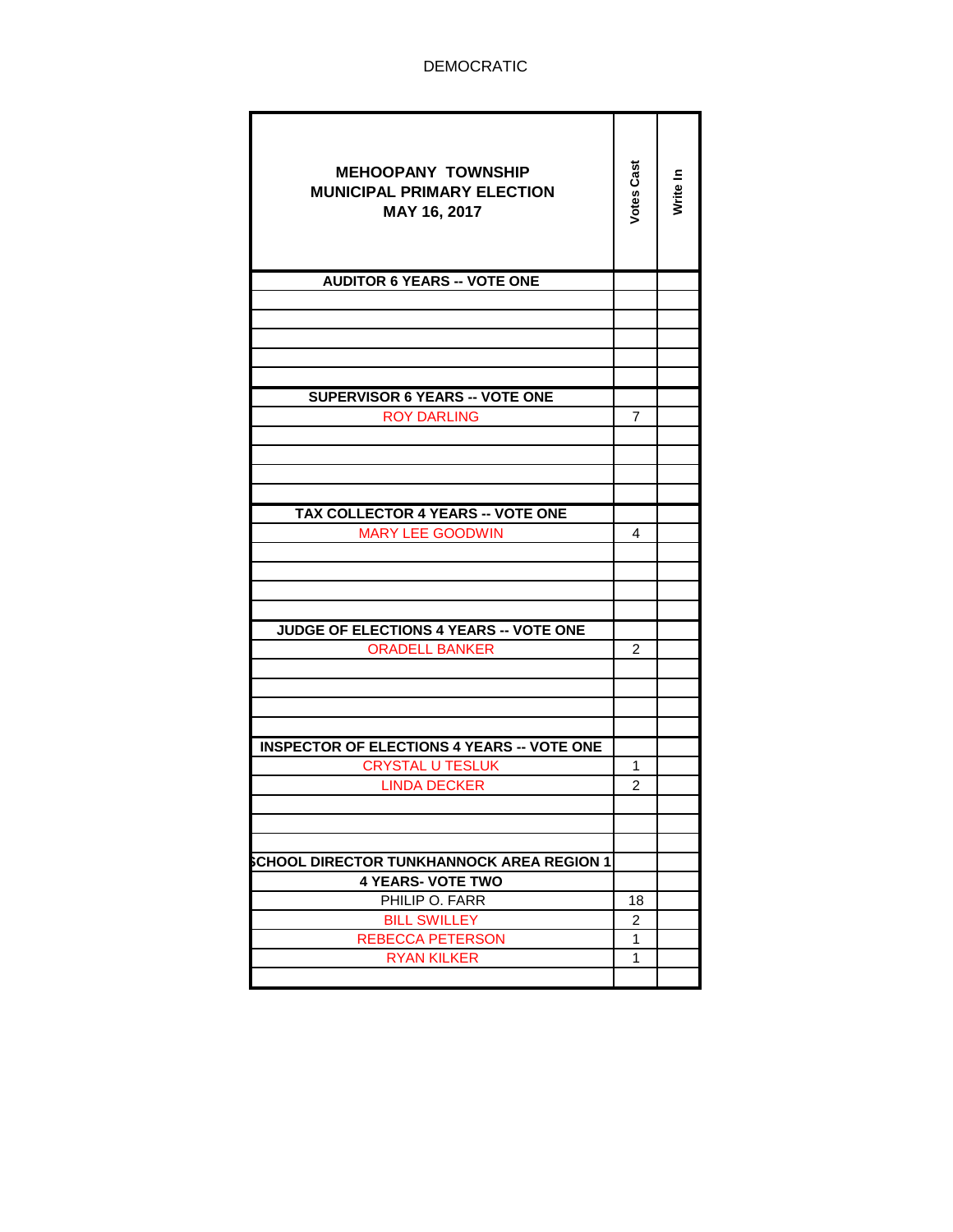DEMOCRATIC

| MEHOOPANY TOWNSHIP MUNICIPAL PRIMARY ELECTION MAY 16, 2017 | Votes Cast | Write In |
|---|---|---|
| **AUDITOR 6 YEARS -- VOTE ONE** | | |
| | | |
| | | |
| | | |
| | | |
| | | |
| **SUPERVISOR 6 YEARS -- VOTE ONE** | | |
| ROY DARLING | 7 | |
| | | |
| | | |
| | | |
| | | |
| **TAX COLLECTOR 4 YEARS -- VOTE ONE** | | |
| MARY LEE GOODWIN | 4 | |
| | | |
| | | |
| | | |
| | | |
| **JUDGE OF ELECTIONS 4 YEARS -- VOTE ONE** | | |
| ORADELL BANKER | 2 | |
| | | |
| | | |
| | | |
| | | |
| **INSPECTOR OF ELECTIONS 4 YEARS -- VOTE ONE** | | |
| CRYSTAL U TESLUK | 1 | |
| LINDA DECKER | 2 | |
| | | |
| | | |
| | | |
| **SCHOOL DIRECTOR TUNKHANNOCK AREA REGION 1** | | |
| **4 YEARS- VOTE TWO** | | |
| PHILIP O. FARR | 18 | |
| BILL SWILLEY | 2 | |
| REBECCA PETERSON | 1 | |
| RYAN KILKER | 1 | |
| | | |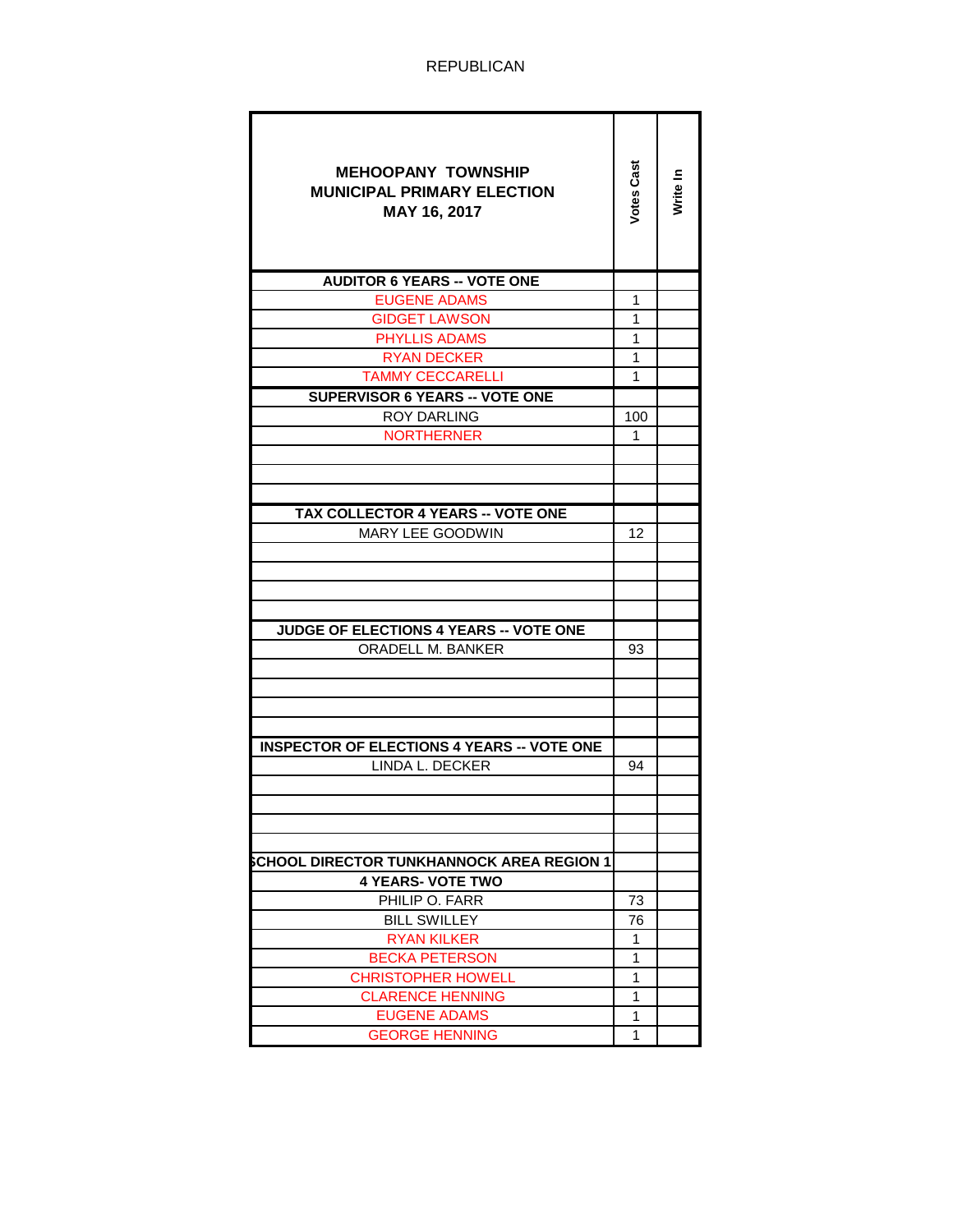REPUBLICAN

| MEHOOPANY TOWNSHIP MUNICIPAL PRIMARY ELECTION MAY 16, 2017 | Votes Cast | Write In |
|---|---|---|
| **AUDITOR 6 YEARS -- VOTE ONE** | | |
| EUGENE ADAMS | 1 | |
| GIDGET LAWSON | 1 | |
| PHYLLIS ADAMS | 1 | |
| RYAN DECKER | 1 | |
| TAMMY CECCARELLI | 1 | |
| **SUPERVISOR 6 YEARS -- VOTE ONE** | | |
| ROY DARLING | 100 | |
| NORTHERNER | 1 | |
| | | |
| | | |
| | | |
| **TAX COLLECTOR 4 YEARS -- VOTE ONE** | | |
| MARY LEE GOODWIN | 12 | |
| | | |
| | | |
| | | |
| | | |
| **JUDGE OF ELECTIONS 4 YEARS -- VOTE ONE** | | |
| ORADELL M. BANKER | 93 | |
| | | |
| | | |
| | | |
| | | |
| **INSPECTOR OF ELECTIONS 4 YEARS -- VOTE ONE** | | |
| LINDA L. DECKER | 94 | |
| | | |
| | | |
| | | |
| | | |
| **SCHOOL DIRECTOR TUNKHANNOCK AREA REGION 1** | | |
| **4 YEARS- VOTE TWO** | | |
| PHILIP O. FARR | 73 | |
| BILL SWILLEY | 76 | |
| RYAN KILKER | 1 | |
| BECKA PETERSON | 1 | |
| CHRISTOPHER HOWELL | 1 | |
| CLARENCE HENNING | 1 | |
| EUGENE ADAMS | 1 | |
| GEORGE HENNING | 1 | |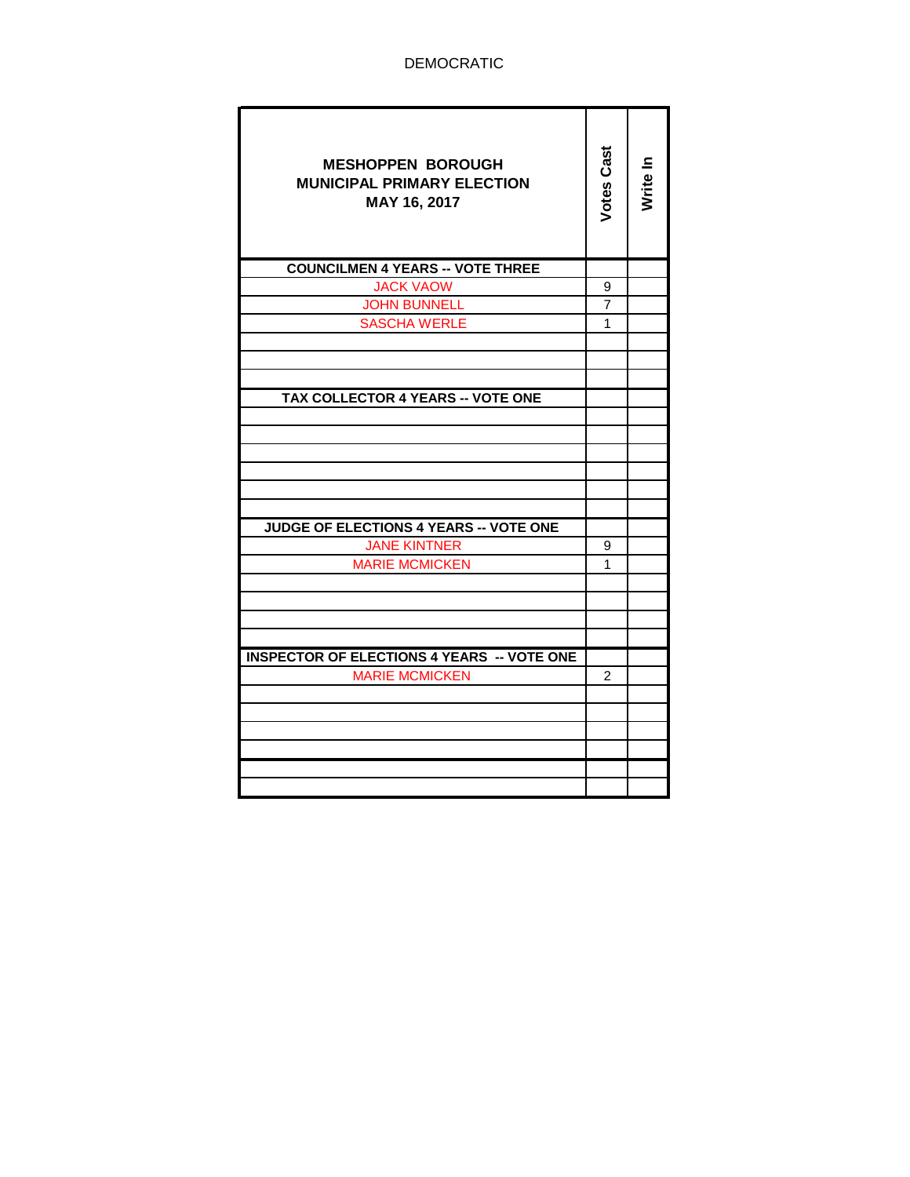DEMOCRATIC

| MESHOPPEN BOROUGH<br>MUNICIPAL PRIMARY ELECTION<br>MAY 16, 2017 | Votes Cast | Write In |
|---|---|---|
| **COUNCILMEN 4 YEARS -- VOTE THREE** | | |
| JACK VAOW | 9 | |
| JOHN BUNNELL | 7 | |
| SASCHA WERLE | 1 | |
| | | |
| | | |
| | | |
| **TAX COLLECTOR 4 YEARS -- VOTE ONE** | | |
| | | |
| | | |
| | | |
| | | |
| | | |
| | | |
| **JUDGE OF ELECTIONS 4 YEARS -- VOTE ONE** | | |
| JANE KINTNER | 9 | |
| MARIE MCMICKEN | 1 | |
| | | |
| | | |
| | | |
| | | |
| **INSPECTOR OF ELECTIONS 4 YEARS -- VOTE ONE** | | |
| MARIE MCMICKEN | 2 | |
| | | |
| | | |
| | | |
| | | |
| | | |
| | | |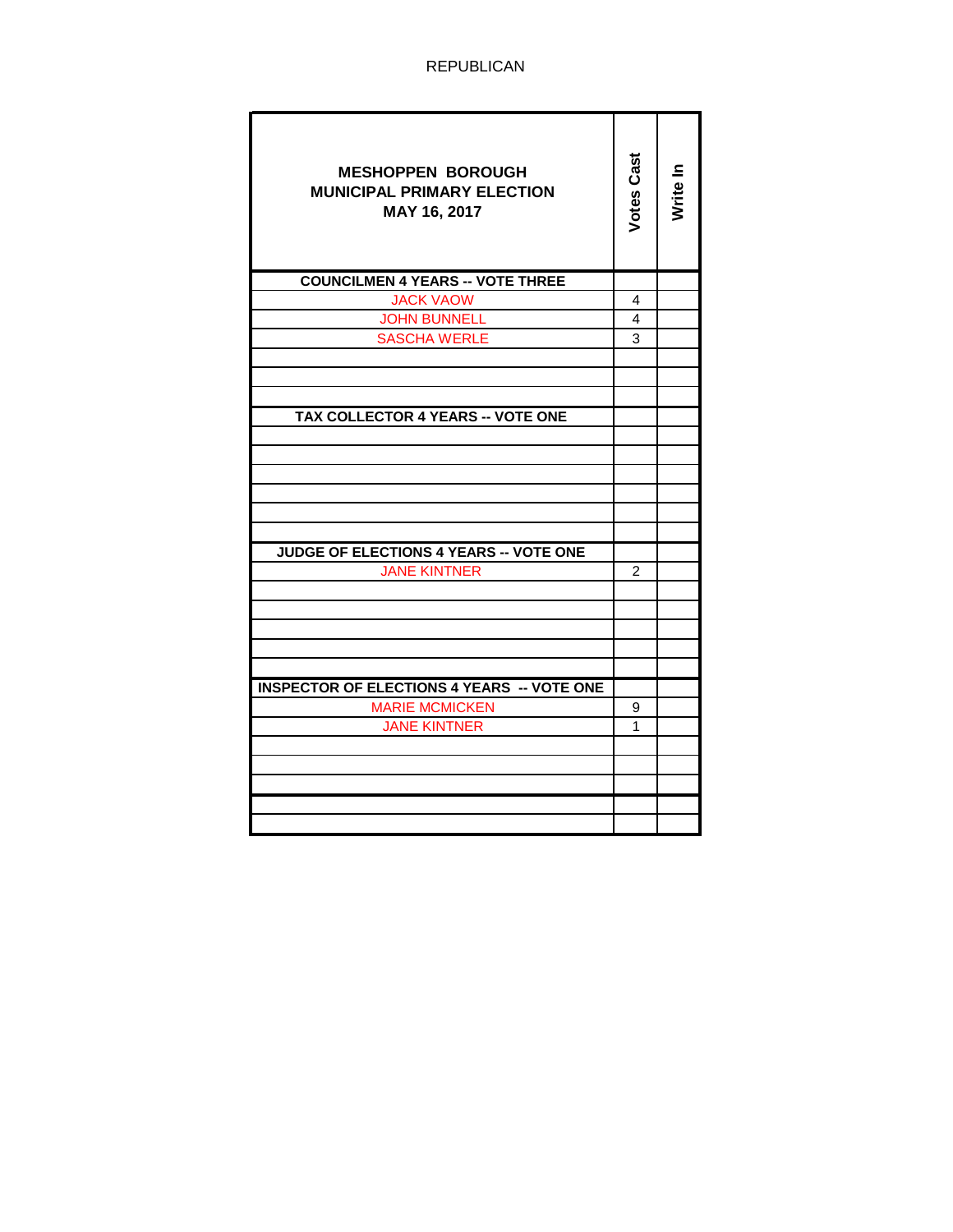REPUBLICAN

| MESHOPPEN BOROUGH MUNICIPAL PRIMARY ELECTION MAY 16, 2017 | Votes Cast | Write In |
|---|---|---|
| **COUNCILMEN 4 YEARS -- VOTE THREE** | | |
| JACK VAOW | 4 | |
| JOHN BUNNELL | 4 | |
| SASCHA WERLE | 3 | |
| | | |
| | | |
| | | |
| **TAX COLLECTOR 4 YEARS -- VOTE ONE** | | |
| | | |
| | | |
| | | |
| | | |
| | | |
| | | |
| **JUDGE OF ELECTIONS 4 YEARS -- VOTE ONE** | | |
| JANE KINTNER | 2 | |
| | | |
| | | |
| | | |
| | | |
| | | |
| **INSPECTOR OF ELECTIONS 4 YEARS -- VOTE ONE** | | |
| MARIE MCMICKEN | 9 | |
| JANE KINTNER | 1 | |
| | | |
| | | |
| | | |
| | | |
| | | |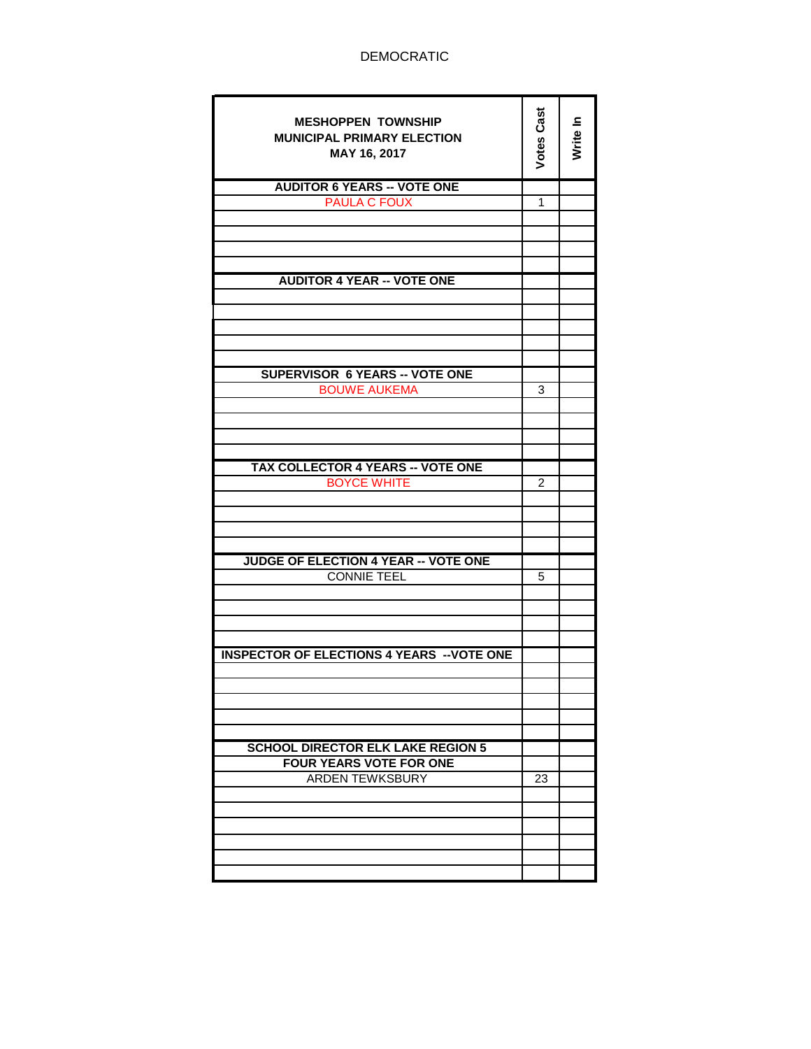DEMOCRATIC

| MESHOPPEN TOWNSHIP<br>MUNICIPAL PRIMARY ELECTION<br>MAY 16, 2017 | Votes Cast | Write In |
|---|---|---|
| **AUDITOR 6 YEARS -- VOTE ONE** | | |
| PAULA C FOUX | 1 | |
| | | |
| | | |
| | | |
| | | |
| **AUDITOR 4 YEAR -- VOTE ONE** | | |
| | | |
| | | |
| | | |
| | | |
| | | |
| **SUPERVISOR 6 YEARS -- VOTE ONE** | | |
| BOUWE AUKEMA | 3 | |
| | | |
| | | |
| | | |
| | | |
| **TAX COLLECTOR 4 YEARS -- VOTE ONE** | | |
| BOYCE WHITE | 2 | |
| | | |
| | | |
| | | |
| | | |
| **JUDGE OF ELECTION 4 YEAR -- VOTE ONE** | | |
| CONNIE TEEL | 5 | |
| | | |
| | | |
| | | |
| | | |
| **INSPECTOR OF ELECTIONS 4 YEARS --VOTE ONE** | | |
| | | |
| | | |
| | | |
| | | |
| | | |
| **SCHOOL DIRECTOR ELK LAKE REGION 5** | | |
| **FOUR YEARS VOTE FOR ONE** | | |
| ARDEN TEWKSBURY | 23 | |
| | | |
| | | |
| | | |
| | | |
| | | |
| | | |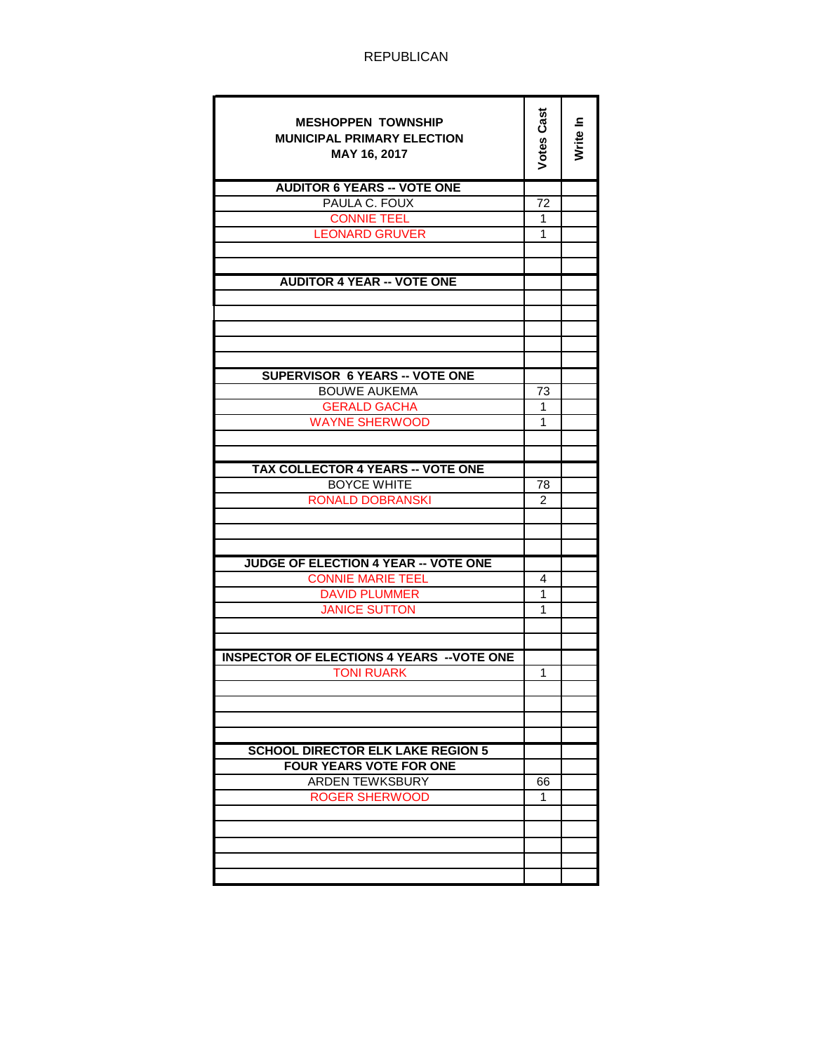REPUBLICAN

| MESHOPPEN TOWNSHIP<br>MUNICIPAL PRIMARY ELECTION<br>MAY 16, 2017 | Votes Cast | Write In |
|---|---|---|
| **AUDITOR 6 YEARS -- VOTE ONE** | | |
| PAULA C. FOUX | 72 | |
| CONNIE TEEL | 1 | |
| LEONARD GRUVER | 1 | |
| | | |
| | | |
| **AUDITOR 4 YEAR -- VOTE ONE** | | |
| | | |
| | | |
| | | |
| | | |
| | | |
| **SUPERVISOR 6 YEARS -- VOTE ONE** | | |
| BOUWE AUKEMA | 73 | |
| GERALD GACHA | 1 | |
| WAYNE SHERWOOD | 1 | |
| | | |
| | | |
| **TAX COLLECTOR 4 YEARS -- VOTE ONE** | | |
| BOYCE WHITE | 78 | |
| RONALD DOBRANSKI | 2 | |
| | | |
| | | |
| | | |
| **JUDGE OF ELECTION 4 YEAR -- VOTE ONE** | | |
| CONNIE MARIE TEEL | 4 | |
| DAVID PLUMMER | 1 | |
| JANICE SUTTON | 1 | |
| | | |
| | | |
| **INSPECTOR OF ELECTIONS 4 YEARS --VOTE ONE** | | |
| TONI RUARK | 1 | |
| | | |
| | | |
| | | |
| | | |
| **SCHOOL DIRECTOR ELK LAKE REGION 5** | | |
| **FOUR YEARS VOTE FOR ONE** | | |
| ARDEN TEWKSBURY | 66 | |
| ROGER SHERWOOD | 1 | |
| | | |
| | | |
| | | |
| | | |
| | | |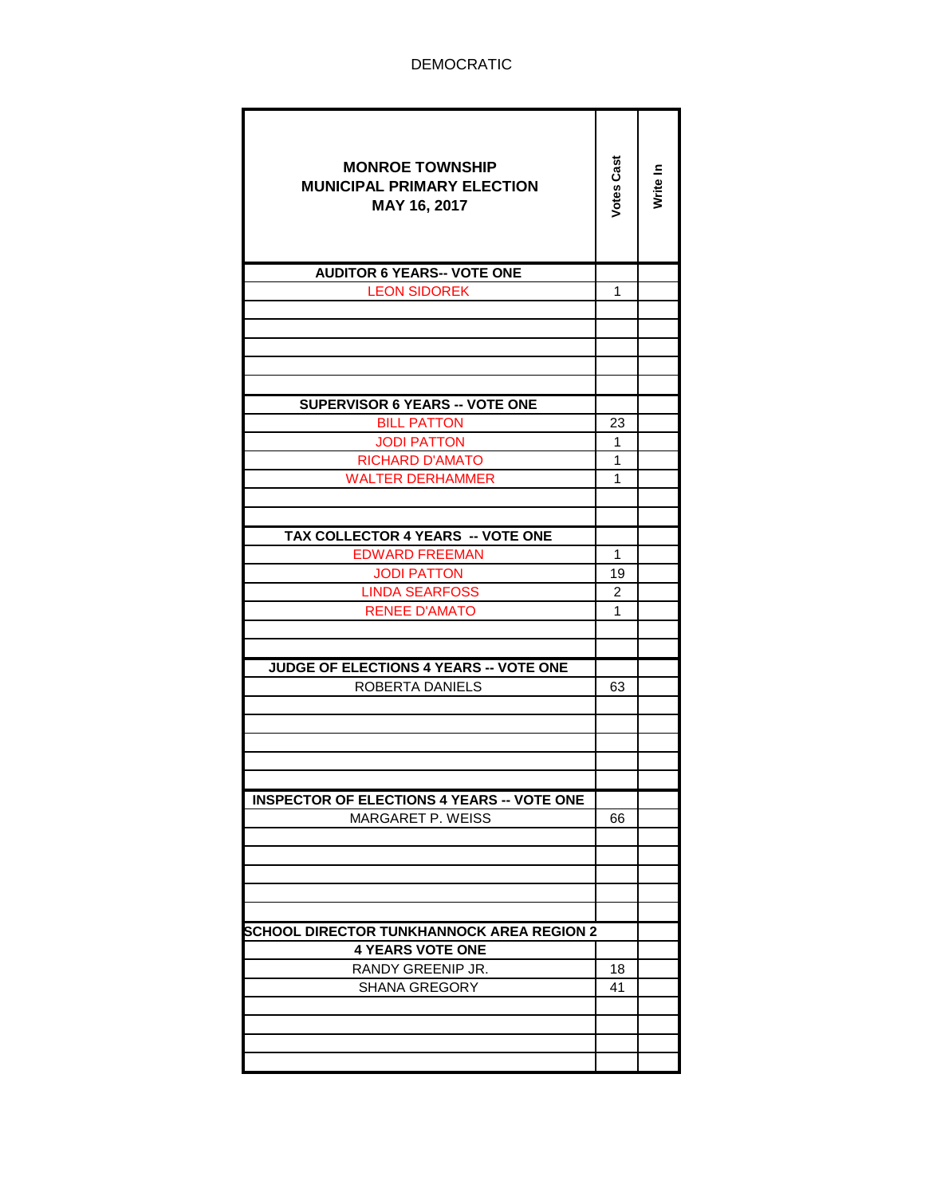DEMOCRATIC

| MONROE TOWNSHIP MUNICIPAL PRIMARY ELECTION MAY 16, 2017 | Votes Cast | Write In |
|---|---|---|
| **AUDITOR 6 YEARS-- VOTE ONE** | | |
| LEON SIDOREK | 1 | |
| | | |
| | | |
| | | |
| | | |
| | | |
| **SUPERVISOR 6 YEARS -- VOTE ONE** | | |
| BILL PATTON | 23 | |
| JODI PATTON | 1 | |
| RICHARD D'AMATO | 1 | |
| WALTER DERHAMMER | 1 | |
| | | |
| | | |
| **TAX COLLECTOR 4 YEARS -- VOTE ONE** | | |
| EDWARD FREEMAN | 1 | |
| JODI PATTON | 19 | |
| LINDA SEARFOSS | 2 | |
| RENEE D'AMATO | 1 | |
| | | |
| | | |
| **JUDGE OF ELECTIONS 4 YEARS -- VOTE ONE** | | |
| ROBERTA DANIELS | 63 | |
| | | |
| | | |
| | | |
| | | |
| | | |
| **INSPECTOR OF ELECTIONS 4 YEARS -- VOTE ONE** | | |
| MARGARET P. WEISS | 66 | |
| | | |
| | | |
| | | |
| | | |
| | | |
| **SCHOOL DIRECTOR TUNKHANNOCK AREA REGION 2** | | |
| **4 YEARS VOTE ONE** | | |
| RANDY GREENIP JR. | 18 | |
| SHANA GREGORY | 41 | |
| | | |
| | | |
| | | |
| | | |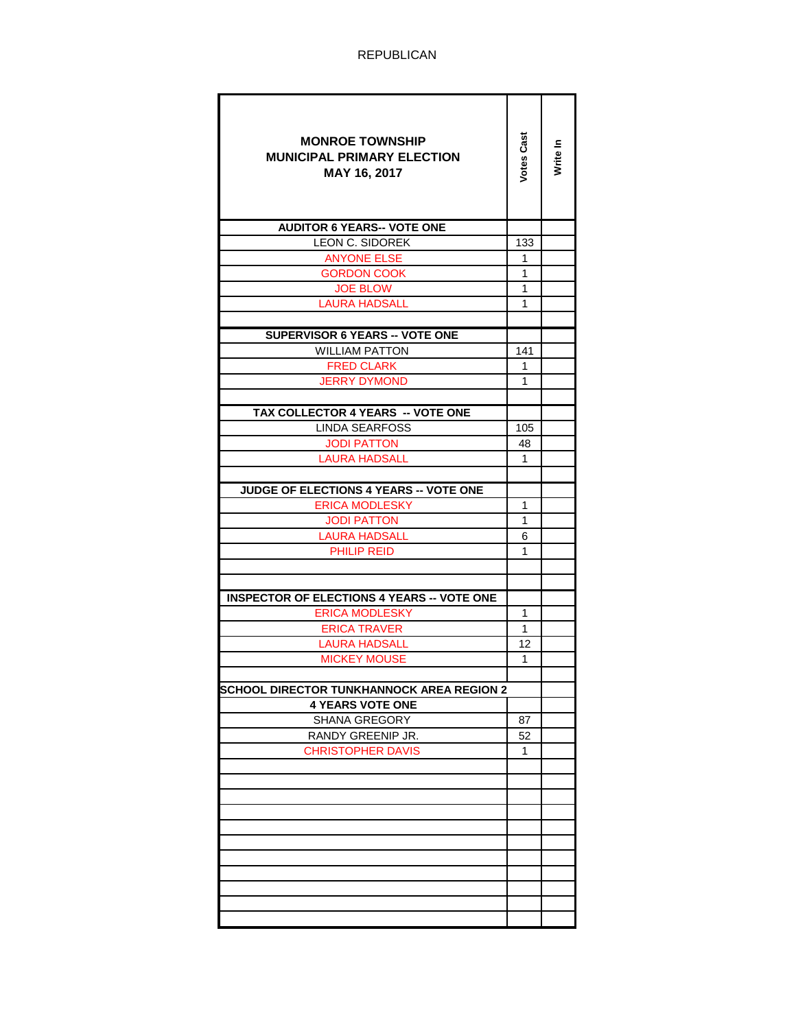REPUBLICAN

| MONROE TOWNSHIP MUNICIPAL PRIMARY ELECTION MAY 16, 2017 | Votes Cast | Write In |
|---|---|---|
| **AUDITOR 6 YEARS-- VOTE ONE** | | |
| LEON C. SIDOREK | 133 | |
| ANYONE ELSE | 1 | |
| GORDON COOK | 1 | |
| JOE BLOW | 1 | |
| LAURA HADSALL | 1 | |
| | | |
| **SUPERVISOR 6 YEARS -- VOTE ONE** | | |
| WILLIAM PATTON | 141 | |
| FRED CLARK | 1 | |
| JERRY DYMOND | 1 | |
| | | |
| **TAX COLLECTOR 4 YEARS -- VOTE ONE** | | |
| LINDA SEARFOSS | 105 | |
| JODI PATTON | 48 | |
| LAURA HADSALL | 1 | |
| | | |
| **JUDGE OF ELECTIONS 4 YEARS -- VOTE ONE** | | |
| ERICA MODLESKY | 1 | |
| JODI PATTON | 1 | |
| LAURA HADSALL | 6 | |
| PHILIP REID | 1 | |
| | | |
| | | |
| **INSPECTOR OF ELECTIONS 4 YEARS -- VOTE ONE** | | |
| ERICA MODLESKY | 1 | |
| ERICA TRAVER | 1 | |
| LAURA HADSALL | 12 | |
| MICKEY MOUSE | 1 | |
| | | |
| **SCHOOL DIRECTOR TUNKHANNOCK AREA REGION 2** | | |
| **4 YEARS VOTE ONE** | | |
| SHANA GREGORY | 87 | |
| RANDY GREENIP JR. | 52 | |
| CHRISTOPHER DAVIS | 1 | |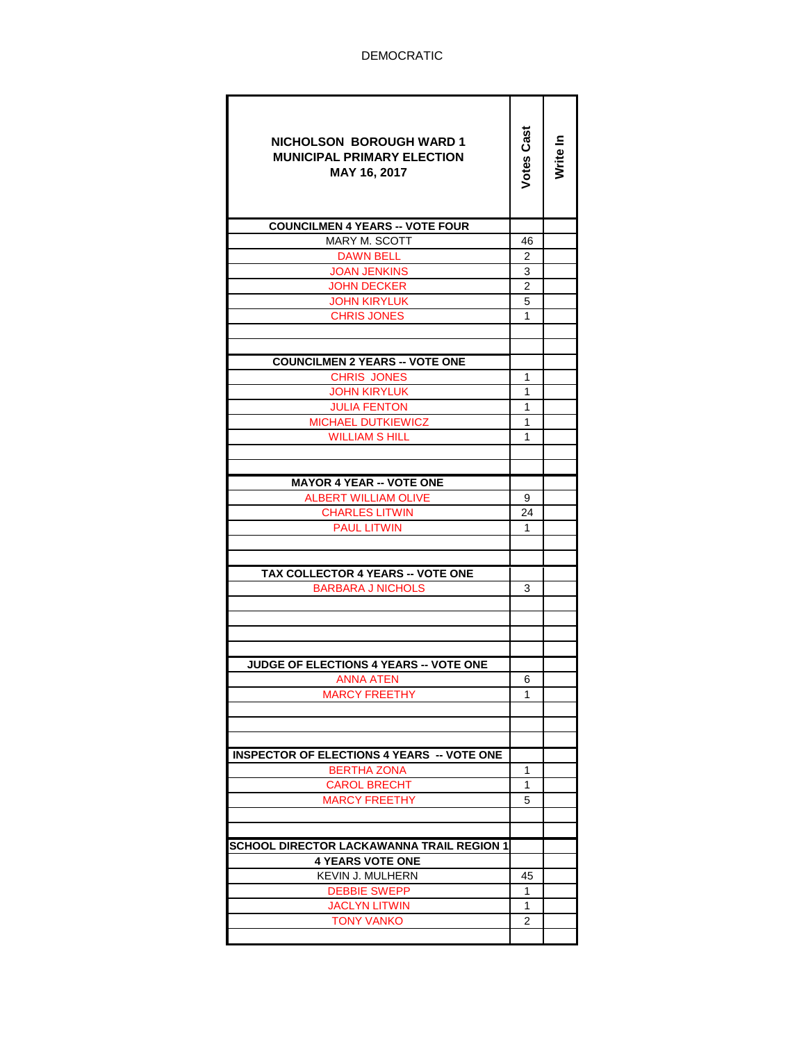DEMOCRATIC

| NICHOLSON BOROUGH WARD 1<br>MUNICIPAL PRIMARY ELECTION<br>MAY 16, 2017 | Votes Cast | Write In |
|---|---|---|
| **COUNCILMEN 4 YEARS -- VOTE FOUR** | | |
| MARY M. SCOTT | 46 | |
| DAWN BELL | 2 | |
| JOAN JENKINS | 3 | |
| JOHN DECKER | 2 | |
| JOHN KIRYLUK | 5 | |
| CHRIS JONES | 1 | |
| | | |
| | | |
| **COUNCILMEN 2 YEARS -- VOTE ONE** | | |
| CHRIS JONES | 1 | |
| JOHN KIRYLUK | 1 | |
| JULIA FENTON | 1 | |
| MICHAEL DUTKIEWICZ | 1 | |
| WILLIAM S HILL | 1 | |
| | | |
| | | |
| **MAYOR 4 YEAR -- VOTE ONE** | | |
| ALBERT WILLIAM OLIVE | 9 | |
| CHARLES LITWIN | 24 | |
| PAUL LITWIN | 1 | |
| | | |
| | | |
| **TAX COLLECTOR 4 YEARS -- VOTE ONE** | | |
| BARBARA J NICHOLS | 3 | |
| | | |
| | | |
| | | |
| | | |
| **JUDGE OF ELECTIONS 4 YEARS -- VOTE ONE** | | |
| ANNA ATEN | 6 | |
| MARCY FREETHY | 1 | |
| | | |
| | | |
| | | |
| **INSPECTOR OF ELECTIONS 4 YEARS -- VOTE ONE** | | |
| BERTHA ZONA | 1 | |
| CAROL BRECHT | 1 | |
| MARCY FREETHY | 5 | |
| | | |
| | | |
| **SCHOOL DIRECTOR LACKAWANNA TRAIL REGION 1** | | |
| **4 YEARS VOTE ONE** | | |
| KEVIN J. MULHERN | 45 | |
| DEBBIE SWEPP | 1 | |
| JACLYN LITWIN | 1 | |
| TONY VANKO | 2 | |
| | | |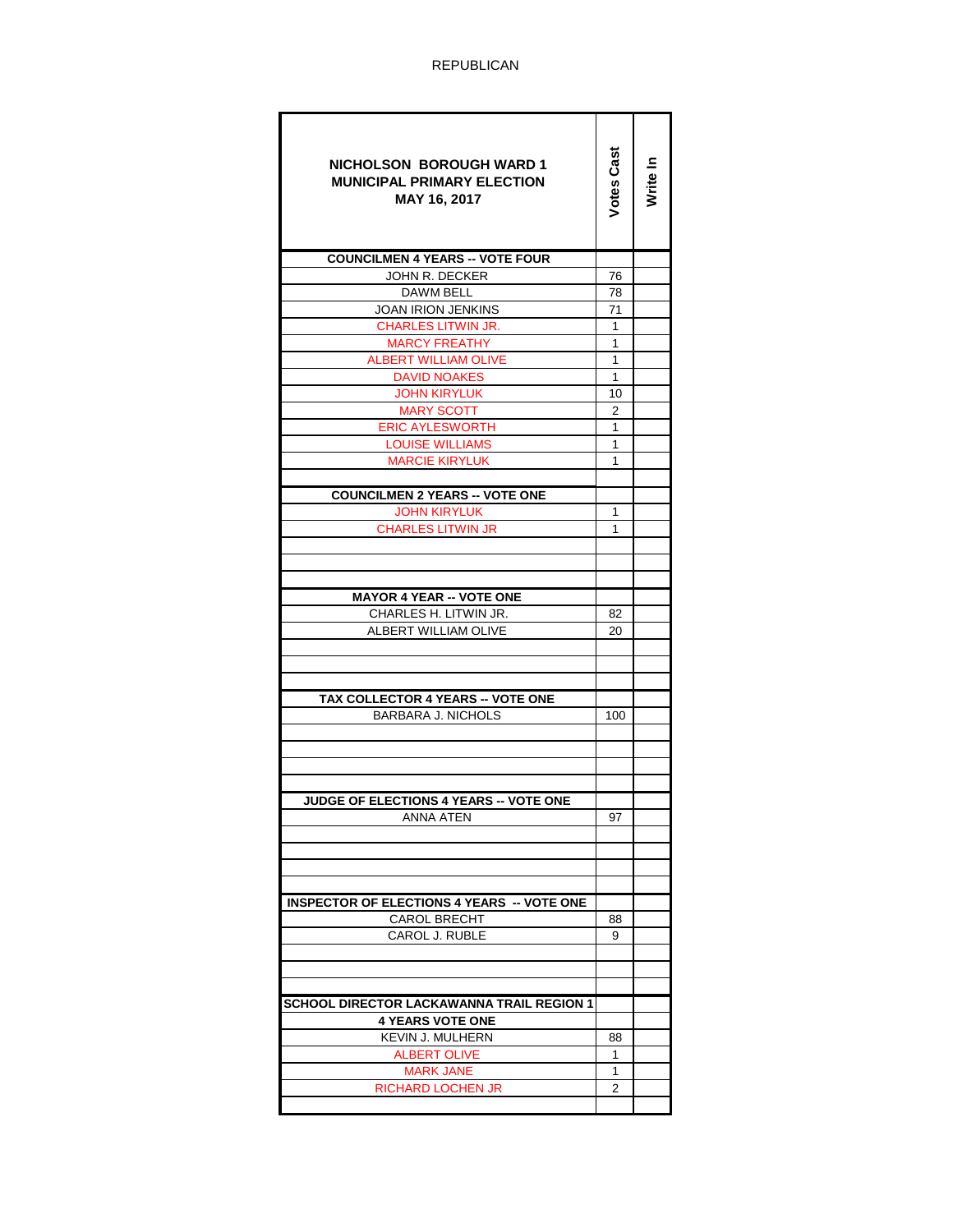REPUBLICAN

| NICHOLSON BOROUGH WARD 1<br>MUNICIPAL PRIMARY ELECTION<br>MAY 16, 2017 | Votes Cast | Write In |
|---|---|---|
| **COUNCILMEN 4 YEARS -- VOTE FOUR** | | |
| JOHN R. DECKER | 76 | |
| DAWM BELL | 78 | |
| JOAN IRION JENKINS | 71 | |
| CHARLES LITWIN JR. | 1 | |
| MARCY FREATHY | 1 | |
| ALBERT WILLIAM OLIVE | 1 | |
| DAVID NOAKES | 1 | |
| JOHN KIRYLUK | 10 | |
| MARY SCOTT | 2 | |
| ERIC AYLESWORTH | 1 | |
| LOUISE WILLIAMS | 1 | |
| MARCIE KIRYLUK | 1 | |
| | | |
| **COUNCILMEN 2 YEARS -- VOTE ONE** | | |
| JOHN KIRYLUK | 1 | |
| CHARLES LITWIN JR | 1 | |
| | | |
| | | |
| | | |
| **MAYOR 4 YEAR -- VOTE ONE** | | |
| CHARLES H. LITWIN JR. | 82 | |
| ALBERT WILLIAM OLIVE | 20 | |
| | | |
| | | |
| | | |
| **TAX COLLECTOR 4 YEARS -- VOTE ONE** | | |
| BARBARA J. NICHOLS | 100 | |
| | | |
| | | |
| | | |
| | | |
| **JUDGE OF ELECTIONS 4 YEARS -- VOTE ONE** | | |
| ANNA ATEN | 97 | |
| | | |
| | | |
| | | |
| | | |
| **INSPECTOR OF ELECTIONS 4 YEARS -- VOTE ONE** | | |
| CAROL BRECHT | 88 | |
| CAROL J. RUBLE | 9 | |
| | | |
| | | |
| | | |
| **SCHOOL DIRECTOR LACKAWANNA TRAIL REGION 1** | | |
| **4 YEARS VOTE ONE** | | |
| KEVIN J. MULHERN | 88 | |
| ALBERT OLIVE | 1 | |
| MARK JANE | 1 | |
| RICHARD LOCHEN JR | 2 | |
| | | |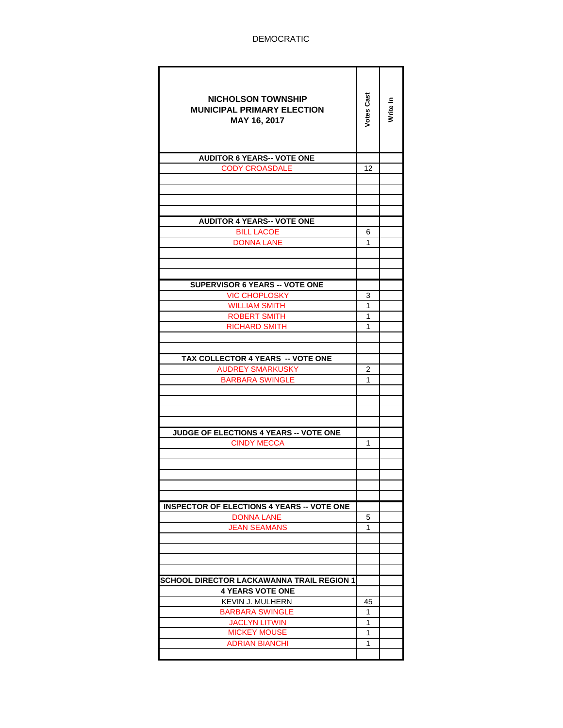DEMOCRATIC

| NICHOLSON TOWNSHIP MUNICIPAL PRIMARY ELECTION MAY 16, 2017 | Votes Cast | Write In |
|---|---|---|
| **AUDITOR 6 YEARS-- VOTE ONE** | | |
| CODY CROASDALE | 12 | |
| | | |
| | | |
| | | |
| | | |
| **AUDITOR 4 YEARS-- VOTE ONE** | | |
| BILL LACOE | 6 | |
| DONNA LANE | 1 | |
| | | |
| | | |
| | | |
| **SUPERVISOR 6 YEARS -- VOTE ONE** | | |
| VIC CHOPLOSKY | 3 | |
| WILLIAM SMITH | 1 | |
| ROBERT SMITH | 1 | |
| RICHARD SMITH | 1 | |
| | | |
| | | |
| **TAX COLLECTOR 4 YEARS -- VOTE ONE** | | |
| AUDREY SMARKUSKY | 2 | |
| BARBARA SWINGLE | 1 | |
| | | |
| | | |
| | | |
| | | |
| **JUDGE OF ELECTIONS 4 YEARS -- VOTE ONE** | | |
| CINDY MECCA | 1 | |
| | | |
| | | |
| | | |
| | | |
| | | |
| **INSPECTOR OF ELECTIONS 4 YEARS -- VOTE ONE** | | |
| DONNA LANE | 5 | |
| JEAN SEAMANS | 1 | |
| | | |
| | | |
| | | |
| | | |
| **SCHOOL DIRECTOR LACKAWANNA TRAIL REGION 1** | | |
| **4 YEARS VOTE ONE** | | |
| KEVIN J. MULHERN | 45 | |
| BARBARA SWINGLE | 1 | |
| JACLYN LITWIN | 1 | |
| MICKEY MOUSE | 1 | |
| ADRIAN BIANCHI | 1 | |
| | | |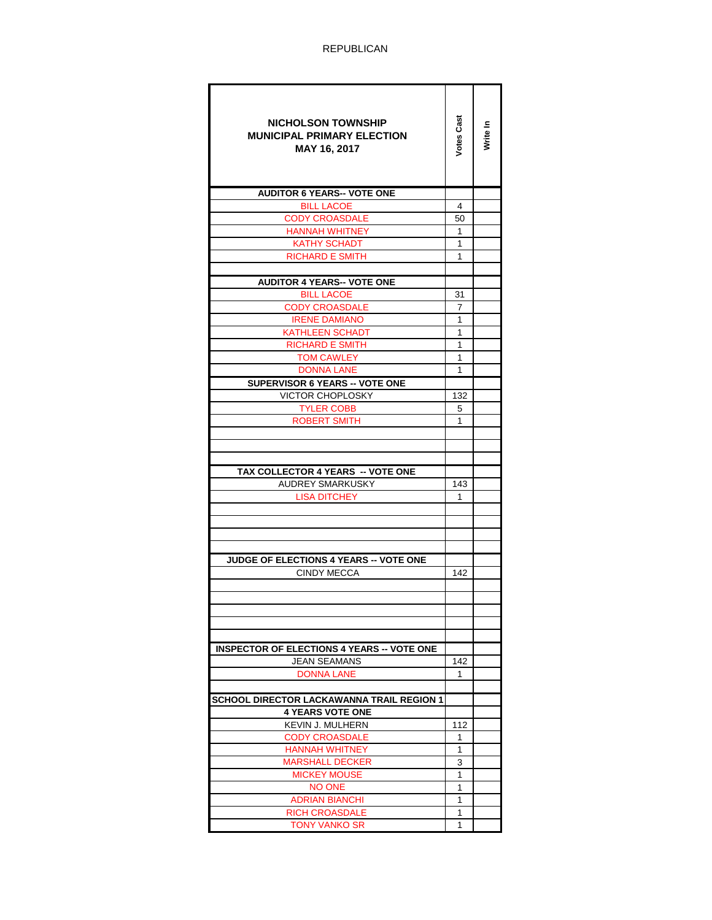REPUBLICAN

| NICHOLSON TOWNSHIP<br>MUNICIPAL PRIMARY ELECTION<br>MAY 16, 2017 | Votes Cast | Write In |
|---|---|---|
| **AUDITOR 6 YEARS-- VOTE ONE** | | |
| BILL LACOE | 4 | |
| CODY CROASDALE | 50 | |
| HANNAH WHITNEY | 1 | |
| KATHY SCHADT | 1 | |
| RICHARD E SMITH | 1 | |
| | | |
| **AUDITOR 4 YEARS-- VOTE ONE** | | |
| BILL LACOE | 31 | |
| CODY CROASDALE | 7 | |
| IRENE DAMIANO | 1 | |
| KATHLEEN SCHADT | 1 | |
| RICHARD E SMITH | 1 | |
| TOM CAWLEY | 1 | |
| DONNA LANE | 1 | |
| **SUPERVISOR 6 YEARS -- VOTE ONE** | | |
| VICTOR CHOPLOSKY | 132 | |
| TYLER COBB | 5 | |
| ROBERT SMITH | 1 | |
| | | |
| | | |
| | | |
| **TAX COLLECTOR 4 YEARS -- VOTE ONE** | | |
| AUDREY SMARKUSKY | 143 | |
| LISA DITCHEY | 1 | |
| | | |
| | | |
| | | |
| | | |
| **JUDGE OF ELECTIONS 4 YEARS -- VOTE ONE** | | |
| CINDY MECCA | 142 | |
| | | |
| | | |
| | | |
| | | |
| | | |
| **INSPECTOR OF ELECTIONS 4 YEARS -- VOTE ONE** | | |
| JEAN SEAMANS | 142 | |
| DONNA LANE | 1 | |
| | | |
| **SCHOOL DIRECTOR LACKAWANNA TRAIL REGION 1** | | |
| **4 YEARS VOTE ONE** | | |
| KEVIN J. MULHERN | 112 | |
| CODY CROASDALE | 1 | |
| HANNAH WHITNEY | 1 | |
| MARSHALL DECKER | 3 | |
| MICKEY MOUSE | 1 | |
| NO ONE | 1 | |
| ADRIAN BIANCHI | 1 | |
| RICH CROASDALE | 1 | |
| TONY VANKO SR | 1 | |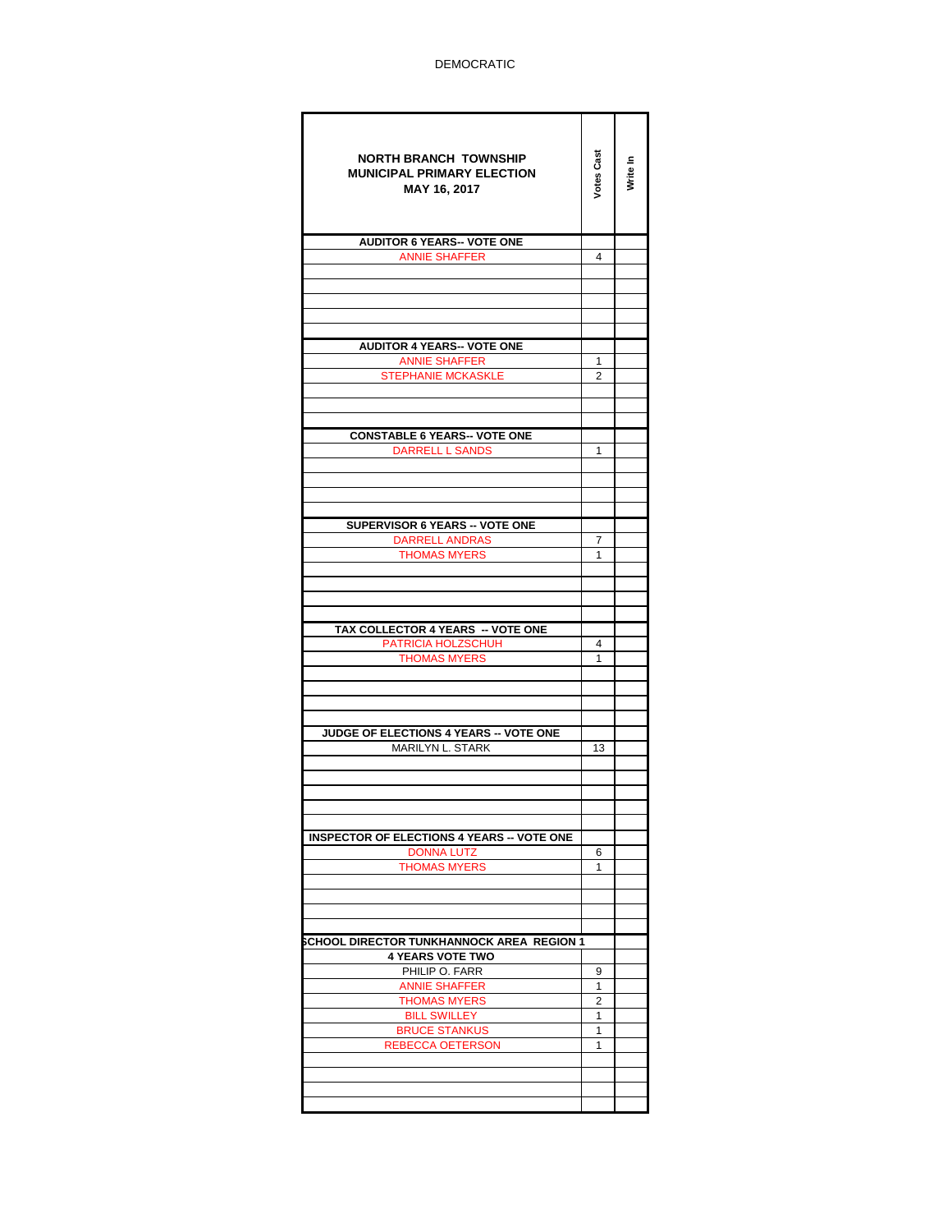DEMOCRATIC

| NORTH BRANCH TOWNSHIP MUNICIPAL PRIMARY ELECTION MAY 16, 2017 | Votes Cast | Write In |
|---|---|---|
| **AUDITOR 6 YEARS-- VOTE ONE** | | |
| ANNIE SHAFFER | 4 | |
| **AUDITOR 4 YEARS-- VOTE ONE** | | |
| ANNIE SHAFFER | 1 | |
| STEPHANIE MCKASKLE | 2 | |
| **CONSTABLE 6 YEARS-- VOTE ONE** | | |
| DARRELL L SANDS | 1 | |
| **SUPERVISOR 6 YEARS -- VOTE ONE** | | |
| DARRELL ANDRAS | 7 | |
| THOMAS MYERS | 1 | |
| **TAX COLLECTOR 4 YEARS -- VOTE ONE** | | |
| PATRICIA HOLZSCHUH | 4 | |
| THOMAS MYERS | 1 | |
| **JUDGE OF ELECTIONS 4 YEARS -- VOTE ONE** | | |
| MARILYN L. STARK | 13 | |
| **INSPECTOR OF ELECTIONS 4 YEARS -- VOTE ONE** | | |
| DONNA LUTZ | 6 | |
| THOMAS MYERS | 1 | |
| **SCHOOL DIRECTOR TUNKHANNOCK AREA REGION 1** | | |
| **4 YEARS VOTE TWO** | | |
| PHILIP O. FARR | 9 | |
| ANNIE SHAFFER | 1 | |
| THOMAS MYERS | 2 | |
| BILL SWILLEY | 1 | |
| BRUCE STANKUS | 1 | |
| REBECCA OETERSON | 1 | |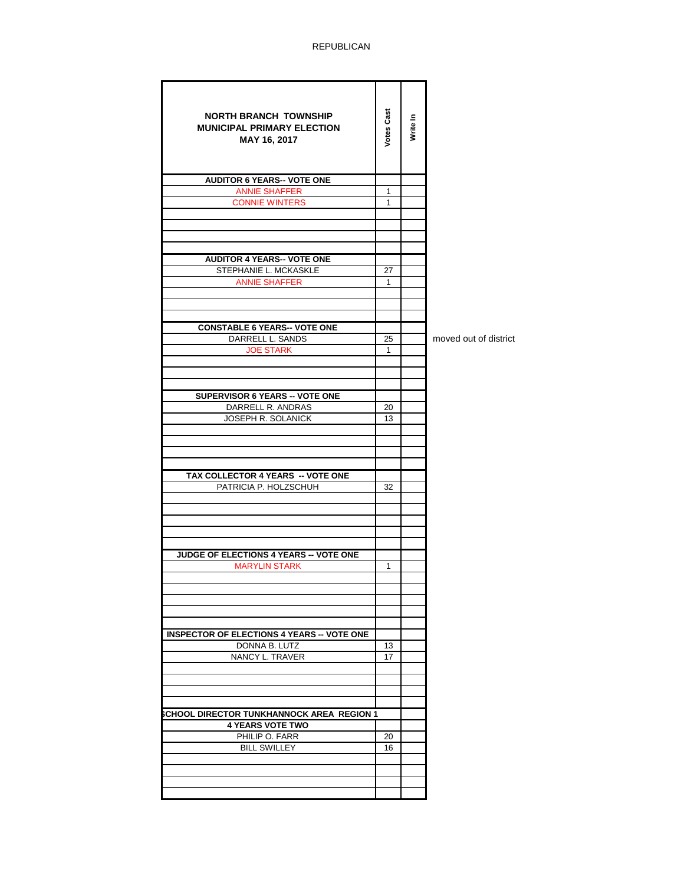REPUBLICAN

| NORTH BRANCH TOWNSHIP MUNICIPAL PRIMARY ELECTION MAY 16, 2017 | Votes Cast | Write In | |
|---|---|---|---|
| **AUDITOR 6 YEARS-- VOTE ONE** | | | |
| ANNIE SHAFFER | 1 | | |
| CONNIE WINTERS | 1 | | |
| **AUDITOR 4 YEARS-- VOTE ONE** | | | |
| STEPHANIE L. MCKASKLE | 27 | | |
| ANNIE SHAFFER | 1 | | |
| **CONSTABLE 6 YEARS-- VOTE ONE** | | | |
| DARRELL L. SANDS | 25 | | moved out of district |
| JOE STARK | 1 | | |
| **SUPERVISOR 6 YEARS -- VOTE ONE** | | | |
| DARRELL R. ANDRAS | 20 | | |
| JOSEPH R. SOLANICK | 13 | | |
| **TAX COLLECTOR 4 YEARS -- VOTE ONE** | | | |
| PATRICIA P. HOLZSCHUH | 32 | | |
| **JUDGE OF ELECTIONS 4 YEARS -- VOTE ONE** | | | |
| MARYLIN STARK | 1 | | |
| **INSPECTOR OF ELECTIONS 4 YEARS -- VOTE ONE** | | | |
| DONNA B. LUTZ | 13 | | |
| NANCY L. TRAVER | 17 | | |
| **SCHOOL DIRECTOR TUNKHANNOCK AREA REGION 1** | | | |
| **4 YEARS VOTE TWO** | | | |
| PHILIP O. FARR | 20 | | |
| BILL SWILLEY | 16 | | |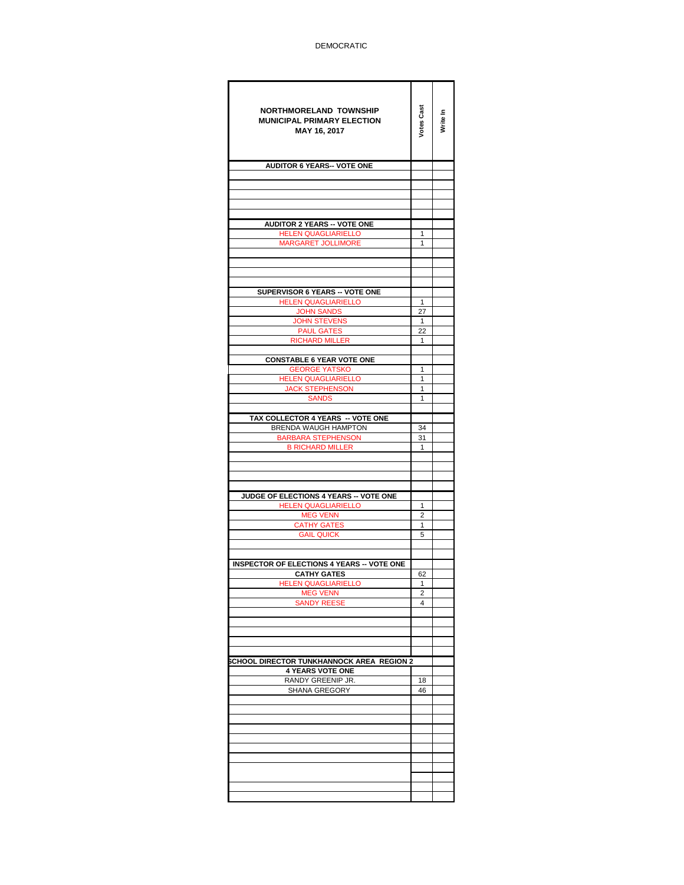DEMOCRATIC

| NORTHMORELAND TOWNSHIP MUNICIPAL PRIMARY ELECTION MAY 16, 2017 | Votes Cast | Write In |
|---|---|---|
| **AUDITOR 6 YEARS-- VOTE ONE** | | |
| | | |
| | | |
| | | |
| | | |
| | | |
| **AUDITOR 2 YEARS -- VOTE ONE** | | |
| HELEN QUAGLIARIELLO | 1 | |
| MARGARET JOLLIMORE | 1 | |
| | | |
| | | |
| | | |
| | | |
| **SUPERVISOR 6 YEARS -- VOTE ONE** | | |
| HELEN QUAGLIARIELLO | 1 | |
| JOHN SANDS | 27 | |
| JOHN STEVENS | 1 | |
| PAUL GATES | 22 | |
| RICHARD MILLER | 1 | |
| | | |
| **CONSTABLE 6 YEAR VOTE ONE** | | |
| GEORGE YATSKO | 1 | |
| HELEN QUAGLIARIELLO | 1 | |
| JACK STEPHENSON | 1 | |
| SANDS | 1 | |
| | | |
| **TAX COLLECTOR 4 YEARS -- VOTE ONE** | | |
| BRENDA WAUGH HAMPTON | 34 | |
| BARBARA STEPHENSON | 31 | |
| B RICHARD MILLER | 1 | |
| | | |
| | | |
| | | |
| | | |
| **JUDGE OF ELECTIONS 4 YEARS -- VOTE ONE** | | |
| HELEN QUAGLIARIELLO | 1 | |
| MEG VENN | 2 | |
| CATHY GATES | 1 | |
| GAIL QUICK | 5 | |
| | | |
| | | |
| **INSPECTOR OF ELECTIONS 4 YEARS -- VOTE ONE** | | |
| **CATHY GATES** | 62 | |
| HELEN QUAGLIARIELLO | 1 | |
| MEG VENN | 2 | |
| SANDY REESE | 4 | |
| | | |
| | | |
| | | |
| | | |
| | | |
| **SCHOOL DIRECTOR TUNKHANNOCK AREA REGION 2** | | |
| **4 YEARS VOTE ONE** | | |
| RANDY GREENIP JR. | 18 | |
| SHANA GREGORY | 46 | |
| | | |
| | | |
| | | |
| | | |
| | | |
| | | |
| | | |
| | | |
| | | |
| | | |
| | | |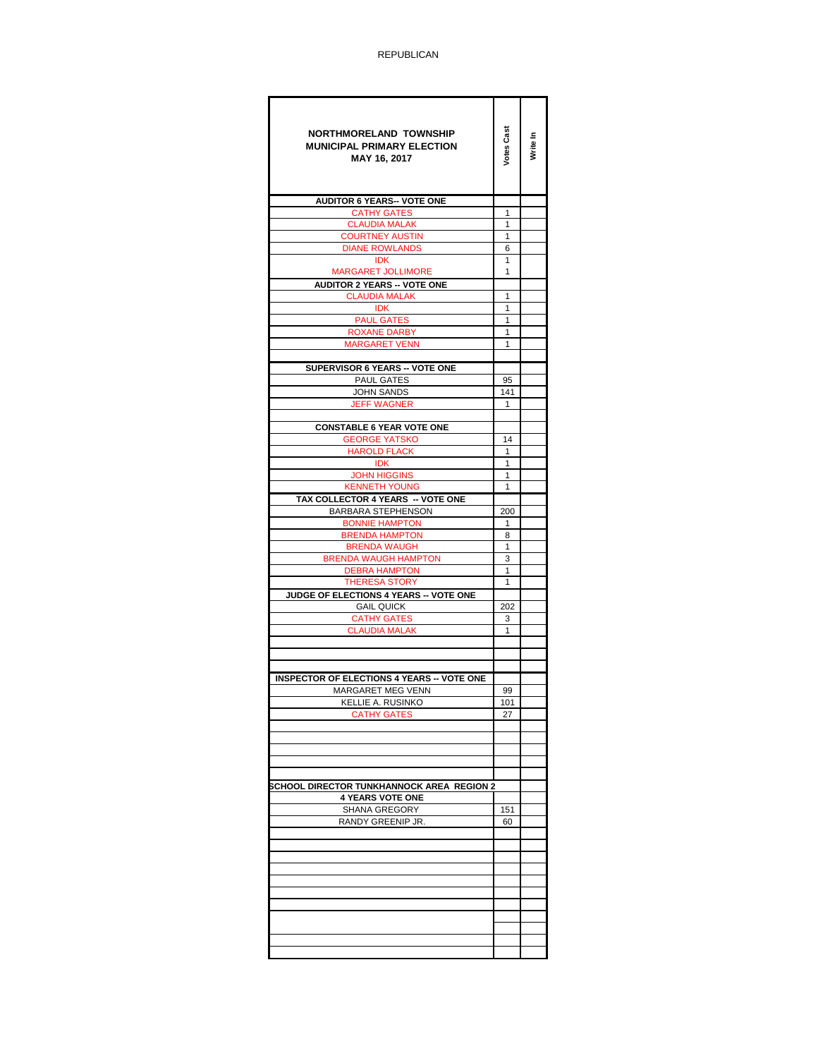REPUBLICAN

| NORTHMORELAND TOWNSHIP MUNICIPAL PRIMARY ELECTION MAY 16, 2017 | Votes Cast | Write In |
|---|---|---|
| **AUDITOR 6 YEARS-- VOTE ONE** | | |
| CATHY GATES | 1 | |
| CLAUDIA MALAK | 1 | |
| COURTNEY AUSTIN | 1 | |
| DIANE ROWLANDS | 6 | |
| IDK | 1 | |
| MARGARET JOLLIMORE | 1 | |
| **AUDITOR 2 YEARS -- VOTE ONE** | | |
| CLAUDIA MALAK | 1 | |
| IDK | 1 | |
| PAUL GATES | 1 | |
| ROXANE DARBY | 1 | |
| MARGARET VENN | 1 | |
| | | |
| **SUPERVISOR 6 YEARS -- VOTE ONE** | | |
| PAUL GATES | 95 | |
| JOHN SANDS | 141 | |
| JEFF WAGNER | 1 | |
| | | |
| **CONSTABLE 6 YEAR VOTE ONE** | | |
| GEORGE YATSKO | 14 | |
| HAROLD FLACK | 1 | |
| IDK | 1 | |
| JOHN HIGGINS | 1 | |
| KENNETH YOUNG | 1 | |
| **TAX COLLECTOR 4 YEARS -- VOTE ONE** | | |
| BARBARA STEPHENSON | 200 | |
| BONNIE HAMPTON | 1 | |
| BRENDA HAMPTON | 8 | |
| BRENDA WAUGH | 1 | |
| BRENDA WAUGH HAMPTON | 3 | |
| DEBRA HAMPTON | 1 | |
| THERESA STORY | 1 | |
| **JUDGE OF ELECTIONS 4 YEARS -- VOTE ONE** | | |
| GAIL QUICK | 202 | |
| CATHY GATES | 3 | |
| CLAUDIA MALAK | 1 | |
| | | |
| | | |
| | | |
| **INSPECTOR OF ELECTIONS 4 YEARS -- VOTE ONE** | | |
| MARGARET MEG VENN | 99 | |
| KELLIE A. RUSINKO | 101 | |
| CATHY GATES | 27 | |
| | | |
| | | |
| | | |
| | | |
| | | |
| **SCHOOL DIRECTOR TUNKHANNOCK AREA REGION 2** | | |
| **4 YEARS VOTE ONE** | | |
| SHANA GREGORY | 151 | |
| RANDY GREENIP JR. | 60 | |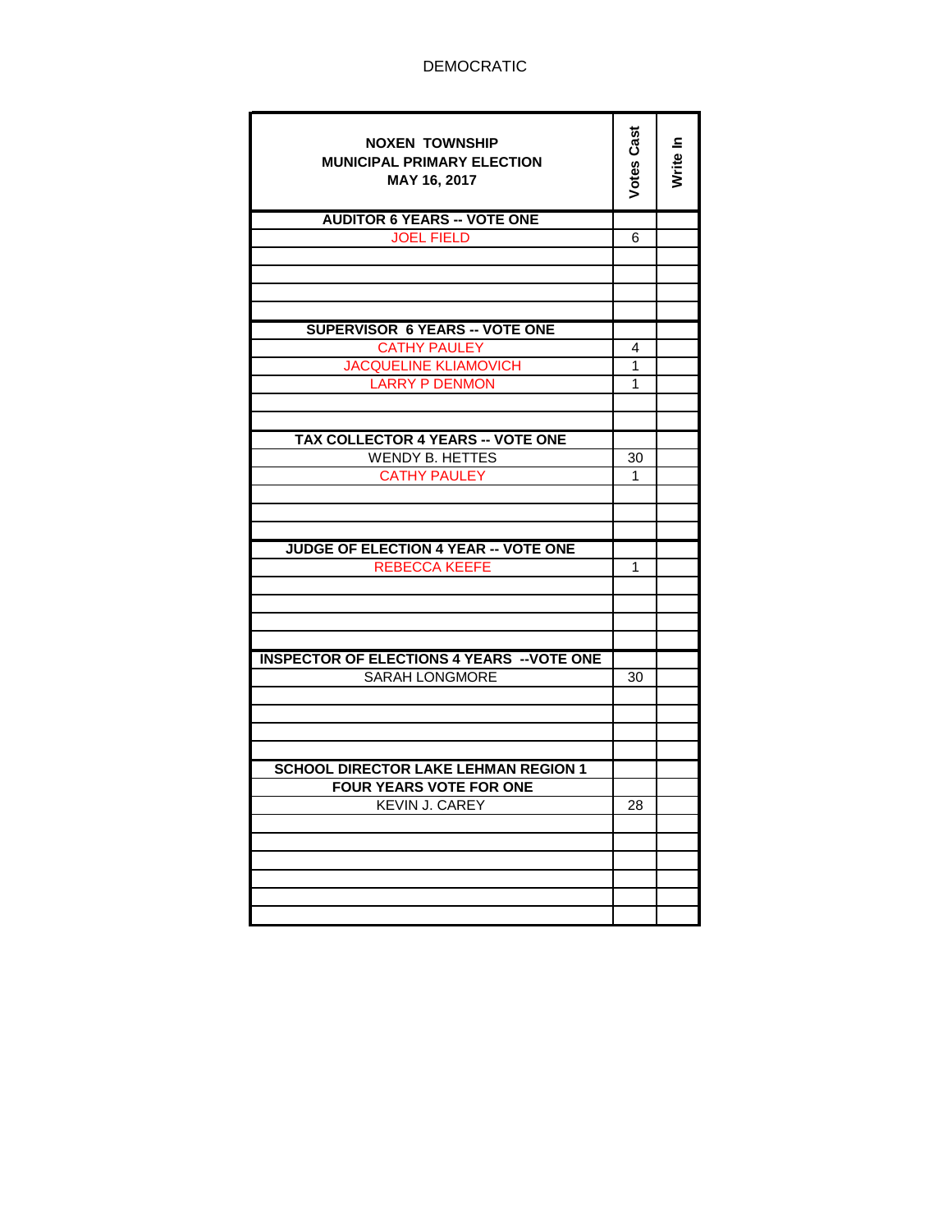DEMOCRATIC

| NOXEN TOWNSHIP<br>MUNICIPAL PRIMARY ELECTION<br>MAY 16, 2017 | Votes Cast | Write In |
|---|---|---|
| **AUDITOR 6 YEARS -- VOTE ONE** | | |
| JOEL FIELD | 6 | |
| | | |
| | | |
| | | |
| | | |
| **SUPERVISOR 6 YEARS -- VOTE ONE** | | |
| CATHY PAULEY | 4 | |
| JACQUELINE KLIAMOVICH | 1 | |
| LARRY P DENMON | 1 | |
| | | |
| | | |
| **TAX COLLECTOR 4 YEARS -- VOTE ONE** | | |
| WENDY B. HETTES | 30 | |
| CATHY PAULEY | 1 | |
| | | |
| | | |
| | | |
| **JUDGE OF ELECTION 4 YEAR -- VOTE ONE** | | |
| REBECCA KEEFE | 1 | |
| | | |
| | | |
| | | |
| | | |
| **INSPECTOR OF ELECTIONS 4 YEARS --VOTE ONE** | | |
| SARAH LONGMORE | 30 | |
| | | |
| | | |
| | | |
| | | |
| **SCHOOL DIRECTOR LAKE LEHMAN REGION 1** | | |
| **FOUR YEARS VOTE FOR ONE** | | |
| KEVIN J. CAREY | 28 | |
| | | |
| | | |
| | | |
| | | |
| | | |
| | | |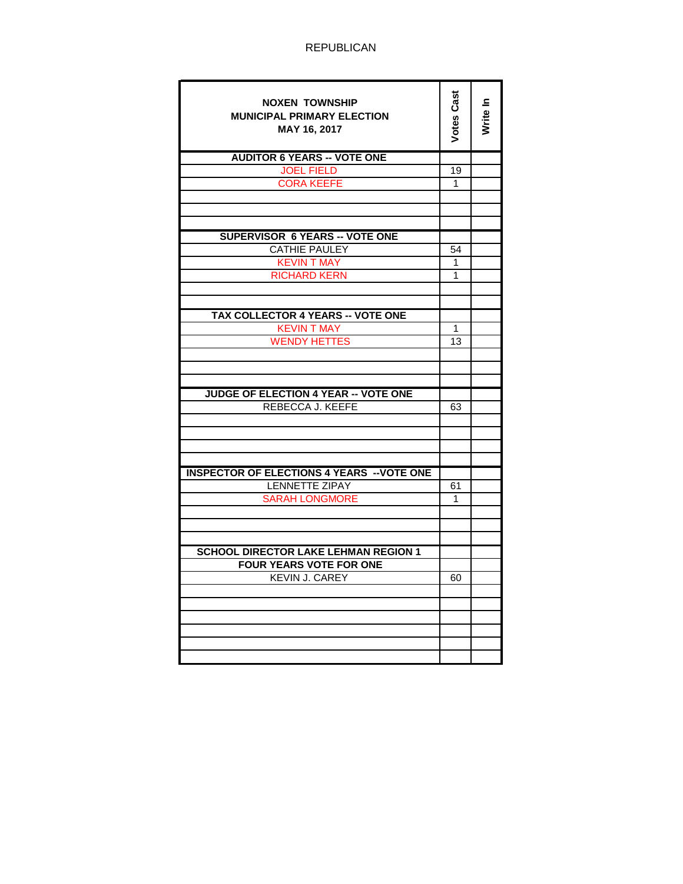REPUBLICAN

| NOXEN TOWNSHIP<br>MUNICIPAL PRIMARY ELECTION<br>MAY 16, 2017 | Votes Cast | Write In |
|---|---|---|
| **AUDITOR 6 YEARS -- VOTE ONE** | | |
| JOEL FIELD | 19 | |
| CORA KEEFE | 1 | |
| | | |
| | | |
| | | |
| **SUPERVISOR 6 YEARS -- VOTE ONE** | | |
| CATHIE PAULEY | 54 | |
| KEVIN T MAY | 1 | |
| RICHARD KERN | 1 | |
| | | |
| | | |
| **TAX COLLECTOR 4 YEARS -- VOTE ONE** | | |
| KEVIN T MAY | 1 | |
| WENDY HETTES | 13 | |
| | | |
| | | |
| | | |
| **JUDGE OF ELECTION 4 YEAR -- VOTE ONE** | | |
| REBECCA J. KEEFE | 63 | |
| | | |
| | | |
| | | |
| | | |
| **INSPECTOR OF ELECTIONS 4 YEARS --VOTE ONE** | | |
| LENNETTE ZIPAY | 61 | |
| SARAH LONGMORE | 1 | |
| | | |
| | | |
| | | |
| **SCHOOL DIRECTOR LAKE LEHMAN REGION 1** | | |
| **FOUR YEARS VOTE FOR ONE** | | |
| KEVIN J. CAREY | 60 | |
| | | |
| | | |
| | | |
| | | |
| | | |
| | | |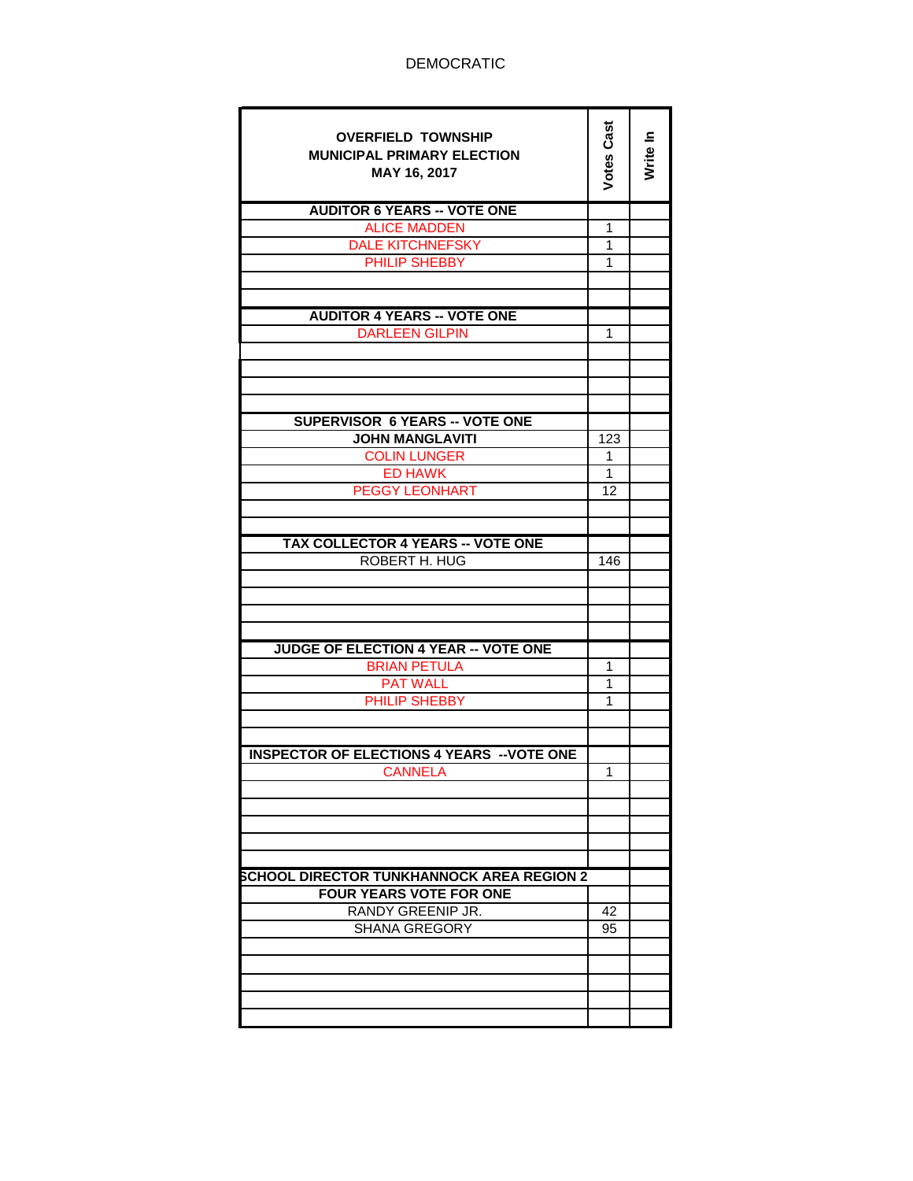DEMOCRATIC

| OVERFIELD TOWNSHIP<br>MUNICIPAL PRIMARY ELECTION<br>MAY 16, 2017 | Votes Cast | Write In |
|---|---|---|
| **AUDITOR 6 YEARS -- VOTE ONE** | | |
| ALICE MADDEN | 1 | |
| DALE KITCHNEFSKY | 1 | |
| PHILIP SHEBBY | 1 | |
| | | |
| | | |
| **AUDITOR 4 YEARS -- VOTE ONE** | | |
| DARLEEN GILPIN | 1 | |
| | | |
| | | |
| | | |
| | | |
| **SUPERVISOR 6 YEARS -- VOTE ONE** | | |
| **JOHN MANGLAVITI** | 123 | |
| COLIN LUNGER | 1 | |
| ED HAWK | 1 | |
| PEGGY LEONHART | 12 | |
| | | |
| | | |
| **TAX COLLECTOR 4 YEARS -- VOTE ONE** | | |
| ROBERT H. HUG | 146 | |
| | | |
| | | |
| | | |
| | | |
| **JUDGE OF ELECTION 4 YEAR -- VOTE ONE** | | |
| BRIAN PETULA | 1 | |
| PAT WALL | 1 | |
| PHILIP SHEBBY | 1 | |
| | | |
| | | |
| **INSPECTOR OF ELECTIONS 4 YEARS --VOTE ONE** | | |
| CANNELA | 1 | |
| | | |
| | | |
| | | |
| | | |
| | | |
| **SCHOOL DIRECTOR TUNKHANNOCK AREA REGION 2** | | |
| **FOUR YEARS VOTE FOR ONE** | | |
| RANDY GREENIP JR. | 42 | |
| SHANA GREGORY | 95 | |
| | | |
| | | |
| | | |
| | | |
| | | |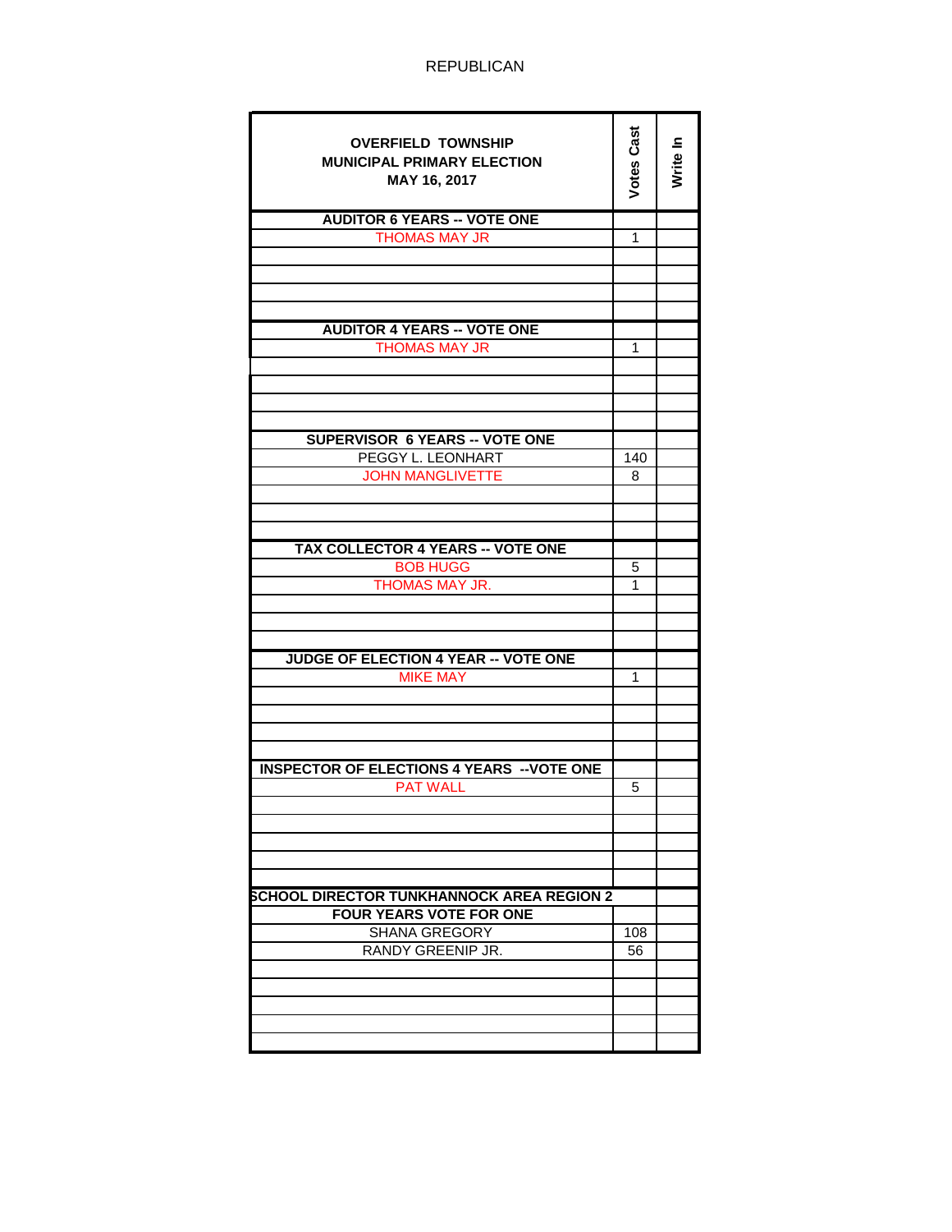REPUBLICAN

| OVERFIELD TOWNSHIP<br>MUNICIPAL PRIMARY ELECTION<br>MAY 16, 2017 | Votes Cast | Write In |
|---|---|---|
| **AUDITOR 6 YEARS -- VOTE ONE** | | |
| THOMAS MAY JR | 1 | |
| | | |
| | | |
| | | |
| | | |
| **AUDITOR 4 YEARS -- VOTE ONE** | | |
| THOMAS MAY JR | 1 | |
| | | |
| | | |
| | | |
| | | |
| **SUPERVISOR 6 YEARS -- VOTE ONE** | | |
| PEGGY L. LEONHART | 140 | |
| JOHN MANGLIVETTE | 8 | |
| | | |
| | | |
| | | |
| **TAX COLLECTOR 4 YEARS -- VOTE ONE** | | |
| BOB HUGG | 5 | |
| THOMAS MAY JR. | 1 | |
| | | |
| | | |
| | | |
| **JUDGE OF ELECTION 4 YEAR -- VOTE ONE** | | |
| MIKE MAY | 1 | |
| | | |
| | | |
| | | |
| | | |
| **INSPECTOR OF ELECTIONS 4 YEARS --VOTE ONE** | | |
| PAT WALL | 5 | |
| | | |
| | | |
| | | |
| | | |
| | | |
| **SCHOOL DIRECTOR TUNKHANNOCK AREA REGION 2** | | |
| **FOUR YEARS VOTE FOR ONE** | | |
| SHANA GREGORY | 108 | |
| RANDY GREENIP JR. | 56 | |
| | | |
| | | |
| | | |
| | | |
| | | |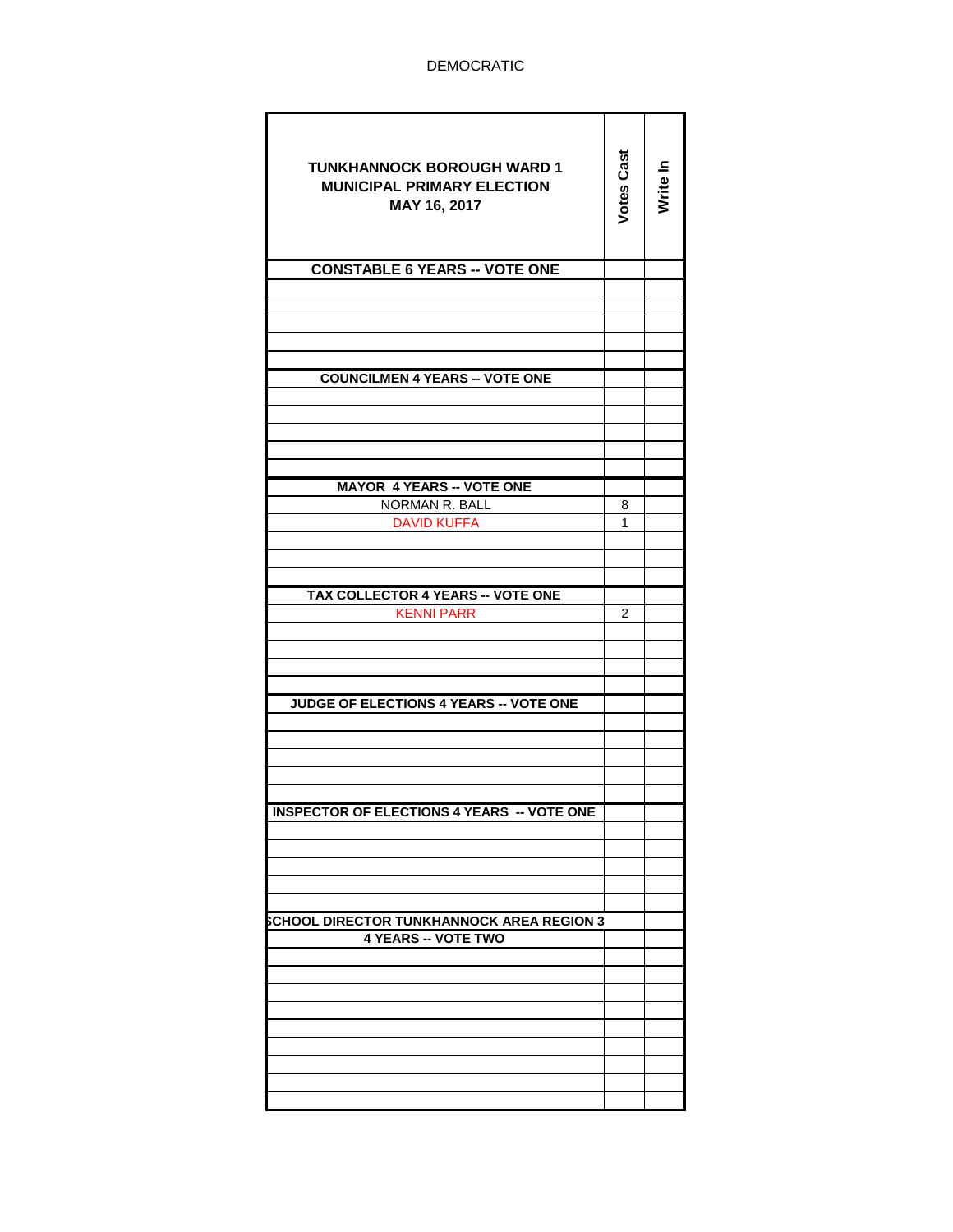DEMOCRATIC

| TUNKHANNOCK BOROUGH WARD 1<br>MUNICIPAL PRIMARY ELECTION<br>MAY 16, 2017 | Votes Cast | Write In |
|---|---|---|
| **CONSTABLE 6 YEARS -- VOTE ONE** | | |
| | | |
| | | |
| | | |
| | | |
| | | |
| **COUNCILMEN 4 YEARS -- VOTE ONE** | | |
| | | |
| | | |
| | | |
| | | |
| | | |
| **MAYOR 4 YEARS -- VOTE ONE** | | |
| NORMAN R. BALL | 8 | |
| DAVID KUFFA | 1 | |
| | | |
| | | |
| | | |
| **TAX COLLECTOR 4 YEARS -- VOTE ONE** | | |
| KENNI PARR | 2 | |
| | | |
| | | |
| | | |
| | | |
| **JUDGE OF ELECTIONS 4 YEARS -- VOTE ONE** | | |
| | | |
| | | |
| | | |
| | | |
| | | |
| **INSPECTOR OF ELECTIONS 4 YEARS -- VOTE ONE** | | |
| | | |
| | | |
| | | |
| | | |
| | | |
| **SCHOOL DIRECTOR TUNKHANNOCK AREA REGION 3** | | |
| **4 YEARS -- VOTE TWO** | | |
| | | |
| | | |
| | | |
| | | |
| | | |
| | | |
| | | |
| | | |
| | | |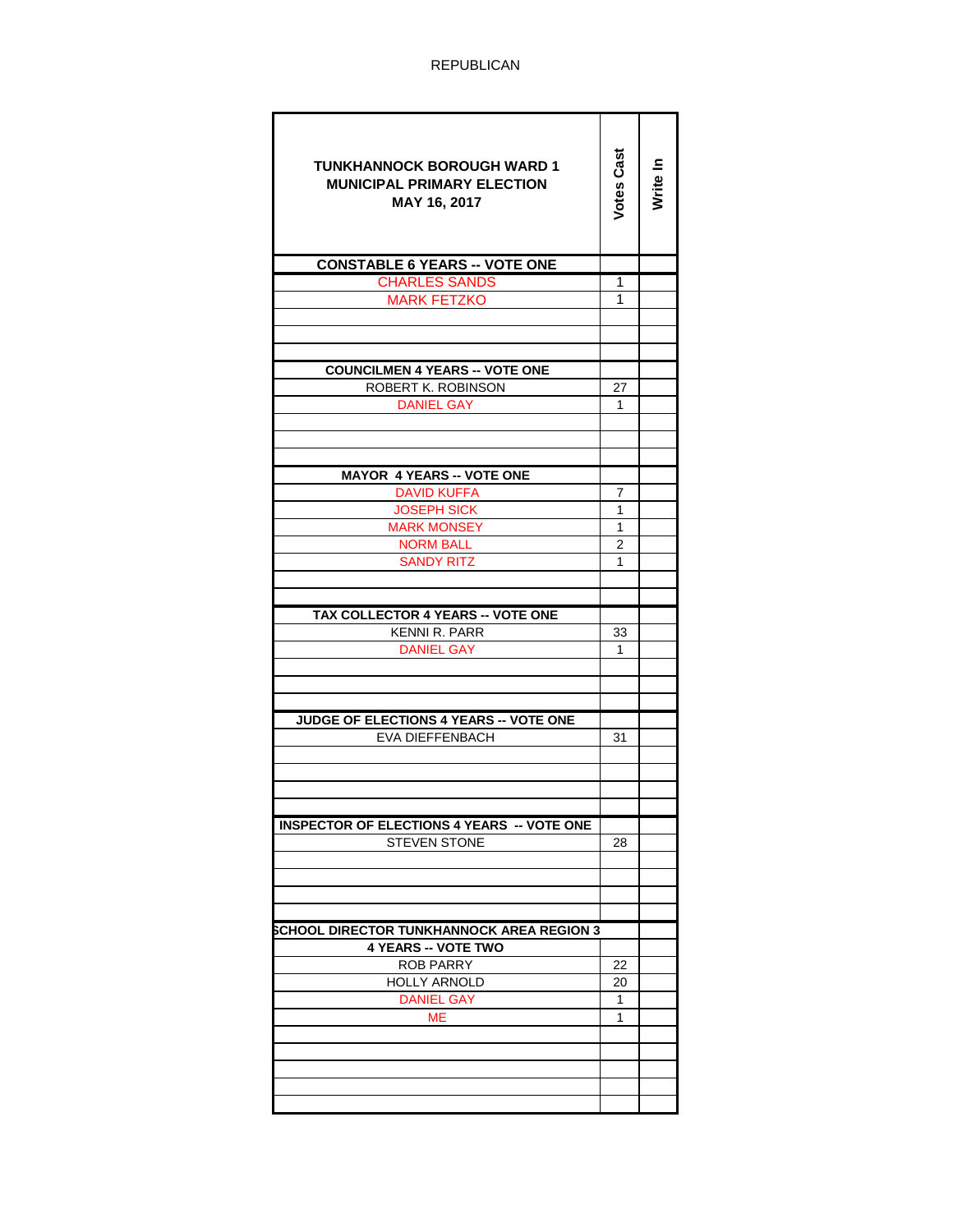REPUBLICAN

| TUNKHANNOCK BOROUGH WARD 1 MUNICIPAL PRIMARY ELECTION MAY 16, 2017 | Votes Cast | Write In |
|---|---|---|
| **CONSTABLE 6 YEARS -- VOTE ONE** | | |
| CHARLES SANDS | 1 | |
| MARK FETZKO | 1 | |
| | | |
| | | |
| | | |
| **COUNCILMEN 4 YEARS -- VOTE ONE** | | |
| ROBERT K. ROBINSON | 27 | |
| DANIEL GAY | 1 | |
| | | |
| | | |
| | | |
| **MAYOR 4 YEARS -- VOTE ONE** | | |
| DAVID KUFFA | 7 | |
| JOSEPH SICK | 1 | |
| MARK MONSEY | 1 | |
| NORM BALL | 2 | |
| SANDY RITZ | 1 | |
| | | |
| | | |
| **TAX COLLECTOR 4 YEARS -- VOTE ONE** | | |
| KENNI R. PARR | 33 | |
| DANIEL GAY | 1 | |
| | | |
| | | |
| | | |
| **JUDGE OF ELECTIONS 4 YEARS -- VOTE ONE** | | |
| EVA DIEFFENBACH | 31 | |
| | | |
| | | |
| | | |
| | | |
| **INSPECTOR OF ELECTIONS 4 YEARS -- VOTE ONE** | | |
| STEVEN STONE | 28 | |
| | | |
| | | |
| | | |
| | | |
| **SCHOOL DIRECTOR TUNKHANNOCK AREA REGION 3** | | |
| **4 YEARS -- VOTE TWO** | | |
| ROB PARRY | 22 | |
| HOLLY ARNOLD | 20 | |
| DANIEL GAY | 1 | |
| ME | 1 | |
| | | |
| | | |
| | | |
| | | |
| | | |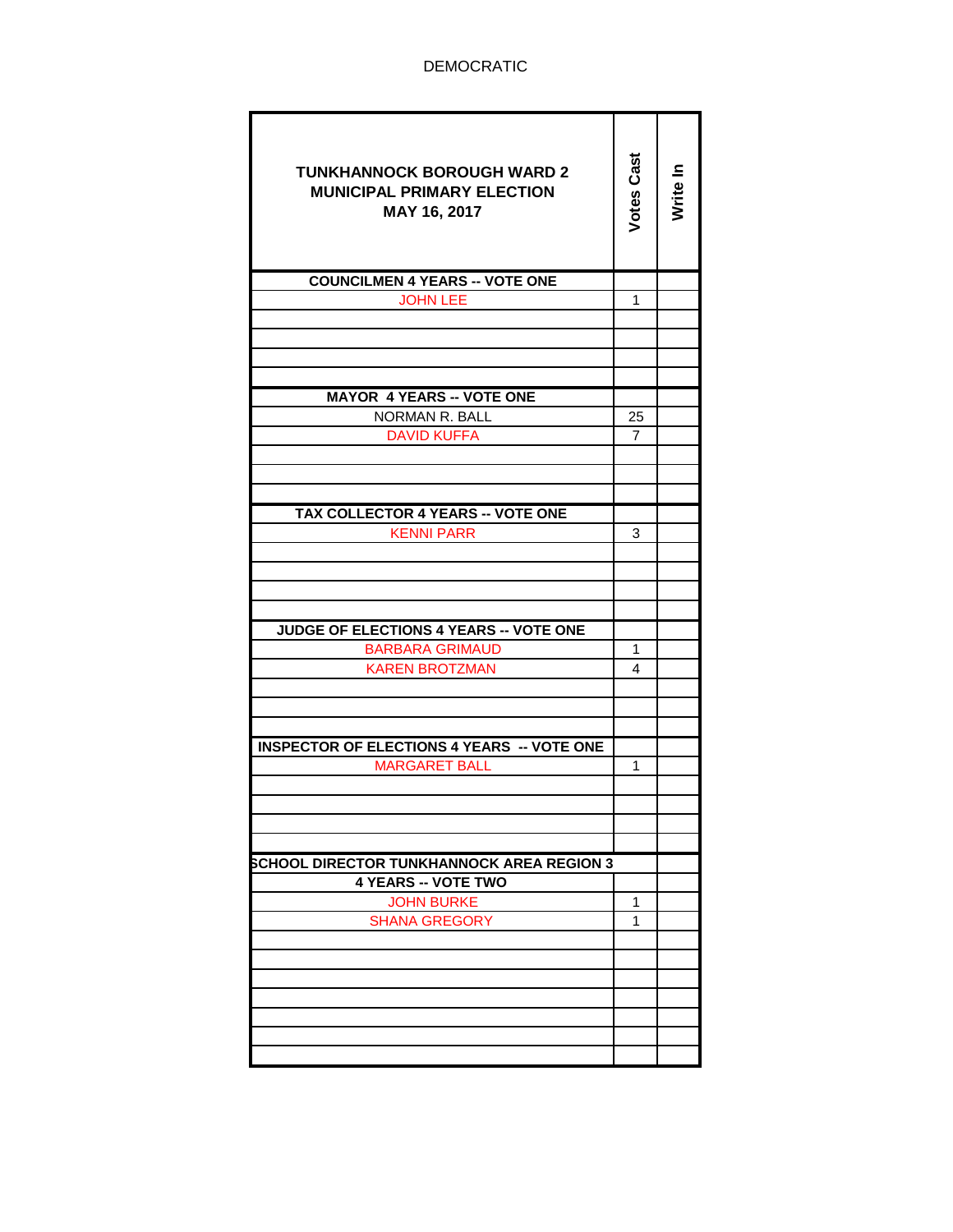DEMOCRATIC

| TUNKHANNOCK BOROUGH WARD 2<br>MUNICIPAL PRIMARY ELECTION<br>MAY 16, 2017 | Votes Cast | Write In |
|---|---|---|
| **COUNCILMEN 4 YEARS -- VOTE ONE** | | |
| JOHN LEE | 1 | |
| | | |
| | | |
| | | |
| | | |
| **MAYOR 4 YEARS -- VOTE ONE** | | |
| NORMAN R. BALL | 25 | |
| DAVID KUFFA | 7 | |
| | | |
| | | |
| | | |
| **TAX COLLECTOR 4 YEARS -- VOTE ONE** | | |
| KENNI PARR | 3 | |
| | | |
| | | |
| | | |
| | | |
| **JUDGE OF ELECTIONS 4 YEARS -- VOTE ONE** | | |
| BARBARA GRIMAUD | 1 | |
| KAREN BROTZMAN | 4 | |
| | | |
| | | |
| | | |
| **INSPECTOR OF ELECTIONS 4 YEARS -- VOTE ONE** | | |
| MARGARET BALL | 1 | |
| | | |
| | | |
| | | |
| | | |
| **SCHOOL DIRECTOR TUNKHANNOCK AREA REGION 3** | | |
| **4 YEARS -- VOTE TWO** | | |
| JOHN BURKE | 1 | |
| SHANA GREGORY | 1 | |
| | | |
| | | |
| | | |
| | | |
| | | |
| | | |
| | | |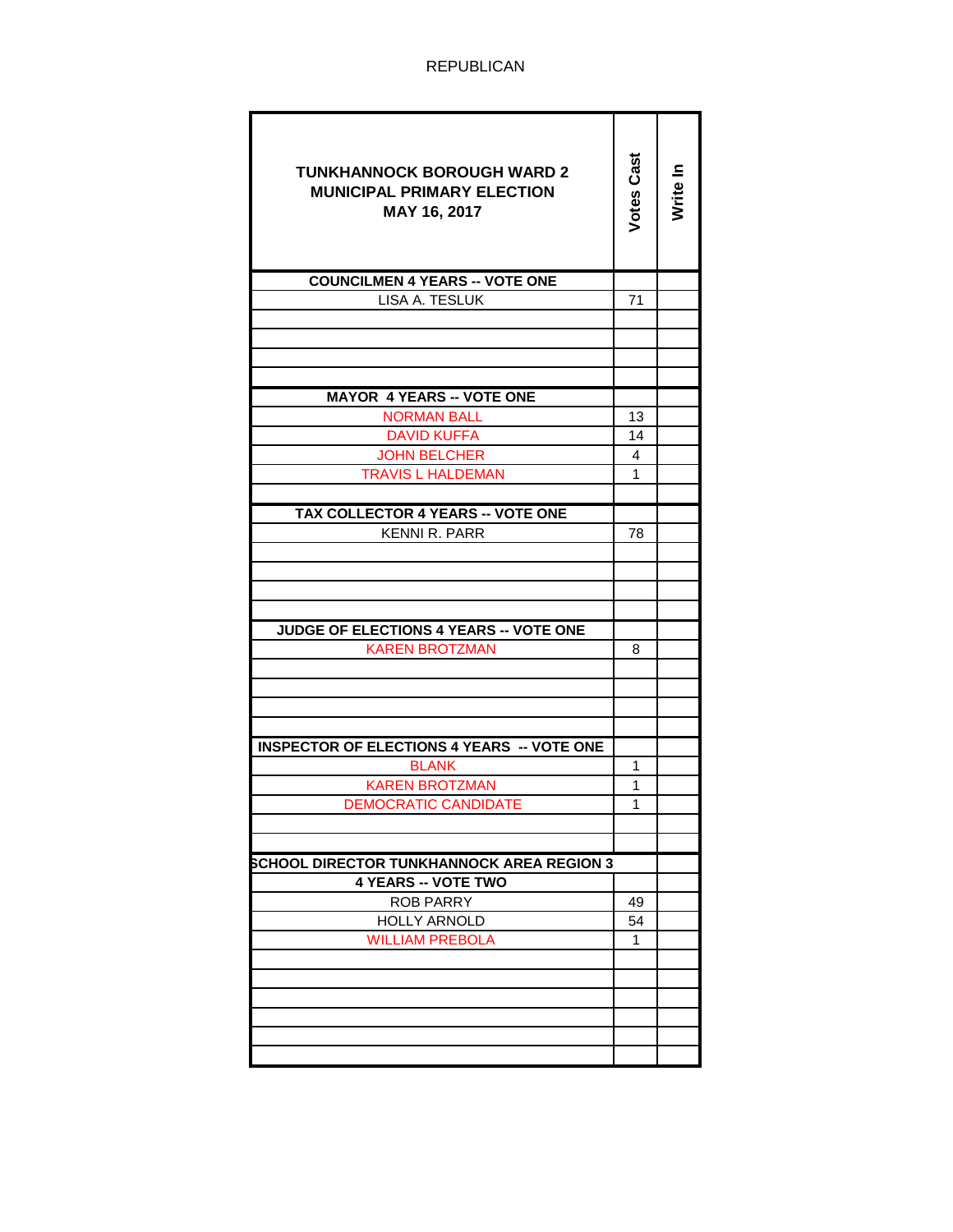REPUBLICAN

| TUNKHANNOCK BOROUGH WARD 2<br>MUNICIPAL PRIMARY ELECTION<br>MAY 16, 2017 | Votes Cast | Write In |
|---|---|---|
| **COUNCILMEN 4 YEARS -- VOTE ONE** | | |
| LISA A. TESLUK | 71 | |
| | | |
| | | |
| | | |
| | | |
| **MAYOR 4 YEARS -- VOTE ONE** | | |
| NORMAN BALL | 13 | |
| DAVID KUFFA | 14 | |
| JOHN BELCHER | 4 | |
| TRAVIS L HALDEMAN | 1 | |
| | | |
| **TAX COLLECTOR 4 YEARS -- VOTE ONE** | | |
| KENNI R. PARR | 78 | |
| | | |
| | | |
| | | |
| | | |
| **JUDGE OF ELECTIONS 4 YEARS -- VOTE ONE** | | |
| KAREN BROTZMAN | 8 | |
| | | |
| | | |
| | | |
| | | |
| **INSPECTOR OF ELECTIONS 4 YEARS -- VOTE ONE** | | |
| BLANK | 1 | |
| KAREN BROTZMAN | 1 | |
| DEMOCRATIC CANDIDATE | 1 | |
| | | |
| | | |
| **SCHOOL DIRECTOR TUNKHANNOCK AREA REGION 3** | | |
| **4 YEARS -- VOTE TWO** | | |
| ROB PARRY | 49 | |
| HOLLY ARNOLD | 54 | |
| WILLIAM PREBOLA | 1 | |
| | | |
| | | |
| | | |
| | | |
| | | |
| | | |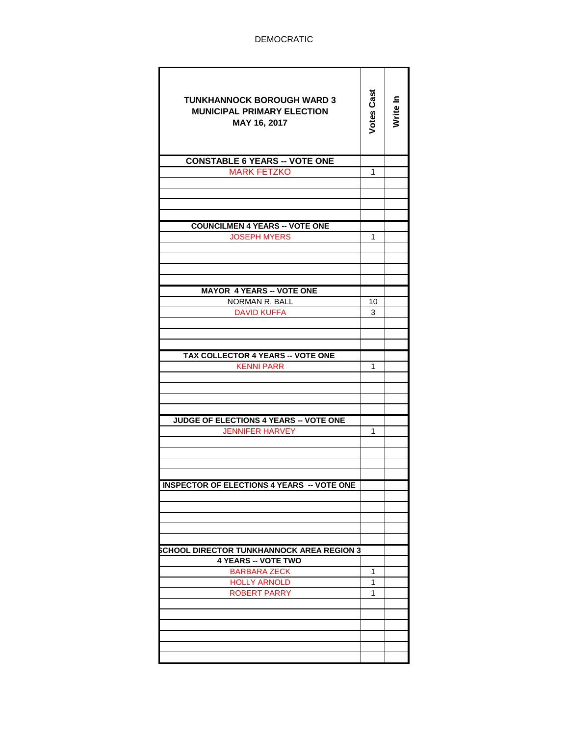DEMOCRATIC

| TUNKHANNOCK BOROUGH WARD 3<br>MUNICIPAL PRIMARY ELECTION<br>MAY 16, 2017 | Votes Cast | Write In |
|---|---|---|
| **CONSTABLE 6 YEARS -- VOTE ONE** | | |
| MARK FETZKO | 1 | |
| | | |
| | | |
| | | |
| | | |
| **COUNCILMEN 4 YEARS -- VOTE ONE** | | |
| JOSEPH MYERS | 1 | |
| | | |
| | | |
| | | |
| | | |
| **MAYOR 4 YEARS -- VOTE ONE** | | |
| NORMAN R. BALL | 10 | |
| DAVID KUFFA | 3 | |
| | | |
| | | |
| | | |
| **TAX COLLECTOR 4 YEARS -- VOTE ONE** | | |
| KENNI PARR | 1 | |
| | | |
| | | |
| | | |
| | | |
| **JUDGE OF ELECTIONS 4 YEARS -- VOTE ONE** | | |
| JENNIFER HARVEY | 1 | |
| | | |
| | | |
| | | |
| | | |
| **INSPECTOR OF ELECTIONS 4 YEARS -- VOTE ONE** | | |
| | | |
| | | |
| | | |
| | | |
| | | |
| **SCHOOL DIRECTOR TUNKHANNOCK AREA REGION 3** | | |
| **4 YEARS -- VOTE TWO** | | |
| BARBARA ZECK | 1 | |
| HOLLY ARNOLD | 1 | |
| ROBERT PARRY | 1 | |
| | | |
| | | |
| | | |
| | | |
| | | |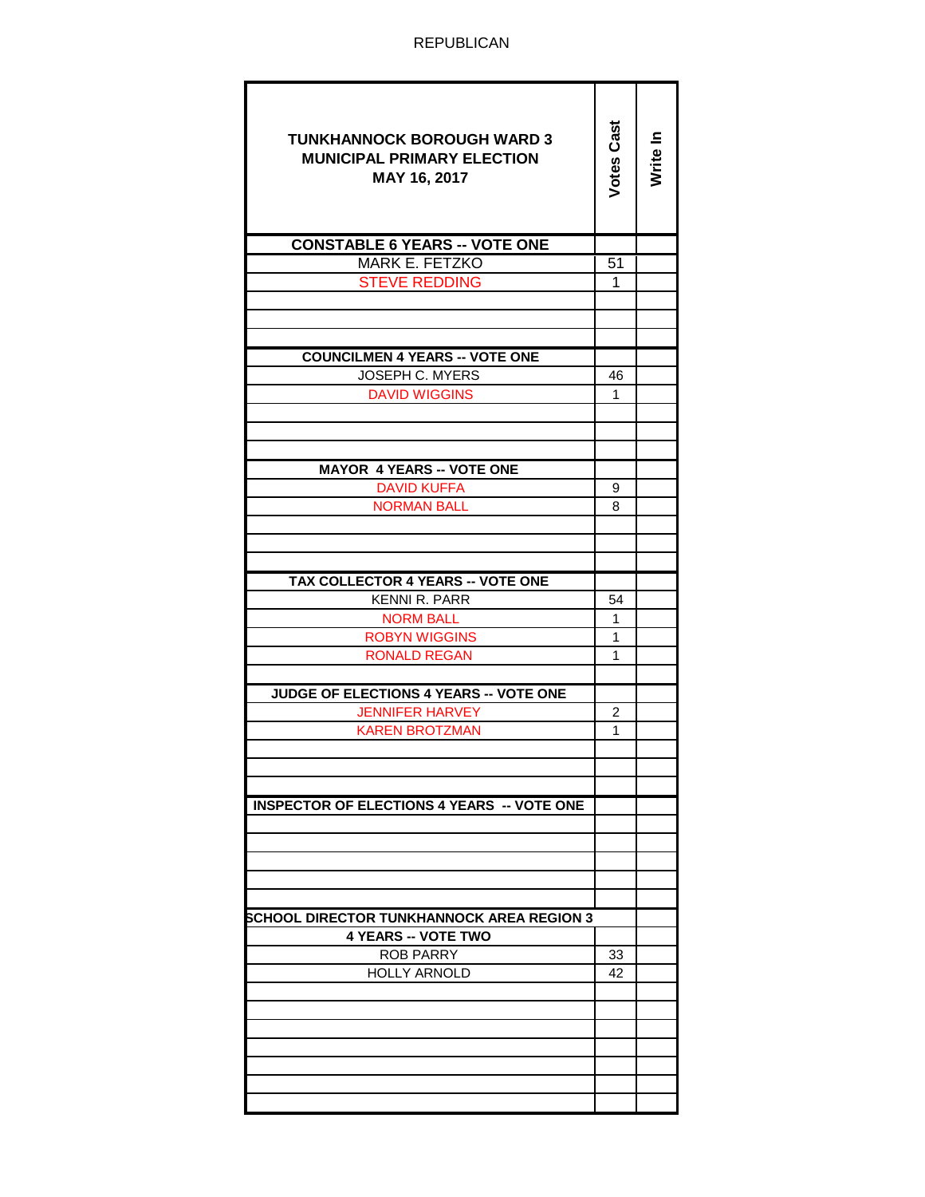REPUBLICAN

| TUNKHANNOCK BOROUGH WARD 3 MUNICIPAL PRIMARY ELECTION MAY 16, 2017 | Votes Cast | Write In |
|---|---|---|
| **CONSTABLE 6 YEARS -- VOTE ONE** | | |
| MARK E. FETZKO | 51 | |
| STEVE REDDING | 1 | |
| | | |
| | | |
| | | |
| **COUNCILMEN 4 YEARS -- VOTE ONE** | | |
| JOSEPH C. MYERS | 46 | |
| DAVID WIGGINS | 1 | |
| | | |
| | | |
| | | |
| **MAYOR 4 YEARS -- VOTE ONE** | | |
| DAVID KUFFA | 9 | |
| NORMAN BALL | 8 | |
| | | |
| | | |
| | | |
| **TAX COLLECTOR 4 YEARS -- VOTE ONE** | | |
| KENNI R. PARR | 54 | |
| NORM BALL | 1 | |
| ROBYN WIGGINS | 1 | |
| RONALD REGAN | 1 | |
| | | |
| **JUDGE OF ELECTIONS 4 YEARS -- VOTE ONE** | | |
| JENNIFER HARVEY | 2 | |
| KAREN BROTZMAN | 1 | |
| | | |
| | | |
| | | |
| **INSPECTOR OF ELECTIONS 4 YEARS -- VOTE ONE** | | |
| | | |
| | | |
| | | |
| | | |
| | | |
| **SCHOOL DIRECTOR TUNKHANNOCK AREA REGION 3** | | |
| **4 YEARS -- VOTE TWO** | | |
| ROB PARRY | 33 | |
| HOLLY ARNOLD | 42 | |
| | | |
| | | |
| | | |
| | | |
| | | |
| | | |
| | | |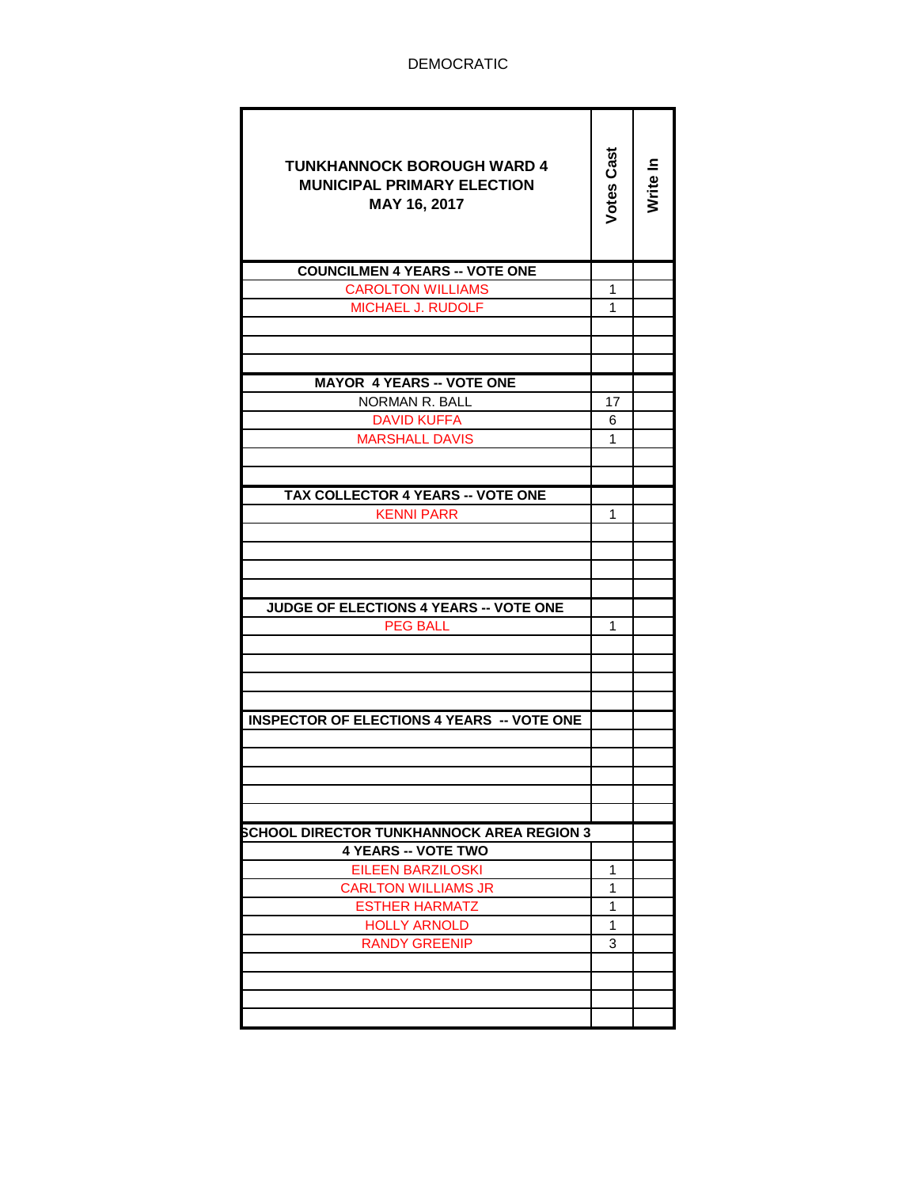DEMOCRATIC

| TUNKHANNOCK BOROUGH WARD 4 MUNICIPAL PRIMARY ELECTION MAY 16, 2017 | Votes Cast | Write In |
|---|---|---|
| **COUNCILMEN 4 YEARS -- VOTE ONE** | | |
| CAROLTON WILLIAMS | 1 | |
| MICHAEL J. RUDOLF | 1 | |
| | | |
| | | |
| | | |
| **MAYOR 4 YEARS -- VOTE ONE** | | |
| NORMAN R. BALL | 17 | |
| DAVID KUFFA | 6 | |
| MARSHALL DAVIS | 1 | |
| | | |
| | | |
| **TAX COLLECTOR 4 YEARS -- VOTE ONE** | | |
| KENNI PARR | 1 | |
| | | |
| | | |
| | | |
| | | |
| **JUDGE OF ELECTIONS 4 YEARS -- VOTE ONE** | | |
| PEG BALL | 1 | |
| | | |
| | | |
| | | |
| | | |
| **INSPECTOR OF ELECTIONS 4 YEARS -- VOTE ONE** | | |
| | | |
| | | |
| | | |
| | | |
| | | |
| **SCHOOL DIRECTOR TUNKHANNOCK AREA REGION 3** | | |
| **4 YEARS -- VOTE TWO** | | |
| EILEEN BARZILOSKI | 1 | |
| CARLTON WILLIAMS JR | 1 | |
| ESTHER HARMATZ | 1 | |
| HOLLY ARNOLD | 1 | |
| RANDY GREENIP | 3 | |
| | | |
| | | |
| | | |
| | | |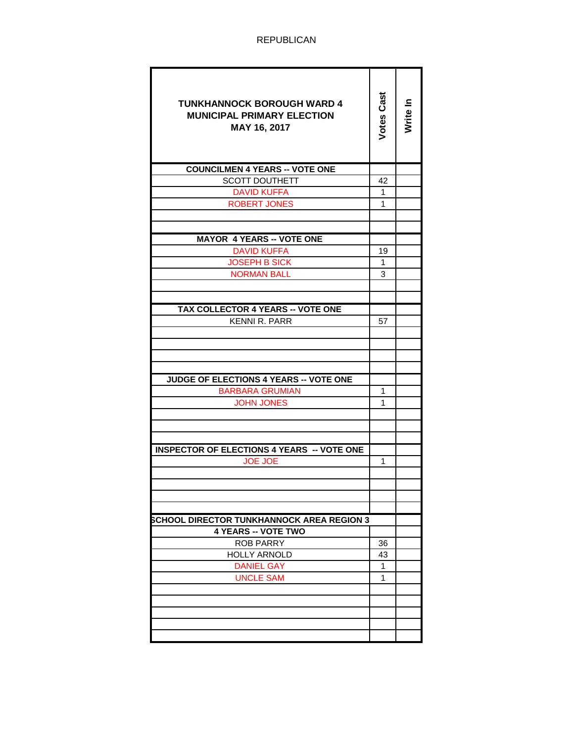REPUBLICAN

| TUNKHANNOCK BOROUGH WARD 4<br>MUNICIPAL PRIMARY ELECTION<br>MAY 16, 2017 | Votes Cast | Write In |
|---|---|---|
| **COUNCILMEN 4 YEARS -- VOTE ONE** | | |
| SCOTT DOUTHETT | 42 | |
| DAVID KUFFA | 1 | |
| ROBERT JONES | 1 | |
| | | |
| | | |
| **MAYOR 4 YEARS -- VOTE ONE** | | |
| DAVID KUFFA | 19 | |
| JOSEPH B SICK | 1 | |
| NORMAN BALL | 3 | |
| | | |
| | | |
| **TAX COLLECTOR 4 YEARS -- VOTE ONE** | | |
| KENNI R. PARR | 57 | |
| | | |
| | | |
| | | |
| | | |
| **JUDGE OF ELECTIONS 4 YEARS -- VOTE ONE** | | |
| BARBARA GRUMIAN | 1 | |
| JOHN JONES | 1 | |
| | | |
| | | |
| | | |
| **INSPECTOR OF ELECTIONS 4 YEARS -- VOTE ONE** | | |
| JOE JOE | 1 | |
| | | |
| | | |
| | | |
| | | |
| **SCHOOL DIRECTOR TUNKHANNOCK AREA REGION 3** | | |
| **4 YEARS -- VOTE TWO** | | |
| ROB PARRY | 36 | |
| HOLLY ARNOLD | 43 | |
| DANIEL GAY | 1 | |
| UNCLE SAM | 1 | |
| | | |
| | | |
| | | |
| | | |
| | | |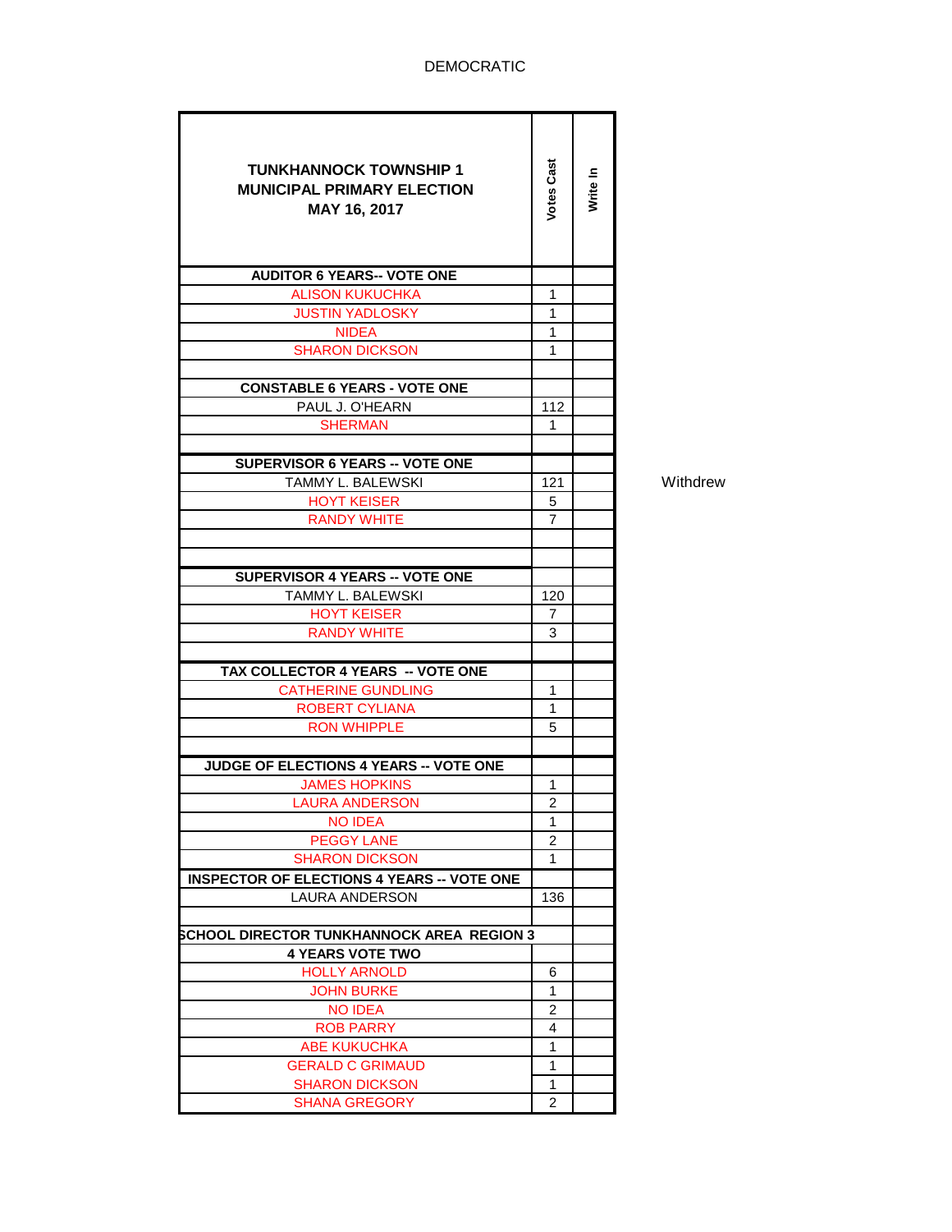DEMOCRATIC

| TUNKHANNOCK TOWNSHIP 1<br>MUNICIPAL PRIMARY ELECTION<br>MAY 16, 2017 | Votes Cast | Write In | |
|---|---|---|---|
| **AUDITOR 6 YEARS-- VOTE ONE** | | | |
| ALISON KUKUCHKA | 1 | | |
| JUSTIN YADLOSKY | 1 | | |
| NIDEA | 1 | | |
| SHARON DICKSON | 1 | | |
| | | | |
| **CONSTABLE 6 YEARS - VOTE ONE** | | | |
| PAUL J. O'HEARN | 112 | | |
| SHERMAN | 1 | | |
| | | | |
| **SUPERVISOR 6 YEARS -- VOTE ONE** | | | |
| TAMMY L. BALEWSKI | 121 | | Withdrew |
| HOYT KEISER | 5 | | |
| RANDY WHITE | 7 | | |
| | | | |
| | | | |
| **SUPERVISOR 4 YEARS -- VOTE ONE** | | | |
| TAMMY L. BALEWSKI | 120 | | |
| HOYT KEISER | 7 | | |
| RANDY WHITE | 3 | | |
| | | | |
| **TAX COLLECTOR 4 YEARS -- VOTE ONE** | | | |
| CATHERINE GUNDLING | 1 | | |
| ROBERT CYLIANA | 1 | | |
| RON WHIPPLE | 5 | | |
| | | | |
| **JUDGE OF ELECTIONS 4 YEARS -- VOTE ONE** | | | |
| JAMES HOPKINS | 1 | | |
| LAURA ANDERSON | 2 | | |
| NO IDEA | 1 | | |
| PEGGY LANE | 2 | | |
| SHARON DICKSON | 1 | | |
| **INSPECTOR OF ELECTIONS 4 YEARS -- VOTE ONE** | | | |
| LAURA ANDERSON | 136 | | |
| | | | |
| **SCHOOL DIRECTOR TUNKHANNOCK AREA REGION 3** | | | |
| **4 YEARS VOTE TWO** | | | |
| HOLLY ARNOLD | 6 | | |
| JOHN BURKE | 1 | | |
| NO IDEA | 2 | | |
| ROB PARRY | 4 | | |
| ABE KUKUCHKA | 1 | | |
| GERALD C GRIMAUD | 1 | | |
| SHARON DICKSON | 1 | | |
| SHANA GREGORY | 2 | | |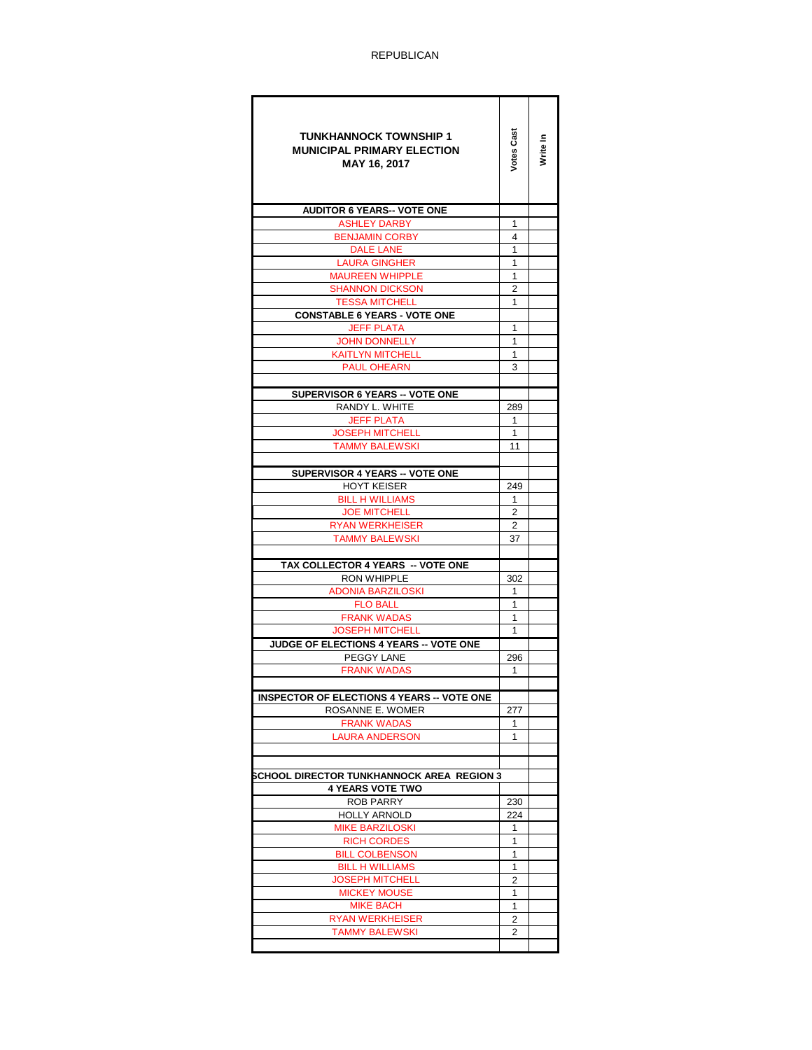REPUBLICAN

| TUNKHANNOCK TOWNSHIP 1 MUNICIPAL PRIMARY ELECTION MAY 16, 2017 | Votes Cast | Write In |
|---|---|---|
| **AUDITOR 6 YEARS-- VOTE ONE** | | |
| ASHLEY DARBY | 1 | |
| BENJAMIN CORBY | 4 | |
| DALE LANE | 1 | |
| LAURA GINGHER | 1 | |
| MAUREEN WHIPPLE | 1 | |
| SHANNON DICKSON | 2 | |
| TESSA MITCHELL | 1 | |
| **CONSTABLE 6 YEARS - VOTE ONE** | | |
| JEFF PLATA | 1 | |
| JOHN DONNELLY | 1 | |
| KAITLYN MITCHELL | 1 | |
| PAUL OHEARN | 3 | |
| | | |
| **SUPERVISOR 6 YEARS -- VOTE ONE** | | |
| RANDY L. WHITE | 289 | |
| JEFF PLATA | 1 | |
| JOSEPH MITCHELL | 1 | |
| TAMMY BALEWSKI | 11 | |
| | | |
| **SUPERVISOR 4 YEARS -- VOTE ONE** | | |
| HOYT KEISER | 249 | |
| BILL H WILLIAMS | 1 | |
| JOE MITCHELL | 2 | |
| RYAN WERKHEISER | 2 | |
| TAMMY BALEWSKI | 37 | |
| | | |
| **TAX COLLECTOR 4 YEARS -- VOTE ONE** | | |
| RON WHIPPLE | 302 | |
| ADONIA BARZILOSKI | 1 | |
| FLO BALL | 1 | |
| FRANK WADAS | 1 | |
| JOSEPH MITCHELL | 1 | |
| **JUDGE OF ELECTIONS 4 YEARS -- VOTE ONE** | | |
| PEGGY LANE | 296 | |
| FRANK WADAS | 1 | |
| | | |
| **INSPECTOR OF ELECTIONS 4 YEARS -- VOTE ONE** | | |
| ROSANNE E. WOMER | 277 | |
| FRANK WADAS | 1 | |
| LAURA ANDERSON | 1 | |
| | | |
| | | |
| **SCHOOL DIRECTOR TUNKHANNOCK AREA REGION 3** | | |
| **4 YEARS VOTE TWO** | | |
| ROB PARRY | 230 | |
| HOLLY ARNOLD | 224 | |
| MIKE BARZILOSKI | 1 | |
| RICH CORDES | 1 | |
| BILL COLBENSON | 1 | |
| BILL H WILLIAMS | 1 | |
| JOSEPH MITCHELL | 2 | |
| MICKEY MOUSE | 1 | |
| MIKE BACH | 1 | |
| RYAN WERKHEISER | 2 | |
| TAMMY BALEWSKI | 2 | |
| | | |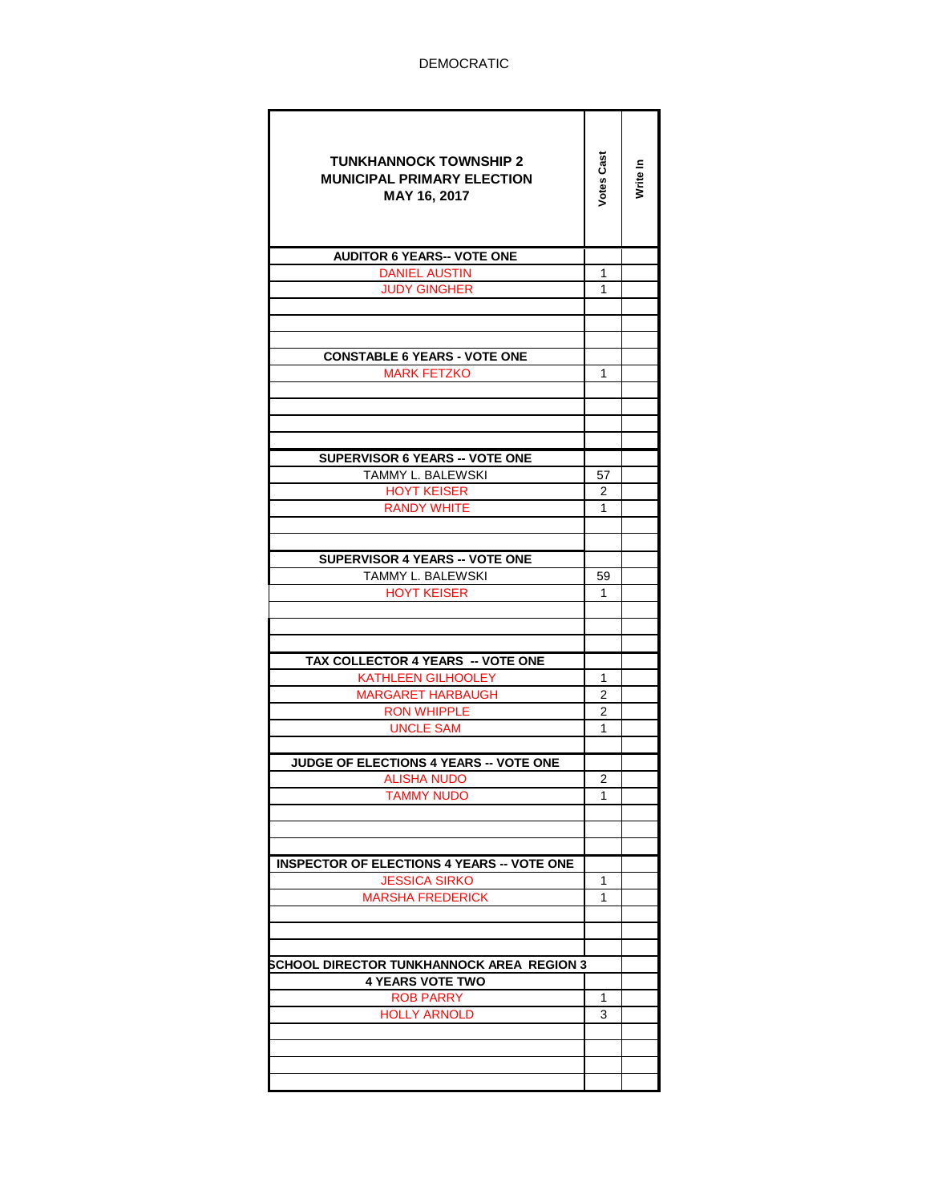DEMOCRATIC

| TUNKHANNOCK TOWNSHIP 2<br>MUNICIPAL PRIMARY ELECTION<br>MAY 16, 2017 | Votes Cast | Write In |
|---|---|---|
| **AUDITOR 6 YEARS-- VOTE ONE** | | |
| DANIEL AUSTIN | 1 | |
| JUDY GINGHER | 1 | |
| | | |
| | | |
| | | |
| **CONSTABLE 6 YEARS - VOTE ONE** | | |
| MARK FETZKO | 1 | |
| | | |
| | | |
| | | |
| | | |
| **SUPERVISOR 6 YEARS -- VOTE ONE** | | |
| TAMMY L. BALEWSKI | 57 | |
| HOYT KEISER | 2 | |
| RANDY WHITE | 1 | |
| | | |
| | | |
| **SUPERVISOR 4 YEARS -- VOTE ONE** | | |
| TAMMY L. BALEWSKI | 59 | |
| HOYT KEISER | 1 | |
| | | |
| | | |
| | | |
| **TAX COLLECTOR 4 YEARS -- VOTE ONE** | | |
| KATHLEEN GILHOOLEY | 1 | |
| MARGARET HARBAUGH | 2 | |
| RON WHIPPLE | 2 | |
| UNCLE SAM | 1 | |
| | | |
| **JUDGE OF ELECTIONS 4 YEARS -- VOTE ONE** | | |
| ALISHA NUDO | 2 | |
| TAMMY NUDO | 1 | |
| | | |
| | | |
| | | |
| **INSPECTOR OF ELECTIONS 4 YEARS -- VOTE ONE** | | |
| JESSICA SIRKO | 1 | |
| MARSHA FREDERICK | 1 | |
| | | |
| | | |
| | | |
| **SCHOOL DIRECTOR TUNKHANNOCK AREA REGION 3** | | |
| **4 YEARS VOTE TWO** | | |
| ROB PARRY | 1 | |
| HOLLY ARNOLD | 3 | |
| | | |
| | | |
| | | |
| | | |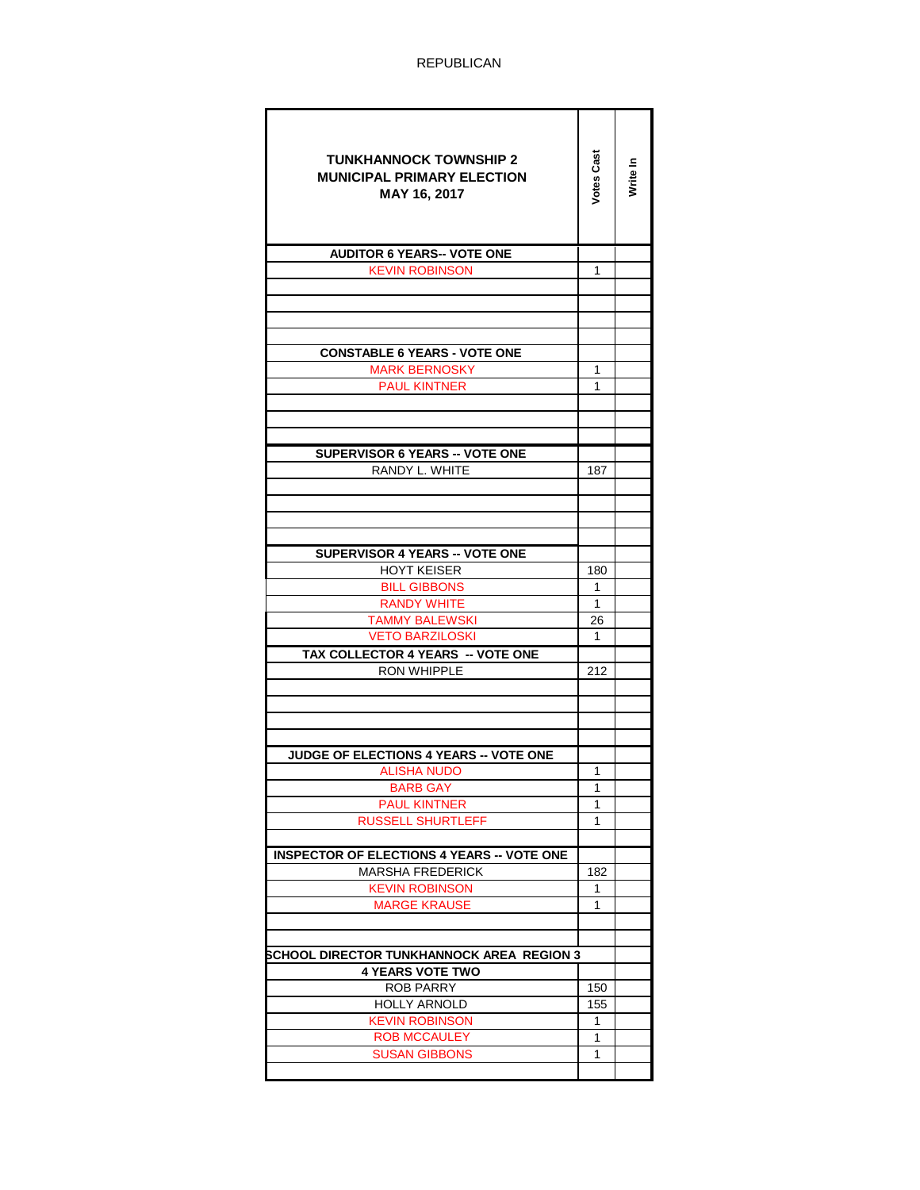REPUBLICAN

| TUNKHANNOCK TOWNSHIP 2<br>MUNICIPAL PRIMARY ELECTION<br>MAY 16, 2017 | Votes Cast | Write In |
|---|---|---|
| **AUDITOR 6 YEARS-- VOTE ONE** | | |
| KEVIN ROBINSON | 1 | |
| | | |
| | | |
| | | |
| | | |
| **CONSTABLE 6 YEARS - VOTE ONE** | | |
| MARK BERNOSKY | 1 | |
| PAUL KINTNER | 1 | |
| | | |
| | | |
| | | |
| **SUPERVISOR 6 YEARS -- VOTE ONE** | | |
| RANDY L. WHITE | 187 | |
| | | |
| | | |
| | | |
| | | |
| **SUPERVISOR 4 YEARS -- VOTE ONE** | | |
| HOYT KEISER | 180 | |
| BILL GIBBONS | 1 | |
| RANDY WHITE | 1 | |
| TAMMY BALEWSKI | 26 | |
| VETO BARZILOSKI | 1 | |
| **TAX COLLECTOR 4 YEARS -- VOTE ONE** | | |
| RON WHIPPLE | 212 | |
| | | |
| | | |
| | | |
| | | |
| **JUDGE OF ELECTIONS 4 YEARS -- VOTE ONE** | | |
| ALISHA NUDO | 1 | |
| BARB GAY | 1 | |
| PAUL KINTNER | 1 | |
| RUSSELL SHURTLEFF | 1 | |
| | | |
| **INSPECTOR OF ELECTIONS 4 YEARS -- VOTE ONE** | | |
| MARSHA FREDERICK | 182 | |
| KEVIN ROBINSON | 1 | |
| MARGE KRAUSE | 1 | |
| | | |
| | | |
| **SCHOOL DIRECTOR TUNKHANNOCK AREA REGION 3** | | |
| **4 YEARS VOTE TWO** | | |
| ROB PARRY | 150 | |
| HOLLY ARNOLD | 155 | |
| KEVIN ROBINSON | 1 | |
| ROB MCCAULEY | 1 | |
| SUSAN GIBBONS | 1 | |
| | | |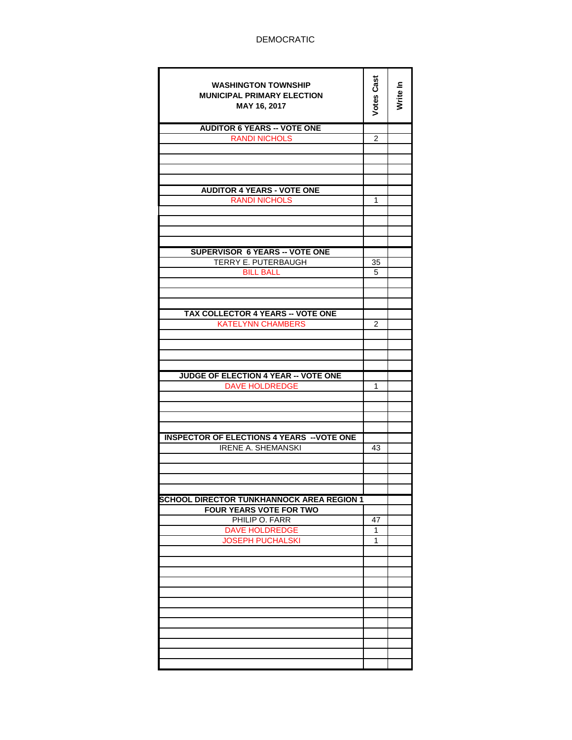DEMOCRATIC

| WASHINGTON TOWNSHIP<br>MUNICIPAL PRIMARY ELECTION<br>MAY 16, 2017 | Votes Cast | Write In |
|---|---|---|
| **AUDITOR 6 YEARS -- VOTE ONE** | | |
| RANDI NICHOLS | 2 | |
| **AUDITOR 4 YEARS - VOTE ONE** | | |
| RANDI NICHOLS | 1 | |
| **SUPERVISOR 6 YEARS -- VOTE ONE** | | |
| TERRY E. PUTERBAUGH | 35 | |
| BILL BALL | 5 | |
| **TAX COLLECTOR 4 YEARS -- VOTE ONE** | | |
| KATELYNN CHAMBERS | 2 | |
| **JUDGE OF ELECTION 4 YEAR -- VOTE ONE** | | |
| DAVE HOLDREDGE | 1 | |
| **INSPECTOR OF ELECTIONS 4 YEARS --VOTE ONE** | | |
| IRENE A. SHEMANSKI | 43 | |
| **SCHOOL DIRECTOR TUNKHANNOCK AREA REGION 1** | | |
| **FOUR YEARS VOTE FOR TWO** | | |
| PHILIP O. FARR | 47 | |
| DAVE HOLDREDGE | 1 | |
| JOSEPH PUCHALSKI | 1 | |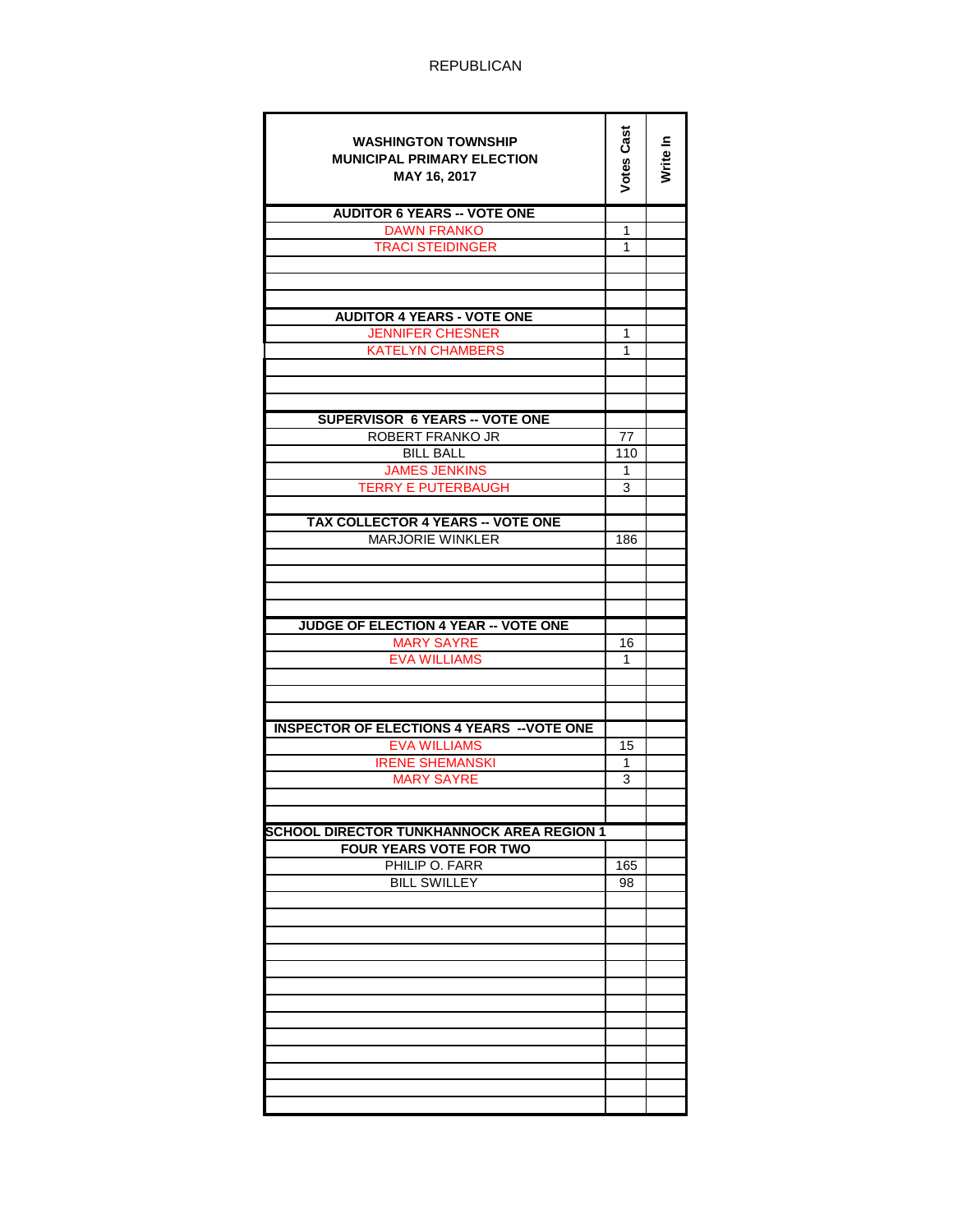REPUBLICAN

| WASHINGTON TOWNSHIP<br>MUNICIPAL PRIMARY ELECTION<br>MAY 16, 2017 | Votes Cast | Write In |
|---|---|---|
| **AUDITOR 6 YEARS -- VOTE ONE** | | |
| DAWN FRANKO | 1 | |
| TRACI STEIDINGER | 1 | |
| **AUDITOR 4 YEARS - VOTE ONE** | | |
| JENNIFER CHESNER | 1 | |
| KATELYN CHAMBERS | 1 | |
| **SUPERVISOR 6 YEARS -- VOTE ONE** | | |
| ROBERT FRANKO JR | 77 | |
| BILL BALL | 110 | |
| JAMES JENKINS | 1 | |
| TERRY E PUTERBAUGH | 3 | |
| **TAX COLLECTOR 4 YEARS -- VOTE ONE** | | |
| MARJORIE WINKLER | 186 | |
| **JUDGE OF ELECTION 4 YEAR -- VOTE ONE** | | |
| MARY SAYRE | 16 | |
| EVA WILLIAMS | 1 | |
| **INSPECTOR OF ELECTIONS 4 YEARS --VOTE ONE** | | |
| EVA WILLIAMS | 15 | |
| IRENE SHEMANSKI | 1 | |
| MARY SAYRE | 3 | |
| **SCHOOL DIRECTOR TUNKHANNOCK AREA REGION 1** | | |
| **FOUR YEARS VOTE FOR TWO** | | |
| PHILIP O. FARR | 165 | |
| BILL SWILLEY | 98 | |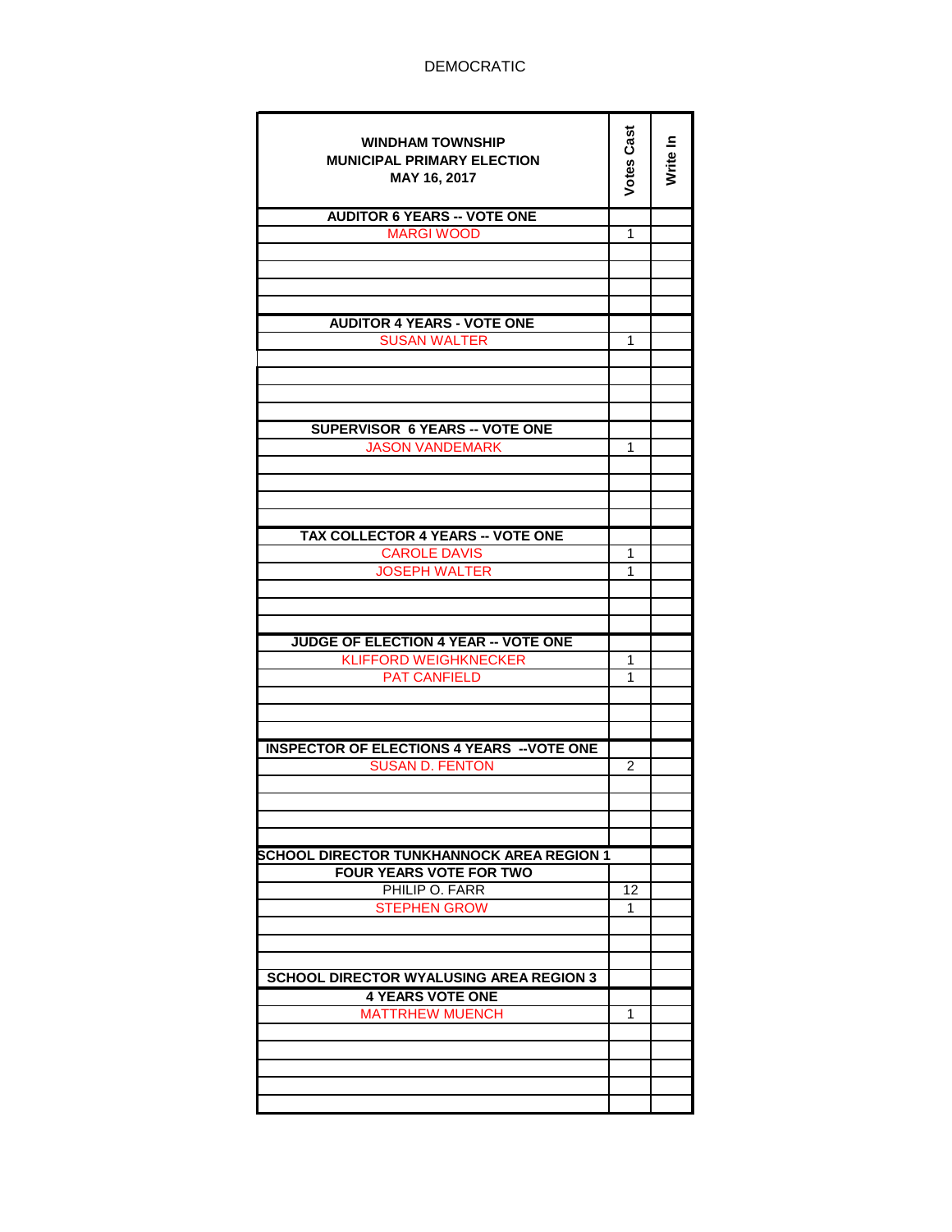DEMOCRATIC

| WINDHAM TOWNSHIP<br>MUNICIPAL PRIMARY ELECTION<br>MAY 16, 2017 | Votes Cast | Write In |
|---|---|---|
| **AUDITOR 6 YEARS -- VOTE ONE** | | |
| MARGI WOOD | 1 | |
| **AUDITOR 4 YEARS - VOTE ONE** | | |
| SUSAN WALTER | 1 | |
| **SUPERVISOR 6 YEARS -- VOTE ONE** | | |
| JASON VANDEMARK | 1 | |
| **TAX COLLECTOR 4 YEARS -- VOTE ONE** | | |
| CAROLE DAVIS | 1 | |
| JOSEPH WALTER | 1 | |
| **JUDGE OF ELECTION 4 YEAR -- VOTE ONE** | | |
| KLIFFORD WEIGHKNECKER | 1 | |
| PAT CANFIELD | 1 | |
| **INSPECTOR OF ELECTIONS 4 YEARS --VOTE ONE** | | |
| SUSAN D. FENTON | 2 | |
| **SCHOOL DIRECTOR TUNKHANNOCK AREA REGION 1** | | |
| **FOUR YEARS VOTE FOR TWO** | | |
| PHILIP O. FARR | 12 | |
| STEPHEN GROW | 1 | |
| **SCHOOL DIRECTOR WYALUSING AREA REGION 3** | | |
| **4 YEARS VOTE ONE** | | |
| MATTRHEW MUENCH | 1 | |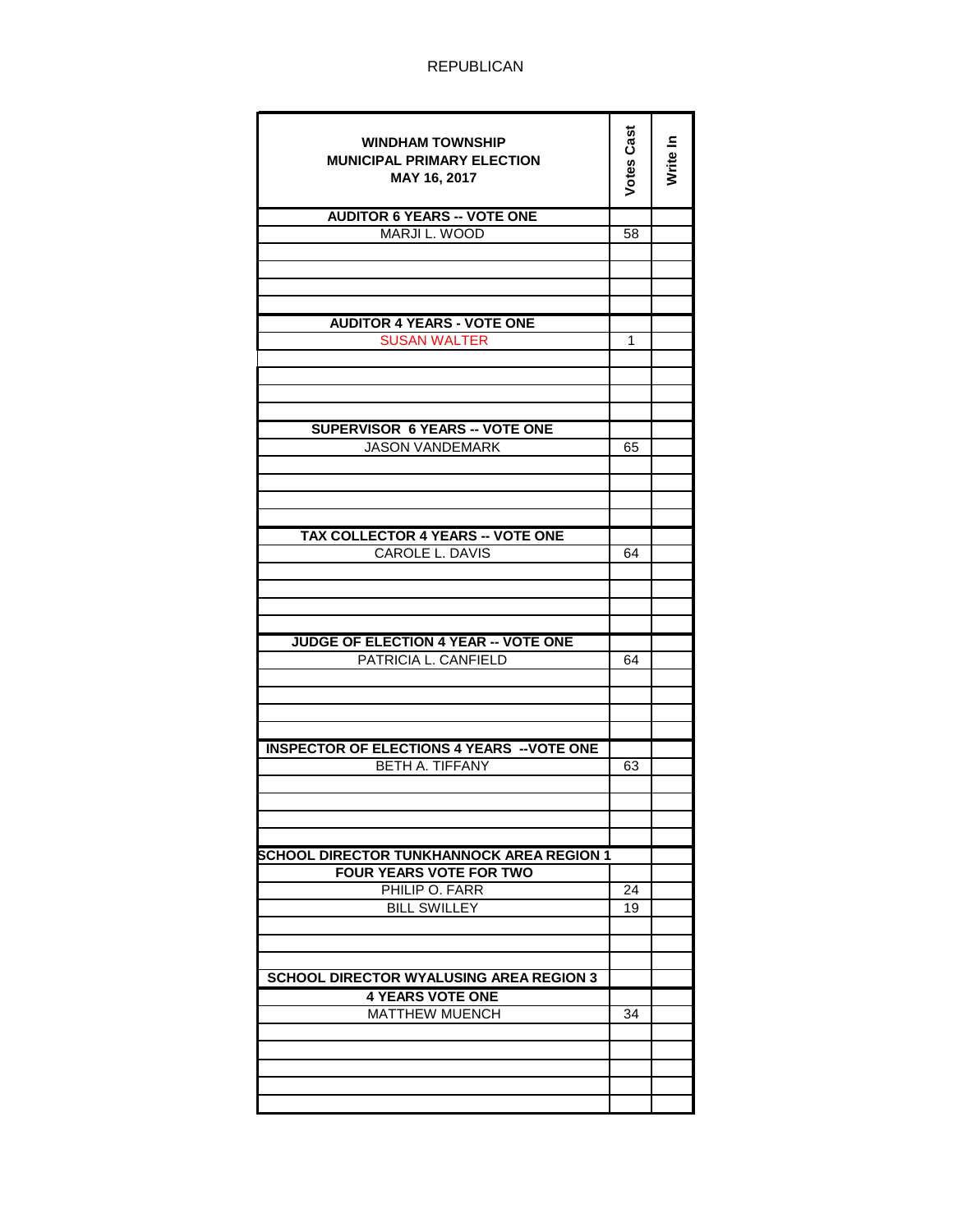REPUBLICAN

| WINDHAM TOWNSHIP<br>MUNICIPAL PRIMARY ELECTION<br>MAY 16, 2017 | Votes Cast | Write In |
|---|---|---|
| **AUDITOR 6 YEARS -- VOTE ONE** | | |
| MARJI L. WOOD | 58 | |
| **AUDITOR 4 YEARS - VOTE ONE** | | |
| SUSAN WALTER | 1 | |
| **SUPERVISOR 6 YEARS -- VOTE ONE** | | |
| JASON VANDEMARK | 65 | |
| **TAX COLLECTOR 4 YEARS -- VOTE ONE** | | |
| CAROLE L. DAVIS | 64 | |
| **JUDGE OF ELECTION 4 YEAR -- VOTE ONE** | | |
| PATRICIA L. CANFIELD | 64 | |
| **INSPECTOR OF ELECTIONS 4 YEARS --VOTE ONE** | | |
| BETH A. TIFFANY | 63 | |
| **SCHOOL DIRECTOR TUNKHANNOCK AREA REGION 1** | | |
| **FOUR YEARS VOTE FOR TWO** | | |
| PHILIP O. FARR | 24 | |
| BILL SWILLEY | 19 | |
| **SCHOOL DIRECTOR WYALUSING AREA REGION 3** | | |
| **4 YEARS VOTE ONE** | | |
| MATTHEW MUENCH | 34 | |